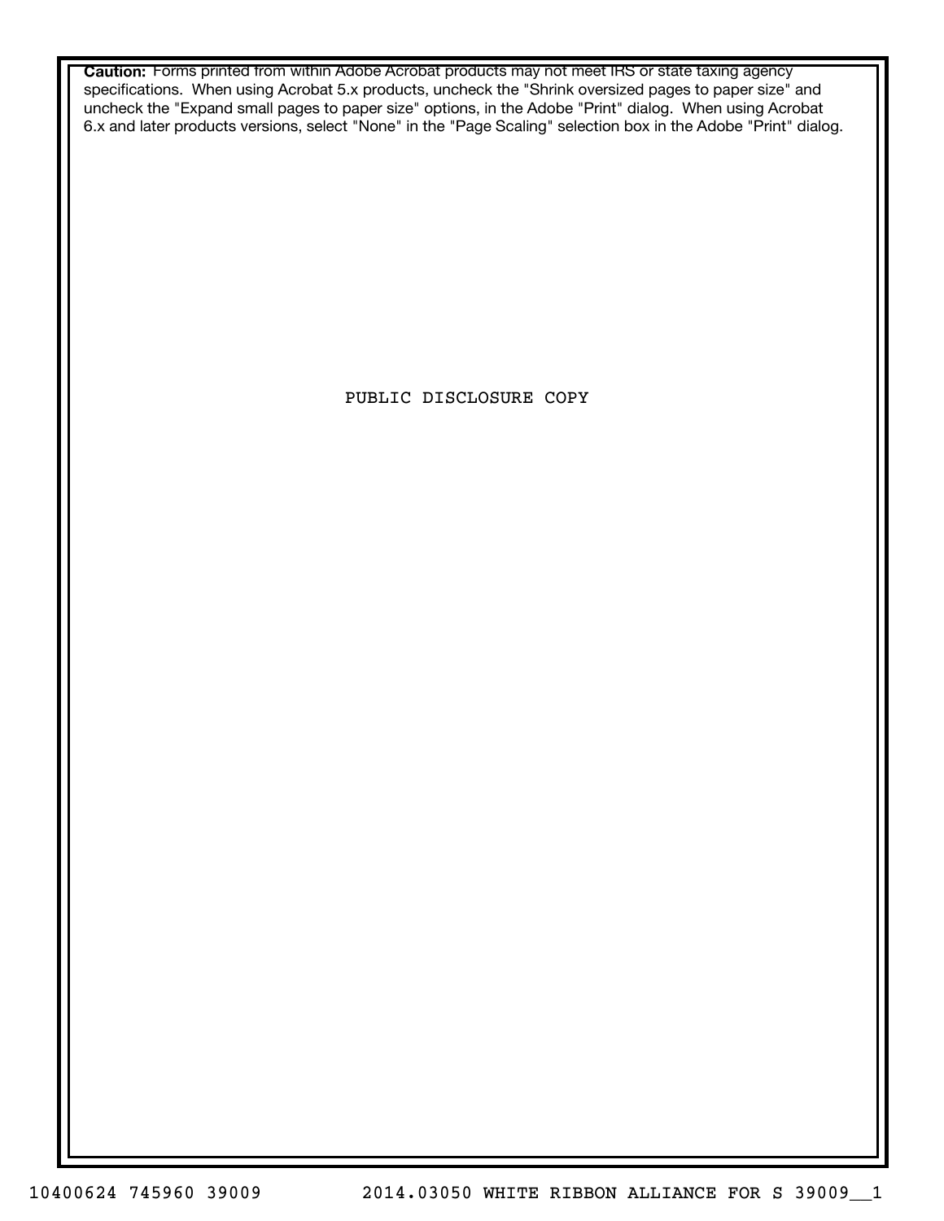**Caution:** Forms printed from within Adobe Acrobat products may not meet IRS or state taxing agency specifications. When using Acrobat 5.x products, uncheck the "Shrink oversized pages to paper size" and uncheck the "Expand small pages to paper size" options, in the Adobe "Print" dialog. When using Acrobat 6.x and later products versions, select "None" in the "Page Scaling" selection box in the Adobe "Print" dialog.

PUBLIC DISCLOSURE COPY

10400624 745960 39009 2014.03050 WHITE RIBBON ALLIANCE FOR S 39009__1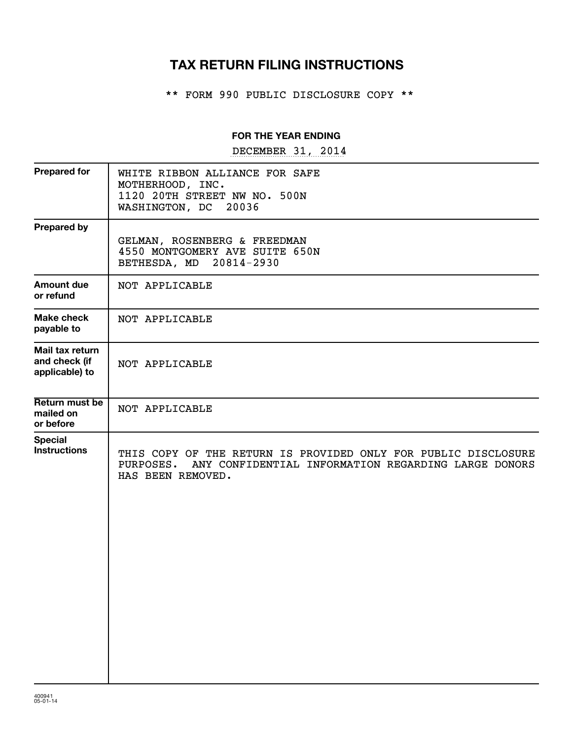# TAX RETURN FILING INSTRUCTIONS

\*\* FORM 990 PUBLIC DISCLOSURE COPY \*\*

**FOR THE YEAR ENDING**

DECEMBER 31, 2014

| | |
|---|---|
| **Prepared for** | WHITE RIBBON ALLIANCE FOR SAFE MOTHERHOOD, INC.<br>1120 20TH STREET NW NO. 500N<br>WASHINGTON, DC 20036 |
| **Prepared by** | GELMAN, ROSENBERG & FREEDMAN<br>4550 MONTGOMERY AVE SUITE 650N<br>BETHESDA, MD 20814-2930 |
| **Amount due or refund** | NOT APPLICABLE |
| **Make check payable to** | NOT APPLICABLE |
| **Mail tax return and check (if applicable) to** | NOT APPLICABLE |
| **Return must be mailed on or before** | NOT APPLICABLE |
| **Special Instructions** | THIS COPY OF THE RETURN IS PROVIDED ONLY FOR PUBLIC DISCLOSURE PURPOSES. ANY CONFIDENTIAL INFORMATION REGARDING LARGE DONORS HAS BEEN REMOVED. |

400941
05-01-14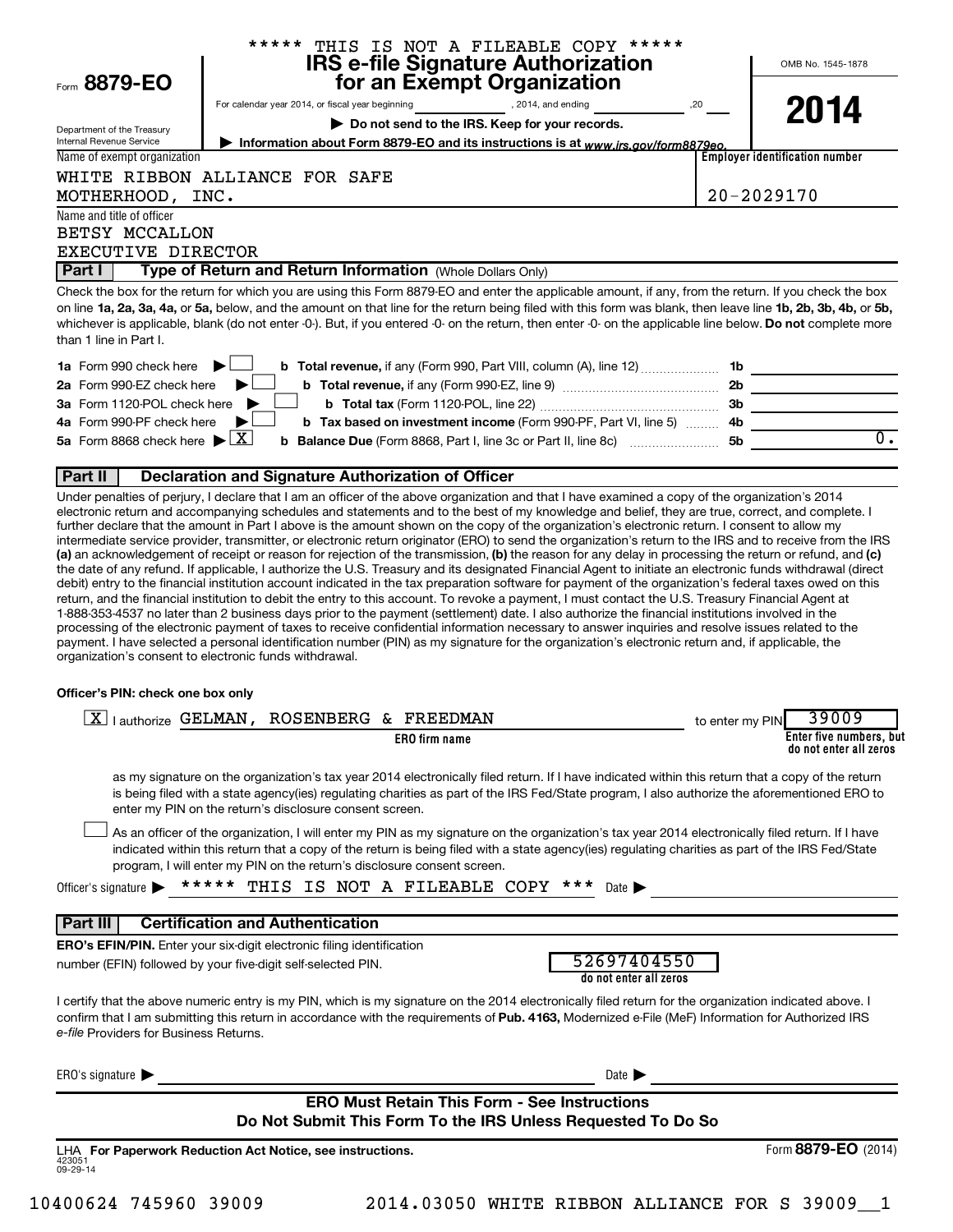***** THIS IS NOT A FILEABLE COPY *****

Form **8879-EO**

Department of the Treasury
Internal Revenue Service

# IRS e-file Signature Authorization for an Exempt Organization

For calendar year 2014, or fiscal year beginning \_\_\_\_\_\_\_\_, 2014, and ending \_\_\_\_\_\_\_\_, 20\_\_

**▶ Do not send to the IRS. Keep for your records.**

**▶ Information about Form 8879-EO and its instructions is at *www.irs.gov/form8879eo.***

OMB No. 1545-1878

**2014**

| Name of exempt organization | Employer identification number |
|---|---|
| WHITE RIBBON ALLIANCE FOR SAFE MOTHERHOOD, INC. | 20-2029170 |

Name and title of officer
BETSY MCCALLON
EXECUTIVE DIRECTOR

## Part I — Type of Return and Return Information (Whole Dollars Only)

Check the box for the return for which you are using this Form 8879-EO and enter the applicable amount, if any, from the return. If you check the box on line **1a, 2a, 3a, 4a,** or **5a,** below, and the amount on that line for the return being filed with this form was blank, then leave line **1b, 2b, 3b, 4b,** or **5b,** whichever is applicable, blank (do not enter -0-). But, if you entered -0- on the return, then enter -0- on the applicable line below. **Do not** complete more than 1 line in Part I.

| | | | |
|---|---|---|---|
| **1a** Form 990 check here ▶ ☐ | **b Total revenue,** if any (Form 990, Part VIII, column (A), line 12) | **1b** | |
| **2a** Form 990-EZ check here ▶ ☐ | **b Total revenue,** if any (Form 990-EZ, line 9) | **2b** | |
| **3a** Form 1120-POL check here ▶ ☐ | **b Total tax** (Form 1120-POL, line 22) | **3b** | |
| **4a** Form 990-PF check here ▶ ☐ | **b Tax based on investment income** (Form 990-PF, Part VI, line 5) | **4b** | |
| **5a** Form 8868 check here ▶ ☒ | **b Balance Due** (Form 8868, Part I, line 3c or Part II, line 8c) | **5b** | 0. |

## Part II — Declaration and Signature Authorization of Officer

Under penalties of perjury, I declare that I am an officer of the above organization and that I have examined a copy of the organization's 2014 electronic return and accompanying schedules and statements and to the best of my knowledge and belief, they are true, correct, and complete. I further declare that the amount in Part I above is the amount shown on the copy of the organization's electronic return. I consent to allow my intermediate service provider, transmitter, or electronic return originator (ERO) to send the organization's return to the IRS and to receive from the IRS **(a)** an acknowledgement of receipt or reason for rejection of the transmission, **(b)** the reason for any delay in processing the return or refund, and **(c)** the date of any refund. If applicable, I authorize the U.S. Treasury and its designated Financial Agent to initiate an electronic funds withdrawal (direct debit) entry to the financial institution account indicated in the tax preparation software for payment of the organization's federal taxes owed on this return, and the financial institution to debit the entry to this account. To revoke a payment, I must contact the U.S. Treasury Financial Agent at 1-888-353-4537 no later than 2 business days prior to the payment (settlement) date. I also authorize the financial institutions involved in the processing of the electronic payment of taxes to receive confidential information necessary to answer inquiries and resolve issues related to the payment. I have selected a personal identification number (PIN) as my signature for the organization's electronic return and, if applicable, the organization's consent to electronic funds withdrawal.

**Officer's PIN: check one box only**

☒ I authorize GELMAN, ROSENBERG & FREEDMAN (ERO firm name) to enter my PIN 39009 (Enter five numbers, but do not enter all zeros)

as my signature on the organization's tax year 2014 electronically filed return. If I have indicated within this return that a copy of the return is being filed with a state agency(ies) regulating charities as part of the IRS Fed/State program, I also authorize the aforementioned ERO to enter my PIN on the return's disclosure consent screen.

☐ As an officer of the organization, I will enter my PIN as my signature on the organization's tax year 2014 electronically filed return. If I have indicated within this return that a copy of the return is being filed with a state agency(ies) regulating charities as part of the IRS Fed/State program, I will enter my PIN on the return's disclosure consent screen.

Officer's signature ▶ ***** THIS IS NOT A FILEABLE COPY *** Date ▶

## Part III — Certification and Authentication

**ERO's EFIN/PIN.** Enter your six-digit electronic filing identification number (EFIN) followed by your five-digit self-selected PIN. 52697404550 (do not enter all zeros)

I certify that the above numeric entry is my PIN, which is my signature on the 2014 electronically filed return for the organization indicated above. I confirm that I am submitting this return in accordance with the requirements of **Pub. 4163,** Modernized e-File (MeF) Information for Authorized IRS *e-file* Providers for Business Returns.

ERO's signature ▶ Date ▶

**ERO Must Retain This Form - See Instructions**
**Do Not Submit This Form To the IRS Unless Requested To Do So**

LHA **For Paperwork Reduction Act Notice, see instructions.** Form **8879-EO** (2014)

423051
09-29-14

10400624 745960 39009 2014.03050 WHITE RIBBON ALLIANCE FOR S 39009__1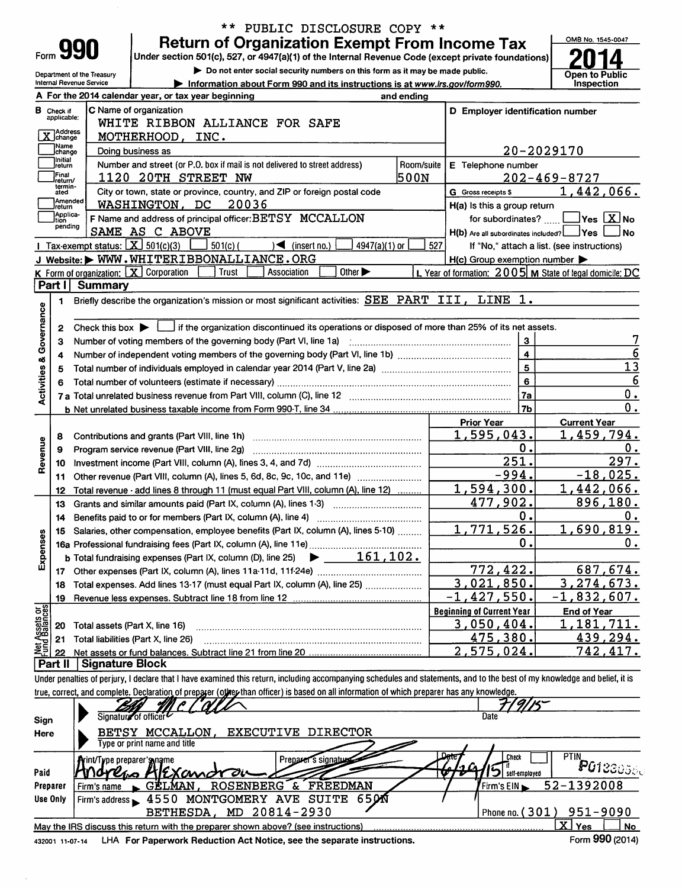\*\* PUBLIC DISCLOSURE COPY \*\*

Form **990**

# Return of Organization Exempt From Income Tax

Under section 501(c), 527, or 4947(a)(1) of the Internal Revenue Code (except private foundations)

▶ Do not enter social security numbers on this form as it may be made public.

▶ Information about Form 990 and its instructions is at www.irs.gov/form990.

Department of the Treasury
Internal Revenue Service

OMB No. 1545-0047

**2014**

Open to Public Inspection

**A** For the 2014 calendar year, or tax year beginning and ending

**B** Check if applicable:
- [X] Address change
- [ ] Name change
- [ ] Initial return
- [ ] Final return/terminated
- [ ] Amended return
- [ ] Application pending

**C** Name of organization: WHITE RIBBON ALLIANCE FOR SAFE MOTHERHOOD, INC.

Doing business as

Number and street (or P.O. box if mail is not delivered to street address): 1120 20TH STREET NW — Room/suite: 500N

City or town, state or province, country, and ZIP or foreign postal code: WASHINGTON, DC 20036

**D** Employer identification number: 20-2029170

**E** Telephone number: 202-469-8727

**G** Gross receipts $ 1,442,066.

**F** Name and address of principal officer: BETSY MCCALLON
SAME AS C ABOVE

**H(a)** Is this a group return for subordinates? [ ] Yes [X] No

**H(b)** Are all subordinates included? [ ] Yes [ ] No
If "No," attach a list. (see instructions)

**I** Tax-exempt status: [X] 501(c)(3) [ ] 501(c) ( ) ◀ (insert no.) [ ] 4947(a)(1) or [ ] 527

**J** Website: ▶ WWW.WHITERIBBONALLIANCE.ORG

**H(c)** Group exemption number ▶

**K** Form of organization: [X] Corporation [ ] Trust [ ] Association [ ] Other ▶

**L** Year of formation: 2005 **M** State of legal domicile: DC

## Part I | Summary

**Activities & Governance**

1. Briefly describe the organization's mission or most significant activities: SEE PART III, LINE 1.
2. Check this box ▶ [ ] if the organization discontinued its operations or disposed of more than 25% of its net assets.

| | | | |
|---|---|---|---|
| 3 | Number of voting members of the governing body (Part VI, line 1a) | 3 | 7 |
| 4 | Number of independent voting members of the governing body (Part VI, line 1b) | 4 | 6 |
| 5 | Total number of individuals employed in calendar year 2014 (Part V, line 2a) | 5 | 13 |
| 6 | Total number of volunteers (estimate if necessary) | 6 | 6 |
| 7a | Total unrelated business revenue from Part VIII, column (C), line 12 | 7a | 0. |
| b | Net unrelated business taxable income from Form 990-T, line 34 | 7b | 0. |

| | | | Prior Year | Current Year |
|---|---|---|---|---|
| **Revenue** | 8 | Contributions and grants (Part VIII, line 1h) | 1,595,043. | 1,459,794. |
| | 9 | Program service revenue (Part VIII, line 2g) | 0. | 0. |
| | 10 | Investment income (Part VIII, column (A), lines 3, 4, and 7d) | 251. | 297. |
| | 11 | Other revenue (Part VIII, column (A), lines 5, 6d, 8c, 9c, 10c, and 11e) | -994. | -18,025. |
| | 12 | Total revenue - add lines 8 through 11 (must equal Part VIII, column (A), line 12) | 1,594,300. | 1,442,066. |
| **Expenses** | 13 | Grants and similar amounts paid (Part IX, column (A), lines 1-3) | 477,902. | 896,180. |
| | 14 | Benefits paid to or for members (Part IX, column (A), line 4) | 0. | 0. |
| | 15 | Salaries, other compensation, employee benefits (Part IX, column (A), lines 5-10) | 1,771,526. | 1,690,819. |
| | 16a | Professional fundraising fees (Part IX, column (A), line 11e) | 0. | 0. |
| | b | Total fundraising expenses (Part IX, column (D), line 25) ▶ 161,102. | | |
| | 17 | Other expenses (Part IX, column (A), lines 11a-11d, 11f-24e) | 772,422. | 687,674. |
| | 18 | Total expenses. Add lines 13-17 (must equal Part IX, column (A), line 25) | 3,021,850. | 3,274,673. |
| | 19 | Revenue less expenses. Subtract line 18 from line 12 | -1,427,550. | -1,832,607. |
| | | | **Beginning of Current Year** | **End of Year** |
| **Net Assets or Fund Balances** | 20 | Total assets (Part X, line 16) | 3,050,404. | 1,181,711. |
| | 21 | Total liabilities (Part X, line 26) | 475,380. | 439,294. |
| | 22 | Net assets or fund balances. Subtract line 21 from line 20 | 2,575,024. | 742,417. |

## Part II | Signature Block

Under penalties of perjury, I declare that I have examined this return, including accompanying schedules and statements, and to the best of my knowledge and belief, it is true, correct, and complete. Declaration of preparer (other than officer) is based on all information of which preparer has any knowledge.

**Sign Here**

Signature of officer — Date: 7/9/15

BETSY MCCALLON, EXECUTIVE DIRECTOR
Type or print name and title

**Paid Preparer Use Only**

Print/Type preparer's name: Andrew Alexandrov — Preparer's signature — Date: 6/29/15 — Check [ ] if self-employed — PTIN: P01330360

Firm's name ▶ GELMAN, ROSENBERG & FREEDMAN — Firm's EIN ▶ 52-1392008

Firm's address ▶ 4550 MONTGOMERY AVE SUITE 650N, BETHESDA, MD 20814-2930 — Phone no. (301) 951-9090

May the IRS discuss this return with the preparer shown above? (see instructions) [X] Yes [ ] No

432001 11-07-14 LHA For Paperwork Reduction Act Notice, see the separate instructions. Form **990** (2014)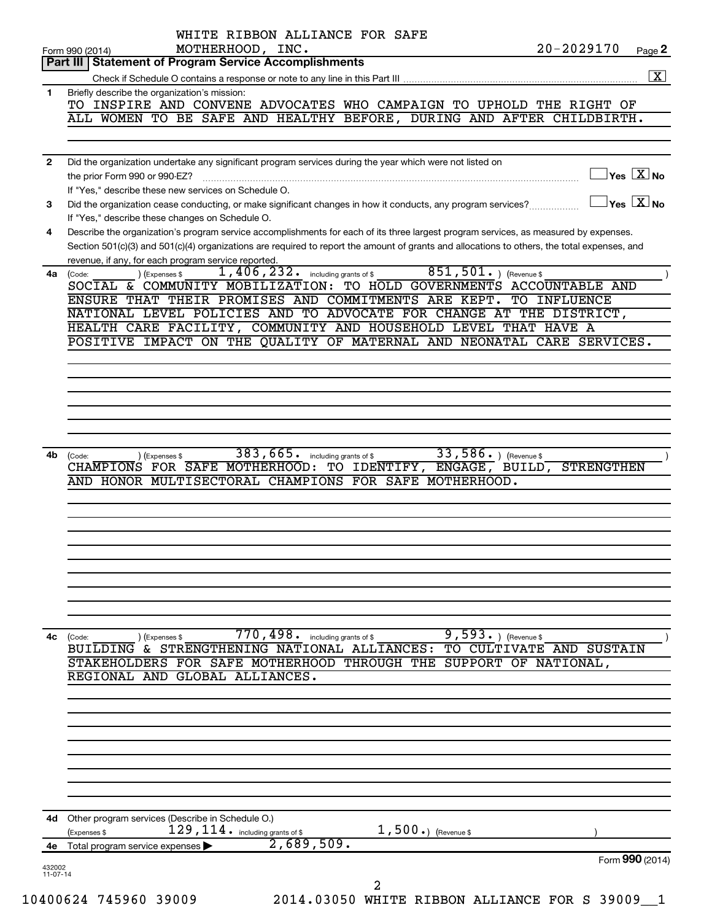WHITE RIBBON ALLIANCE FOR SAFE MOTHERHOOD, INC. 20-2029170

Form 990 (2014) Page 2

**Part III | Statement of Program Service Accomplishments**

Check if Schedule O contains a response or note to any line in this Part III [X]

**1** Briefly describe the organization's mission:

TO INSPIRE AND CONVENE ADVOCATES WHO CAMPAIGN TO UPHOLD THE RIGHT OF ALL WOMEN TO BE SAFE AND HEALTHY BEFORE, DURING AND AFTER CHILDBIRTH.

**2** Did the organization undertake any significant program services during the year which were not listed on the prior Form 990 or 990-EZ? [ ] Yes [X] No

If "Yes," describe these new services on Schedule O.

**3** Did the organization cease conducting, or make significant changes in how it conducts, any program services? [ ] Yes [X] No

If "Yes," describe these changes on Schedule O.

**4** Describe the organization's program service accomplishments for each of its three largest program services, as measured by expenses. Section 501(c)(3) and 501(c)(4) organizations are required to report the amount of grants and allocations to others, the total expenses, and revenue, if any, for each program service reported.

**4a** (Code: ) (Expenses $ 1,406,232. including grants of $ 851,501. ) (Revenue $ )

SOCIAL & COMMUNITY MOBILIZATION: TO HOLD GOVERNMENTS ACCOUNTABLE AND ENSURE THAT THEIR PROMISES AND COMMITMENTS ARE KEPT. TO INFLUENCE NATIONAL LEVEL POLICIES AND TO ADVOCATE FOR CHANGE AT THE DISTRICT, HEALTH CARE FACILITY, COMMUNITY AND HOUSEHOLD LEVEL THAT HAVE A POSITIVE IMPACT ON THE QUALITY OF MATERNAL AND NEONATAL CARE SERVICES.

**4b** (Code: ) (Expenses $ 383,665. including grants of $ 33,586. ) (Revenue $ )

CHAMPIONS FOR SAFE MOTHERHOOD: TO IDENTIFY, ENGAGE, BUILD, STRENGTHEN AND HONOR MULTISECTORAL CHAMPIONS FOR SAFE MOTHERHOOD.

**4c** (Code: ) (Expenses $ 770,498. including grants of $ 9,593. ) (Revenue $ )

BUILDING & STRENGTHENING NATIONAL ALLIANCES: TO CULTIVATE AND SUSTAIN STAKEHOLDERS FOR SAFE MOTHERHOOD THROUGH THE SUPPORT OF NATIONAL, REGIONAL AND GLOBAL ALLIANCES.

**4d** Other program services (Describe in Schedule O.)

(Expenses $ 129,114. including grants of $ 1,500.) (Revenue $ )

**4e** Total program service expenses ▶ 2,689,509.

Form **990** (2014)

432002 11-07-14

10400624 745960 39009 2014.03050 WHITE RIBBON ALLIANCE FOR S 39009__1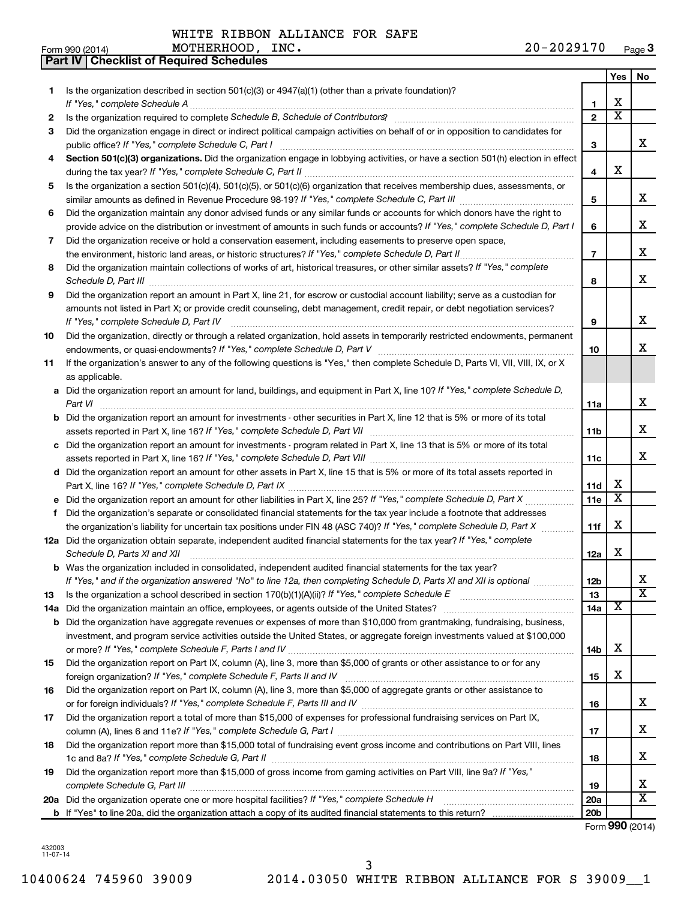WHITE RIBBON ALLIANCE FOR SAFE MOTHERHOOD, INC. 20-2029170

Form 990 (2014)

**Part IV | Checklist of Required Schedules**

| | | | Yes | No |
|---|---|---|---|---|
| 1 | Is the organization described in section 501(c)(3) or 4947(a)(1) (other than a private foundation)? *If "Yes," complete Schedule A* | 1 | X | |
| 2 | Is the organization required to complete *Schedule B, Schedule of Contributors*? | 2 | X | |
| 3 | Did the organization engage in direct or indirect political campaign activities on behalf of or in opposition to candidates for public office? *If "Yes," complete Schedule C, Part I* | 3 | | X |
| 4 | **Section 501(c)(3) organizations.** Did the organization engage in lobbying activities, or have a section 501(h) election in effect during the tax year? *If "Yes," complete Schedule C, Part II* | 4 | X | |
| 5 | Is the organization a section 501(c)(4), 501(c)(5), or 501(c)(6) organization that receives membership dues, assessments, or similar amounts as defined in Revenue Procedure 98-19? *If "Yes," complete Schedule C, Part III* | 5 | | X |
| 6 | Did the organization maintain any donor advised funds or any similar funds or accounts for which donors have the right to provide advice on the distribution or investment of amounts in such funds or accounts? *If "Yes," complete Schedule D, Part I* | 6 | | X |
| 7 | Did the organization receive or hold a conservation easement, including easements to preserve open space, the environment, historic land areas, or historic structures? *If "Yes," complete Schedule D, Part II* | 7 | | X |
| 8 | Did the organization maintain collections of works of art, historical treasures, or other similar assets? *If "Yes," complete Schedule D, Part III* | 8 | | X |
| 9 | Did the organization report an amount in Part X, line 21, for escrow or custodial account liability; serve as a custodian for amounts not listed in Part X; or provide credit counseling, debt management, credit repair, or debt negotiation services? *If "Yes," complete Schedule D, Part IV* | 9 | | X |
| 10 | Did the organization, directly or through a related organization, hold assets in temporarily restricted endowments, permanent endowments, or quasi-endowments? *If "Yes," complete Schedule D, Part V* | 10 | | X |
| 11 | If the organization's answer to any of the following questions is "Yes," then complete Schedule D, Parts VI, VII, VIII, IX, or X as applicable. | | | |
| a | Did the organization report an amount for land, buildings, and equipment in Part X, line 10? *If "Yes," complete Schedule D, Part VI* | 11a | | X |
| b | Did the organization report an amount for investments - other securities in Part X, line 12 that is 5% or more of its total assets reported in Part X, line 16? *If "Yes," complete Schedule D, Part VII* | 11b | | X |
| c | Did the organization report an amount for investments - program related in Part X, line 13 that is 5% or more of its total assets reported in Part X, line 16? *If "Yes," complete Schedule D, Part VIII* | 11c | | X |
| d | Did the organization report an amount for other assets in Part X, line 15 that is 5% or more of its total assets reported in Part X, line 16? *If "Yes," complete Schedule D, Part IX* | 11d | X | |
| e | Did the organization report an amount for other liabilities in Part X, line 25? *If "Yes," complete Schedule D, Part X* | 11e | X | |
| f | Did the organization's separate or consolidated financial statements for the tax year include a footnote that addresses the organization's liability for uncertain tax positions under FIN 48 (ASC 740)? *If "Yes," complete Schedule D, Part X* | 11f | X | |
| 12a | Did the organization obtain separate, independent audited financial statements for the tax year? *If "Yes," complete Schedule D, Parts XI and XII* | 12a | X | |
| b | Was the organization included in consolidated, independent audited financial statements for the tax year? *If "Yes," and if the organization answered "No" to line 12a, then completing Schedule D, Parts XI and XII is optional* | 12b | | X |
| 13 | Is the organization a school described in section 170(b)(1)(A)(ii)? *If "Yes," complete Schedule E* | 13 | | X |
| 14a | Did the organization maintain an office, employees, or agents outside of the United States? | 14a | X | |
| b | Did the organization have aggregate revenues or expenses of more than $10,000 from grantmaking, fundraising, business, investment, and program service activities outside the United States, or aggregate foreign investments valued at $100,000 or more? *If "Yes," complete Schedule F, Parts I and IV* | 14b | X | |
| 15 | Did the organization report on Part IX, column (A), line 3, more than $5,000 of grants or other assistance to or for any foreign organization? *If "Yes," complete Schedule F, Parts II and IV* | 15 | X | |
| 16 | Did the organization report on Part IX, column (A), line 3, more than $5,000 of aggregate grants or other assistance to or for foreign individuals? *If "Yes," complete Schedule F, Parts III and IV* | 16 | | X |
| 17 | Did the organization report a total of more than $15,000 of expenses for professional fundraising services on Part IX, column (A), lines 6 and 11e? *If "Yes," complete Schedule G, Part I* | 17 | | X |
| 18 | Did the organization report more than $15,000 total of fundraising event gross income and contributions on Part VIII, lines 1c and 8a? *If "Yes," complete Schedule G, Part II* | 18 | | X |
| 19 | Did the organization report more than $15,000 of gross income from gaming activities on Part VIII, line 9a? *If "Yes," complete Schedule G, Part III* | 19 | | X |
| 20a | Did the organization operate one or more hospital facilities? *If "Yes," complete Schedule H* | 20a | | X |
| b | If "Yes" to line 20a, did the organization attach a copy of its audited financial statements to this return? | 20b | | |

Form **990** (2014)

432003 11-07-14

10400624 745960 39009 2014.03050 WHITE RIBBON ALLIANCE FOR S 39009__1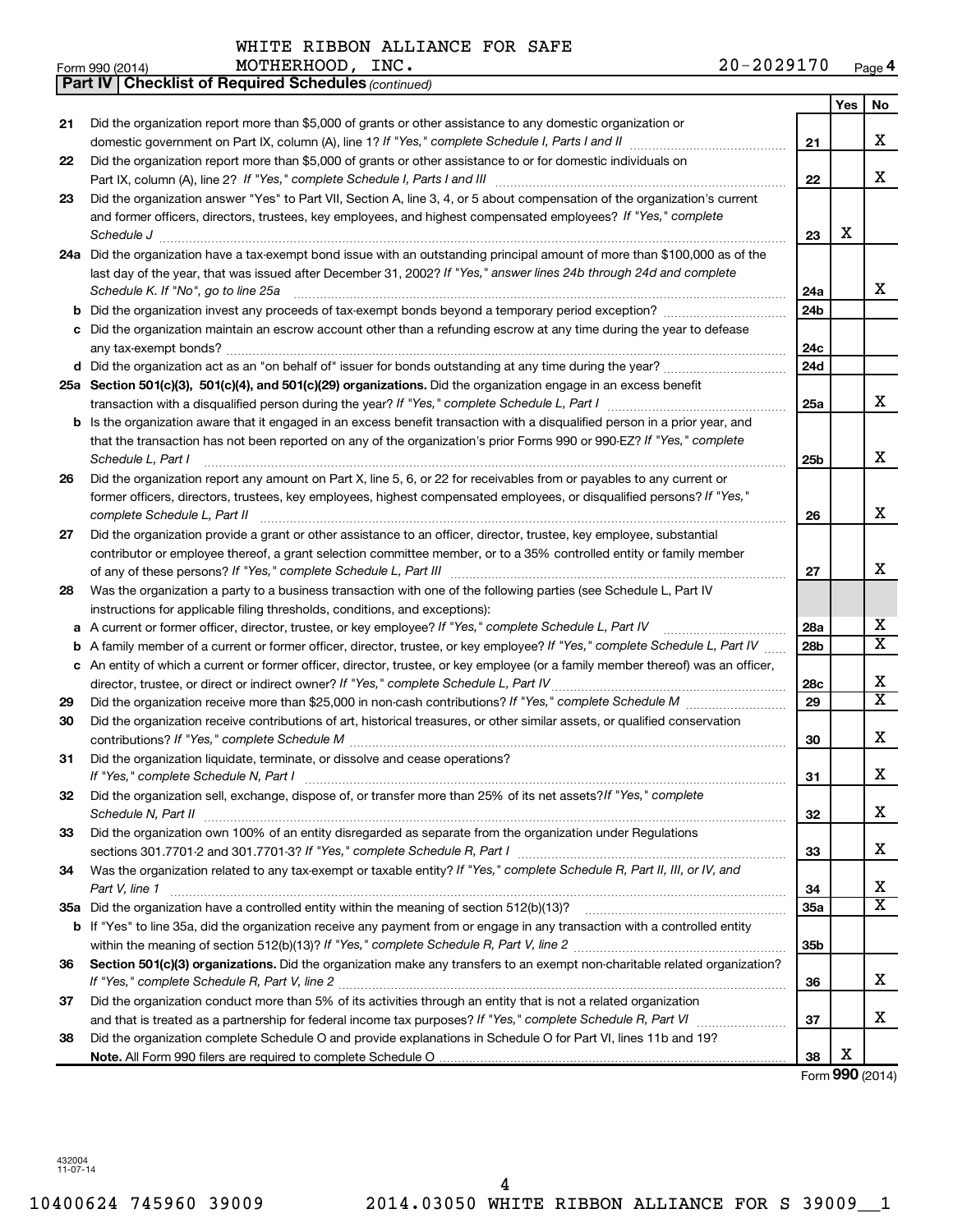WHITE RIBBON ALLIANCE FOR SAFE MOTHERHOOD, INC.

Form 990 (2014) 20-2029170 Page 4

**Part IV | Checklist of Required Schedules** *(continued)*

| | | | Yes | No |
|---|---|---|---|---|
| 21 | Did the organization report more than $5,000 of grants or other assistance to any domestic organization or domestic government on Part IX, column (A), line 1? *If "Yes," complete Schedule I, Parts I and II* | 21 | | X |
| 22 | Did the organization report more than $5,000 of grants or other assistance to or for domestic individuals on Part IX, column (A), line 2? *If "Yes," complete Schedule I, Parts I and III* | 22 | | X |
| 23 | Did the organization answer "Yes" to Part VII, Section A, line 3, 4, or 5 about compensation of the organization's current and former officers, directors, trustees, key employees, and highest compensated employees? *If "Yes," complete Schedule J* | 23 | X | |
| 24a | Did the organization have a tax-exempt bond issue with an outstanding principal amount of more than $100,000 as of the last day of the year, that was issued after December 31, 2002? *If "Yes," answer lines 24b through 24d and complete Schedule K. If "No", go to line 25a* | 24a | | X |
| b | Did the organization invest any proceeds of tax-exempt bonds beyond a temporary period exception? | 24b | | |
| c | Did the organization maintain an escrow account other than a refunding escrow at any time during the year to defease any tax-exempt bonds? | 24c | | |
| d | Did the organization act as an "on behalf of" issuer for bonds outstanding at any time during the year? | 24d | | |
| 25a | **Section 501(c)(3), 501(c)(4), and 501(c)(29) organizations.** Did the organization engage in an excess benefit transaction with a disqualified person during the year? *If "Yes," complete Schedule L, Part I* | 25a | | X |
| b | Is the organization aware that it engaged in an excess benefit transaction with a disqualified person in a prior year, and that the transaction has not been reported on any of the organization's prior Forms 990 or 990-EZ? *If "Yes," complete Schedule L, Part I* | 25b | | X |
| 26 | Did the organization report any amount on Part X, line 5, 6, or 22 for receivables from or payables to any current or former officers, directors, trustees, key employees, highest compensated employees, or disqualified persons? *If "Yes," complete Schedule L, Part II* | 26 | | X |
| 27 | Did the organization provide a grant or other assistance to an officer, director, trustee, key employee, substantial contributor or employee thereof, a grant selection committee member, or to a 35% controlled entity or family member of any of these persons? *If "Yes," complete Schedule L, Part III* | 27 | | X |
| 28 | Was the organization a party to a business transaction with one of the following parties (see Schedule L, Part IV instructions for applicable filing thresholds, conditions, and exceptions): | | | |
| a | A current or former officer, director, trustee, or key employee? *If "Yes," complete Schedule L, Part IV* | 28a | | X |
| b | A family member of a current or former officer, director, trustee, or key employee? *If "Yes," complete Schedule L, Part IV* | 28b | | X |
| c | An entity of which a current or former officer, director, trustee, or key employee (or a family member thereof) was an officer, director, trustee, or direct or indirect owner? *If "Yes," complete Schedule L, Part IV* | 28c | | X |
| 29 | Did the organization receive more than $25,000 in non-cash contributions? *If "Yes," complete Schedule M* | 29 | | X |
| 30 | Did the organization receive contributions of art, historical treasures, or other similar assets, or qualified conservation contributions? *If "Yes," complete Schedule M* | 30 | | X |
| 31 | Did the organization liquidate, terminate, or dissolve and cease operations? *If "Yes," complete Schedule N, Part I* | 31 | | X |
| 32 | Did the organization sell, exchange, dispose of, or transfer more than 25% of its net assets? *If "Yes," complete Schedule N, Part II* | 32 | | X |
| 33 | Did the organization own 100% of an entity disregarded as separate from the organization under Regulations sections 301.7701-2 and 301.7701-3? *If "Yes," complete Schedule R, Part I* | 33 | | X |
| 34 | Was the organization related to any tax-exempt or taxable entity? *If "Yes," complete Schedule R, Part II, III, or IV, and Part V, line 1* | 34 | | X |
| 35a | Did the organization have a controlled entity within the meaning of section 512(b)(13)? | 35a | | X |
| b | If "Yes" to line 35a, did the organization receive any payment from or engage in any transaction with a controlled entity within the meaning of section 512(b)(13)? *If "Yes," complete Schedule R, Part V, line 2* | 35b | | |
| 36 | **Section 501(c)(3) organizations.** Did the organization make any transfers to an exempt non-charitable related organization? *If "Yes," complete Schedule R, Part V, line 2* | 36 | | X |
| 37 | Did the organization conduct more than 5% of its activities through an entity that is not a related organization and that is treated as a partnership for federal income tax purposes? *If "Yes," complete Schedule R, Part VI* | 37 | | X |
| 38 | Did the organization complete Schedule O and provide explanations in Schedule O for Part VI, lines 11b and 19? **Note.** All Form 990 filers are required to complete Schedule O | 38 | X | |

Form **990** (2014)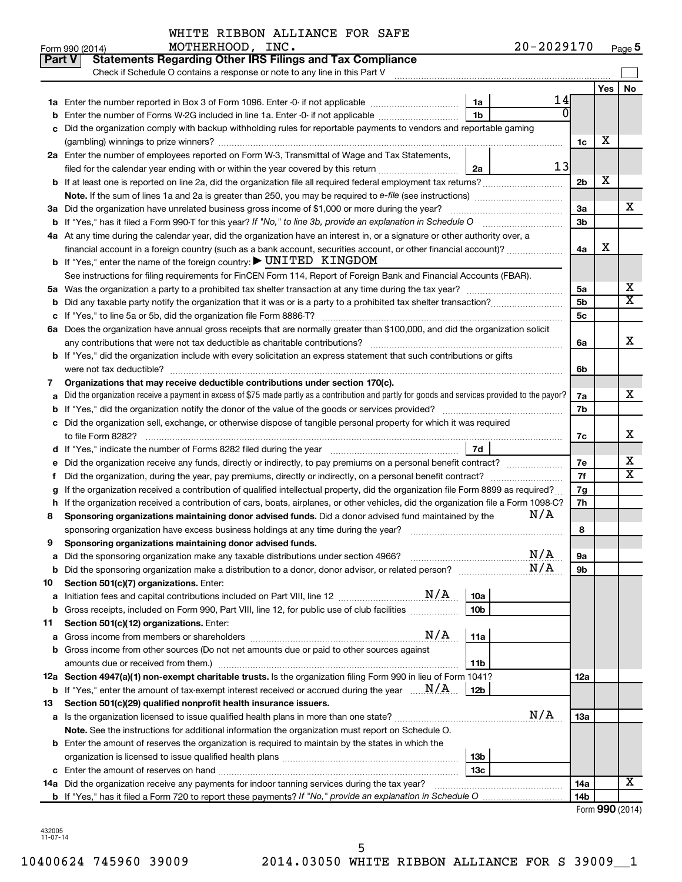WHITE RIBBON ALLIANCE FOR SAFE MOTHERHOOD, INC. 20-2029170

Form 990 (2014)

## Part V Statements Regarding Other IRS Filings and Tax Compliance

Check if Schedule O contains a response or note to any line in this Part V

| | | | | | Yes | No |
|---|---|---|---|---|---|---|
| **1a** | Enter the number reported in Box 3 of Form 1096. Enter -0- if not applicable | 1a | 14 | | | |
| **b** | Enter the number of Forms W-2G included in line 1a. Enter -0- if not applicable | 1b | 0 | | | |
| **c** | Did the organization comply with backup withholding rules for reportable payments to vendors and reportable gaming (gambling) winnings to prize winners? | | | 1c | X | |
| **2a** | Enter the number of employees reported on Form W-3, Transmittal of Wage and Tax Statements, filed for the calendar year ending with or within the year covered by this return | 2a | 13 | | | |
| **b** | If at least one is reported on line 2a, did the organization file all required federal employment tax returns? | | | 2b | X | |
| | **Note.** If the sum of lines 1a and 2a is greater than 250, you may be required to e-file (see instructions) | | | | | |
| **3a** | Did the organization have unrelated business gross income of $1,000 or more during the year? | | | 3a | | X |
| **b** | If "Yes," has it filed a Form 990-T for this year? If "No," to line 3b, provide an explanation in Schedule O | | | 3b | | |
| **4a** | At any time during the calendar year, did the organization have an interest in, or a signature or other authority over, a financial account in a foreign country (such as a bank account, securities account, or other financial account)? | | | 4a | X | |
| **b** | If "Yes," enter the name of the foreign country: ▶ UNITED KINGDOM | | | | | |
| | See instructions for filing requirements for FinCEN Form 114, Report of Foreign Bank and Financial Accounts (FBAR). | | | | | |
| **5a** | Was the organization a party to a prohibited tax shelter transaction at any time during the tax year? | | | 5a | | X |
| **b** | Did any taxable party notify the organization that it was or is a party to a prohibited tax shelter transaction? | | | 5b | | X |
| **c** | If "Yes," to line 5a or 5b, did the organization file Form 8886-T? | | | 5c | | |
| **6a** | Does the organization have annual gross receipts that are normally greater than $100,000, and did the organization solicit any contributions that were not tax deductible as charitable contributions? | | | 6a | | X |
| **b** | If "Yes," did the organization include with every solicitation an express statement that such contributions or gifts were not tax deductible? | | | 6b | | |
| **7** | **Organizations that may receive deductible contributions under section 170(c).** | | | | | |
| **a** | Did the organization receive a payment in excess of $75 made partly as a contribution and partly for goods and services provided to the payor? | | | 7a | | X |
| **b** | If "Yes," did the organization notify the donor of the value of the goods or services provided? | | | 7b | | |
| **c** | Did the organization sell, exchange, or otherwise dispose of tangible personal property for which it was required to file Form 8282? | | | 7c | | X |
| **d** | If "Yes," indicate the number of Forms 8282 filed during the year | 7d | | | | |
| **e** | Did the organization receive any funds, directly or indirectly, to pay premiums on a personal benefit contract? | | | 7e | | X |
| **f** | Did the organization, during the year, pay premiums, directly or indirectly, on a personal benefit contract? | | | 7f | | X |
| **g** | If the organization received a contribution of qualified intellectual property, did the organization file Form 8899 as required? | | | 7g | | |
| **h** | If the organization received a contribution of cars, boats, airplanes, or other vehicles, did the organization file a Form 1098-C? | | | 7h | | |
| **8** | **Sponsoring organizations maintaining donor advised funds.** Did a donor advised fund maintained by the sponsoring organization have excess business holdings at any time during the year? N/A | | | 8 | | |
| **9** | **Sponsoring organizations maintaining donor advised funds.** | | | | | |
| **a** | Did the sponsoring organization make any taxable distributions under section 4966? N/A | | | 9a | | |
| **b** | Did the sponsoring organization make a distribution to a donor, donor advisor, or related person? N/A | | | 9b | | |
| **10** | **Section 501(c)(7) organizations.** Enter: | | | | | |
| **a** | Initiation fees and capital contributions included on Part VIII, line 12 N/A | 10a | | | | |
| **b** | Gross receipts, included on Form 990, Part VIII, line 12, for public use of club facilities | 10b | | | | |
| **11** | **Section 501(c)(12) organizations.** Enter: | | | | | |
| **a** | Gross income from members or shareholders N/A | 11a | | | | |
| **b** | Gross income from other sources (Do not net amounts due or paid to other sources against amounts due or received from them.) | 11b | | | | |
| **12a** | **Section 4947(a)(1) non-exempt charitable trusts.** Is the organization filing Form 990 in lieu of Form 1041? | | | 12a | | |
| **b** | If "Yes," enter the amount of tax-exempt interest received or accrued during the year N/A | 12b | | | | |
| **13** | **Section 501(c)(29) qualified nonprofit health insurance issuers.** | | | | | |
| **a** | Is the organization licensed to issue qualified health plans in more than one state? N/A | | | 13a | | |
| | **Note.** See the instructions for additional information the organization must report on Schedule O. | | | | | |
| **b** | Enter the amount of reserves the organization is required to maintain by the states in which the organization is licensed to issue qualified health plans | 13b | | | | |
| **c** | Enter the amount of reserves on hand | 13c | | | | |
| **14a** | Did the organization receive any payments for indoor tanning services during the tax year? | | | 14a | | X |
| **b** | If "Yes," has it filed a Form 720 to report these payments? If "No," provide an explanation in Schedule O | | | 14b | | |

Form **990** (2014)

432005 11-07-14

10400624 745960 39009 2014.03050 WHITE RIBBON ALLIANCE FOR S 39009__1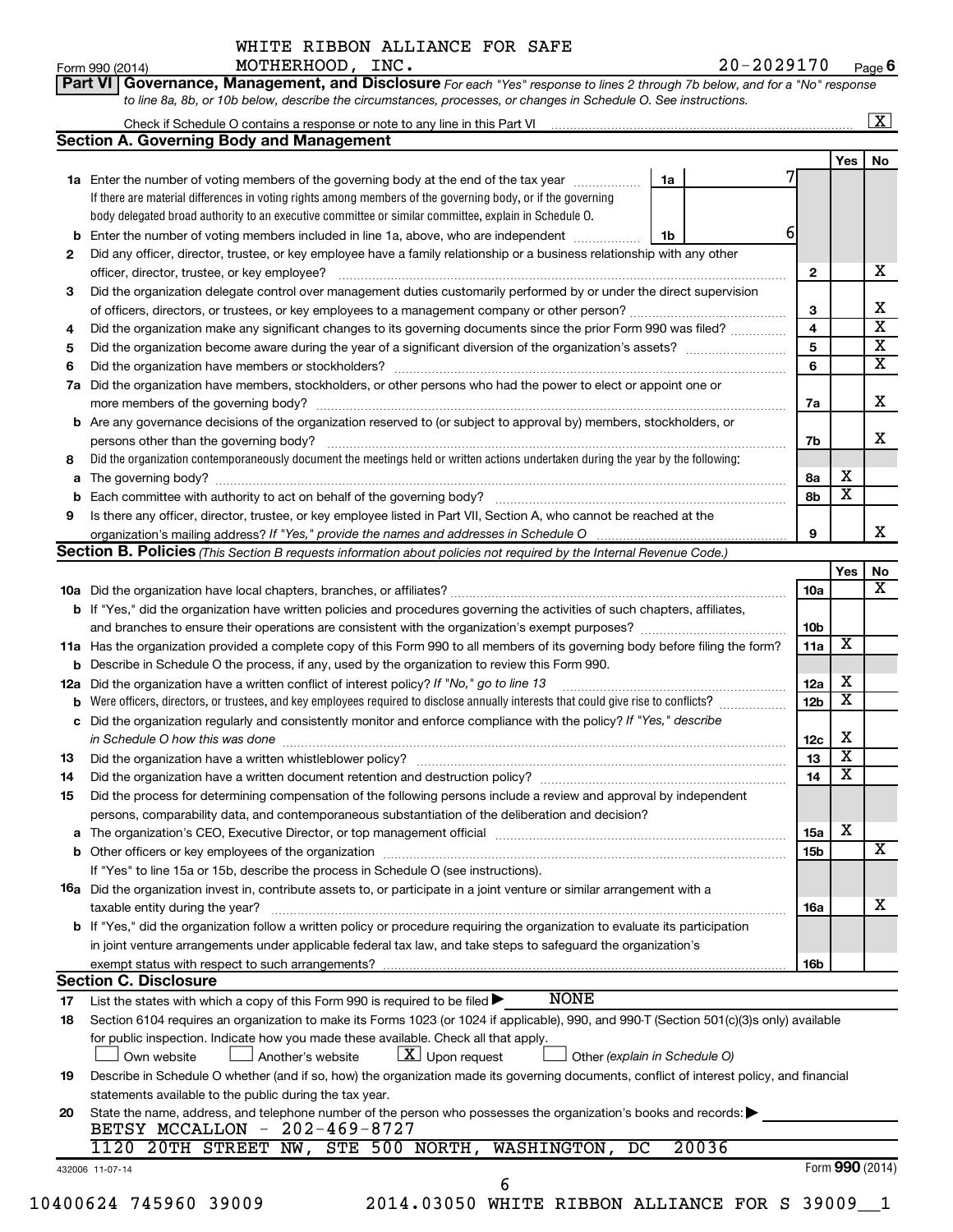WHITE RIBBON ALLIANCE FOR SAFE MOTHERHOOD, INC. 20-2029170

Form 990 (2014) Page 6

**Part VI Governance, Management, and Disclosure** *For each "Yes" response to lines 2 through 7b below, and for a "No" response to line 8a, 8b, or 10b below, describe the circumstances, processes, or changes in Schedule O. See instructions.*

Check if Schedule O contains a response or note to any line in this Part VI [X]

## Section A. Governing Body and Management

| | | | | Yes | No |
|---|---|---|---|---|---|
| **1a** | Enter the number of voting members of the governing body at the end of the tax year. If there are material differences in voting rights among members of the governing body, or if the governing body delegated broad authority to an executive committee or similar committee, explain in Schedule O. | 1a: 7 | | | |
| **b** | Enter the number of voting members included in line 1a, above, who are independent | 1b: 6 | | | |
| **2** | Did any officer, director, trustee, or key employee have a family relationship or a business relationship with any other officer, director, trustee, or key employee? | | 2 | | X |
| **3** | Did the organization delegate control over management duties customarily performed by or under the direct supervision of officers, directors, or trustees, or key employees to a management company or other person? | | 3 | | X |
| **4** | Did the organization make any significant changes to its governing documents since the prior Form 990 was filed? | | 4 | | X |
| **5** | Did the organization become aware during the year of a significant diversion of the organization's assets? | | 5 | | X |
| **6** | Did the organization have members or stockholders? | | 6 | | X |
| **7a** | Did the organization have members, stockholders, or other persons who had the power to elect or appoint one or more members of the governing body? | | 7a | | X |
| **b** | Are any governance decisions of the organization reserved to (or subject to approval by) members, stockholders, or persons other than the governing body? | | 7b | | X |
| **8** | Did the organization contemporaneously document the meetings held or written actions undertaken during the year by the following: | | | | |
| **a** | The governing body? | | 8a | X | |
| **b** | Each committee with authority to act on behalf of the governing body? | | 8b | X | |
| **9** | Is there any officer, director, trustee, or key employee listed in Part VII, Section A, who cannot be reached at the organization's mailing address? *If "Yes," provide the names and addresses in Schedule O* | | 9 | | X |

## Section B. Policies *(This Section B requests information about policies not required by the Internal Revenue Code.)*

| | | | Yes | No |
|---|---|---|---|---|
| **10a** | Did the organization have local chapters, branches, or affiliates? | 10a | | X |
| **b** | If "Yes," did the organization have written policies and procedures governing the activities of such chapters, affiliates, and branches to ensure their operations are consistent with the organization's exempt purposes? | 10b | | |
| **11a** | Has the organization provided a complete copy of this Form 990 to all members of its governing body before filing the form? | 11a | X | |
| **b** | Describe in Schedule O the process, if any, used by the organization to review this Form 990. | | | |
| **12a** | Did the organization have a written conflict of interest policy? *If "No," go to line 13* | 12a | X | |
| **b** | Were officers, directors, or trustees, and key employees required to disclose annually interests that could give rise to conflicts? | 12b | X | |
| **c** | Did the organization regularly and consistently monitor and enforce compliance with the policy? *If "Yes," describe in Schedule O how this was done* | 12c | X | |
| **13** | Did the organization have a written whistleblower policy? | 13 | X | |
| **14** | Did the organization have a written document retention and destruction policy? | 14 | X | |
| **15** | Did the process for determining compensation of the following persons include a review and approval by independent persons, comparability data, and contemporaneous substantiation of the deliberation and decision? | | | |
| **a** | The organization's CEO, Executive Director, or top management official | 15a | X | |
| **b** | Other officers or key employees of the organization | 15b | | X |
| | If "Yes" to line 15a or 15b, describe the process in Schedule O (see instructions). | | | |
| **16a** | Did the organization invest in, contribute assets to, or participate in a joint venture or similar arrangement with a taxable entity during the year? | 16a | | X |
| **b** | If "Yes," did the organization follow a written policy or procedure requiring the organization to evaluate its participation in joint venture arrangements under applicable federal tax law, and take steps to safeguard the organization's exempt status with respect to such arrangements? | 16b | | |

## Section C. Disclosure

**17** List the states with which a copy of this Form 990 is required to be filed ▶ NONE

**18** Section 6104 requires an organization to make its Forms 1023 (or 1024 if applicable), 990, and 990-T (Section 501(c)(3)s only) available for public inspection. Indicate how you made these available. Check all that apply.

[ ] Own website [ ] Another's website [X] Upon request [ ] Other *(explain in Schedule O)*

**19** Describe in Schedule O whether (and if so, how) the organization made its governing documents, conflict of interest policy, and financial statements available to the public during the tax year.

**20** State the name, address, and telephone number of the person who possesses the organization's books and records: ▶

BETSY MCCALLON - 202-469-8727

1120 20TH STREET NW, STE 500 NORTH, WASHINGTON, DC 20036

432006 11-07-14 Form **990** (2014)

10400624 745960 39009 2014.03050 WHITE RIBBON ALLIANCE FOR S 39009__1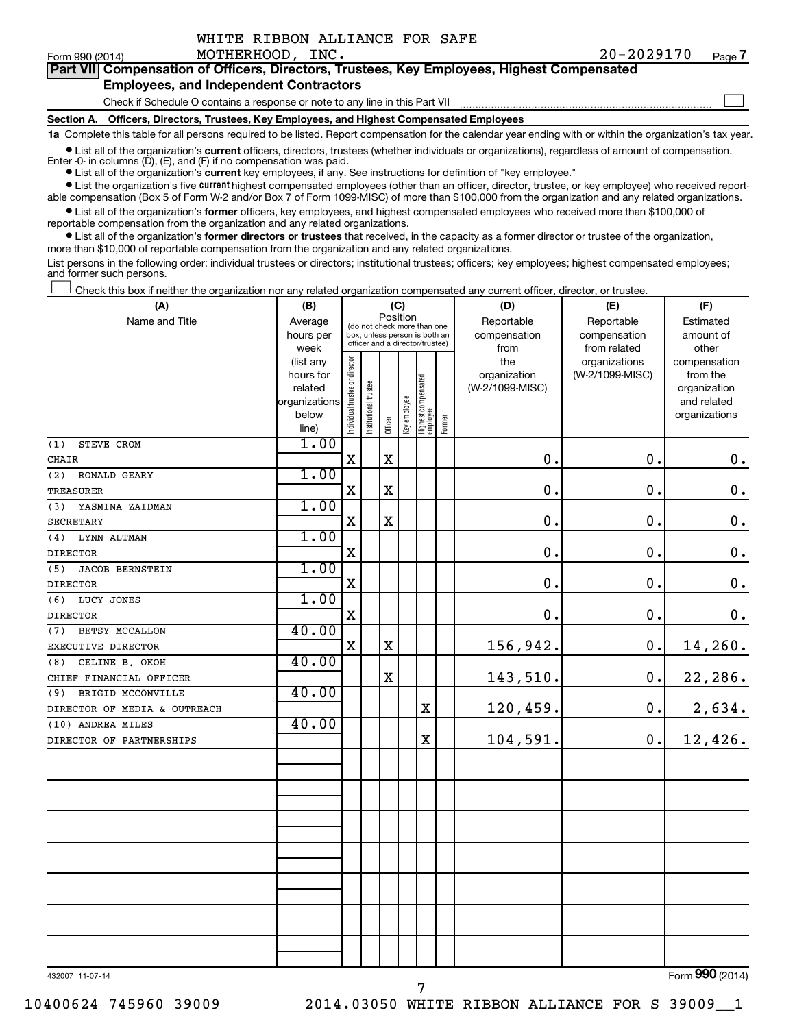WHITE RIBBON ALLIANCE FOR SAFE MOTHERHOOD, INC. 20-2029170

Form 990 (2014) Page 7

## Part VII Compensation of Officers, Directors, Trustees, Key Employees, Highest Compensated Employees, and Independent Contractors

Check if Schedule O contains a response or note to any line in this Part VII ☐

### Section A. Officers, Directors, Trustees, Key Employees, and Highest Compensated Employees

**1a** Complete this table for all persons required to be listed. Report compensation for the calendar year ending with or within the organization's tax year.

- List all of the organization's **current** officers, directors, trustees (whether individuals or organizations), regardless of amount of compensation. Enter -0- in columns (D), (E), and (F) if no compensation was paid.
- List all of the organization's **current** key employees, if any. See instructions for definition of "key employee."
- List the organization's five **current** highest compensated employees (other than an officer, director, trustee, or key employee) who received reportable compensation (Box 5 of Form W-2 and/or Box 7 of Form 1099-MISC) of more than $100,000 from the organization and any related organizations.
- List all of the organization's **former** officers, key employees, and highest compensated employees who received more than $100,000 of reportable compensation from the organization and any related organizations.
- List all of the organization's **former directors or trustees** that received, in the capacity as a former director or trustee of the organization, more than $10,000 of reportable compensation from the organization and any related organizations.

List persons in the following order: individual trustees or directors; institutional trustees; officers; key employees; highest compensated employees; and former such persons.

☐ Check this box if neither the organization nor any related organization compensated any current officer, director, or trustee.

| (A) Name and Title | (B) Average hours per week (list any hours for related organizations below line) | (C) Position: Individual trustee or director | Institutional trustee | Officer | Key employee | Highest compensated employee | Former | (D) Reportable compensation from the organization (W-2/1099-MISC) | (E) Reportable compensation from related organizations (W-2/1099-MISC) | (F) Estimated amount of other compensation from the organization and related organizations |
|---|---|---|---|---|---|---|---|---|---|---|
| (1) STEVE CROM<br>CHAIR | 1.00 | X | | X | | | | 0. | 0. | 0. |
| (2) RONALD GEARY<br>TREASURER | 1.00 | X | | X | | | | 0. | 0. | 0. |
| (3) YASMINA ZAIDMAN<br>SECRETARY | 1.00 | X | | X | | | | 0. | 0. | 0. |
| (4) LYNN ALTMAN<br>DIRECTOR | 1.00 | X | | | | | | 0. | 0. | 0. |
| (5) JACOB BERNSTEIN<br>DIRECTOR | 1.00 | X | | | | | | 0. | 0. | 0. |
| (6) LUCY JONES<br>DIRECTOR | 1.00 | X | | | | | | 0. | 0. | 0. |
| (7) BETSY MCCALLON<br>EXECUTIVE DIRECTOR | 40.00 | X | | X | | | | 156,942. | 0. | 14,260. |
| (8) CELINE B. OKOH<br>CHIEF FINANCIAL OFFICER | 40.00 | | | X | | | | 143,510. | 0. | 22,286. |
| (9) BRIGID MCCONVILLE<br>DIRECTOR OF MEDIA & OUTREACH | 40.00 | | | | | X | | 120,459. | 0. | 2,634. |
| (10) ANDREA MILES<br>DIRECTOR OF PARTNERSHIPS | 40.00 | | | | | X | | 104,591. | 0. | 12,426. |

432007 11-07-14

Form **990** (2014)

10400624 745960 39009 2014.03050 WHITE RIBBON ALLIANCE FOR S 39009__1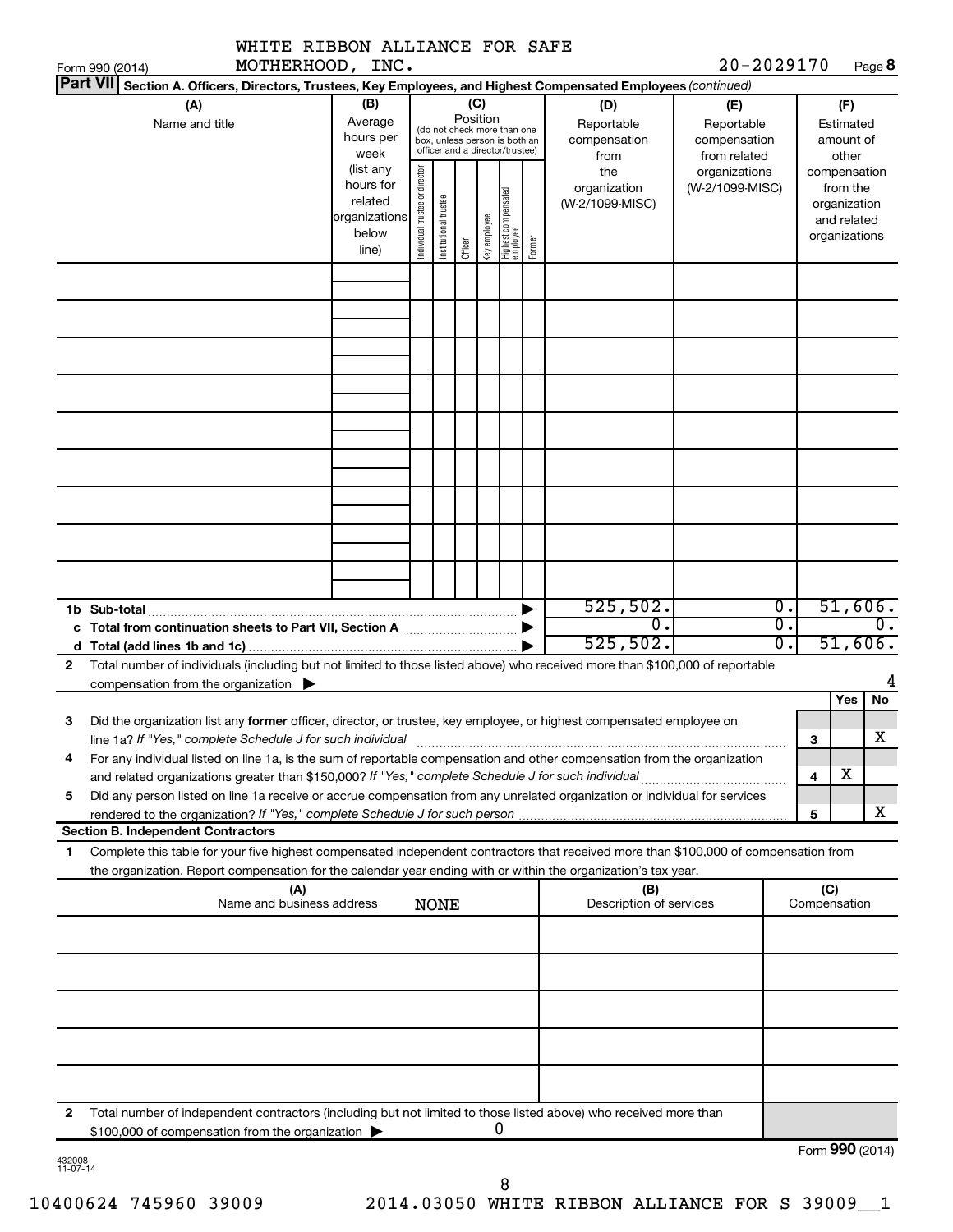WHITE RIBBON ALLIANCE FOR SAFE MOTHERHOOD, INC. 20-2029170

Form 990 (2014) Page **8**

**Part VII** **Section A. Officers, Directors, Trustees, Key Employees, and Highest Compensated Employees** *(continued)*

| (A) Name and title | (B) Average hours per week (list any hours for related organizations below line) | (C) Position (do not check more than one box, unless person is both an officer and a director/trustee) Individual trustee or director | Institutional trustee | Officer | Key employee | Highest compensated employee | Former | (D) Reportable compensation from the organization (W-2/1099-MISC) | (E) Reportable compensation from related organizations (W-2/1099-MISC) | (F) Estimated amount of other compensation from the organization and related organizations |
|---|---|---|---|---|---|---|---|---|---|---|
| | | | | | | | | | | |
| | | | | | | | | | | |
| | | | | | | | | | | |
| | | | | | | | | | | |
| | | | | | | | | | | |
| | | | | | | | | | | |
| | | | | | | | | | | |
| | | | | | | | | | | |
| | | | | | | | | | | |
| **1b Sub-total** | | | | | | | ▶ | 525,502. | 0. | 51,606. |
| **c Total from continuation sheets to Part VII, Section A** | | | | | | | ▶ | 0. | 0. | 0. |
| **d Total (add lines 1b and 1c)** | | | | | | | ▶ | 525,502. | 0. | 51,606. |

**2** Total number of individuals (including but not limited to those listed above) who received more than $100,000 of reportable compensation from the organization ▶ 4

| | | | Yes | No |
|---|---|---|---|---|
| **3** | Did the organization list any **former** officer, director, or trustee, key employee, or highest compensated employee on line 1a? *If "Yes," complete Schedule J for such individual* | **3** | | X |
| **4** | For any individual listed on line 1a, is the sum of reportable compensation and other compensation from the organization and related organizations greater than $150,000? *If "Yes," complete Schedule J for such individual* | **4** | X | |
| **5** | Did any person listed on line 1a receive or accrue compensation from any unrelated organization or individual for services rendered to the organization? *If "Yes," complete Schedule J for such person* | **5** | | X |

**Section B. Independent Contractors**

**1** Complete this table for your five highest compensated independent contractors that received more than $100,000 of compensation from the organization. Report compensation for the calendar year ending with or within the organization's tax year.

| (A) Name and business address | (B) Description of services | (C) Compensation |
|---|---|---|
| NONE | | |
| | | |
| | | |
| | | |
| | | |

**2** Total number of independent contractors (including but not limited to those listed above) who received more than $100,000 of compensation from the organization ▶ 0

Form **990** (2014)

432008 11-07-14

10400624 745960 39009 2014.03050 WHITE RIBBON ALLIANCE FOR S 39009__1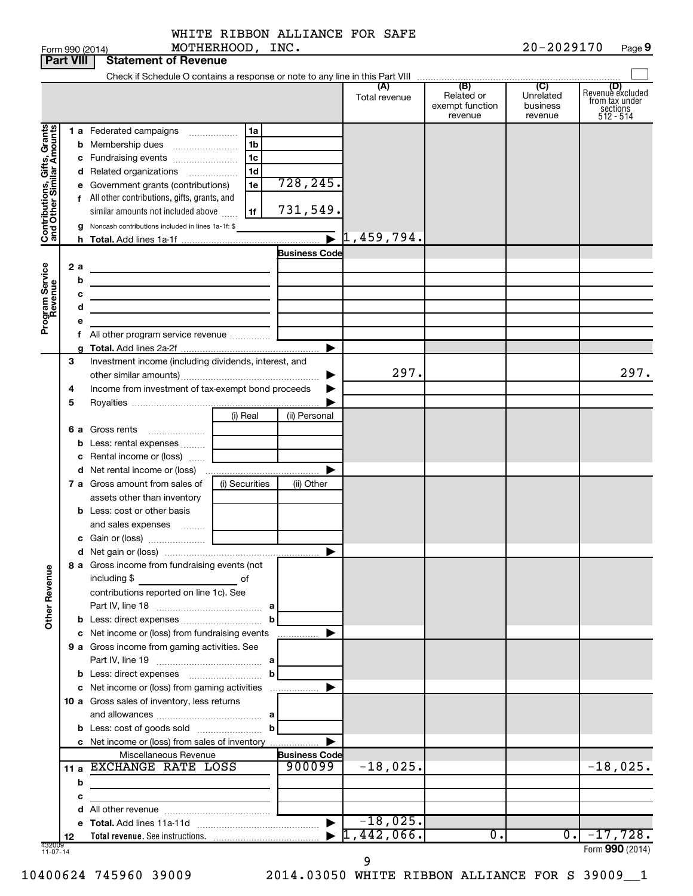WHITE RIBBON ALLIANCE FOR SAFE MOTHERHOOD, INC. 20-2029170

Form 990 (2014)

## Part VIII Statement of Revenue

Check if Schedule O contains a response or note to any line in this Part VIII ☐

| | | | | (A) Total revenue | (B) Related or exempt function revenue | (C) Unrelated business revenue | (D) Revenue excluded from tax under sections 512 - 514 |
|---|---|---|---|---|---|---|---|
| **Contributions, Gifts, Grants and Other Similar Amounts** | 1 a Federated campaigns | 1a | | | | | |
| | b Membership dues | 1b | | | | | |
| | c Fundraising events | 1c | | | | | |
| | d Related organizations | 1d | | | | | |
| | e Government grants (contributions) | 1e | 728,245. | | | | |
| | f All other contributions, gifts, grants, and similar amounts not included above | 1f | 731,549. | | | | |
| | g Noncash contributions included in lines 1a-1f: $ | | | | | | |
| | h **Total.** Add lines 1a-1f | | ▶ | 1,459,794. | | | |
| **Program Service Revenue** | | | Business Code | | | | |
| | 2 a | | | | | | |
| | b | | | | | | |
| | c | | | | | | |
| | d | | | | | | |
| | e | | | | | | |
| | f All other program service revenue | | | | | | |
| | g **Total.** Add lines 2a-2f | | ▶ | | | | |
| **Other Revenue** | 3 Investment income (including dividends, interest, and other similar amounts) | | ▶ | 297. | | | 297. |
| | 4 Income from investment of tax-exempt bond proceeds | | ▶ | | | | |
| | 5 Royalties | | ▶ | | | | |
| | | (i) Real | (ii) Personal | | | | |
| | 6 a Gross rents | | | | | | |
| | b Less: rental expenses | | | | | | |
| | c Rental income or (loss) | | | | | | |
| | d Net rental income or (loss) | | ▶ | | | | |
| | 7 a Gross amount from sales of assets other than inventory | (i) Securities | (ii) Other | | | | |
| | b Less: cost or other basis and sales expenses | | | | | | |
| | c Gain or (loss) | | | | | | |
| | d Net gain or (loss) | | ▶ | | | | |
| | 8 a Gross income from fundraising events (not including $ of contributions reported on line 1c). See Part IV, line 18 | a | | | | | |
| | b Less: direct expenses | b | | | | | |
| | c Net income or (loss) from fundraising events | | ▶ | | | | |
| | 9 a Gross income from gaming activities. See Part IV, line 19 | a | | | | | |
| | b Less: direct expenses | b | | | | | |
| | c Net income or (loss) from gaming activities | | ▶ | | | | |
| | 10 a Gross sales of inventory, less returns and allowances | a | | | | | |
| | b Less: cost of goods sold | b | | | | | |
| | c Net income or (loss) from sales of inventory | | ▶ | | | | |
| | Miscellaneous Revenue | | Business Code | | | | |
| | 11 a EXCHANGE RATE LOSS | | 900099 | -18,025. | | | -18,025. |
| | b | | | | | | |
| | c | | | | | | |
| | d All other revenue | | | | | | |
| | e **Total.** Add lines 11a-11d | | ▶ | -18,025. | | | |
| | 12 **Total revenue.** See instructions. | | ▶ | 1,442,066. | 0. | 0. | -17,728. |

432009 11-07-14

Form **990** (2014)

10400624 745960 39009 2014.03050 WHITE RIBBON ALLIANCE FOR S 39009__1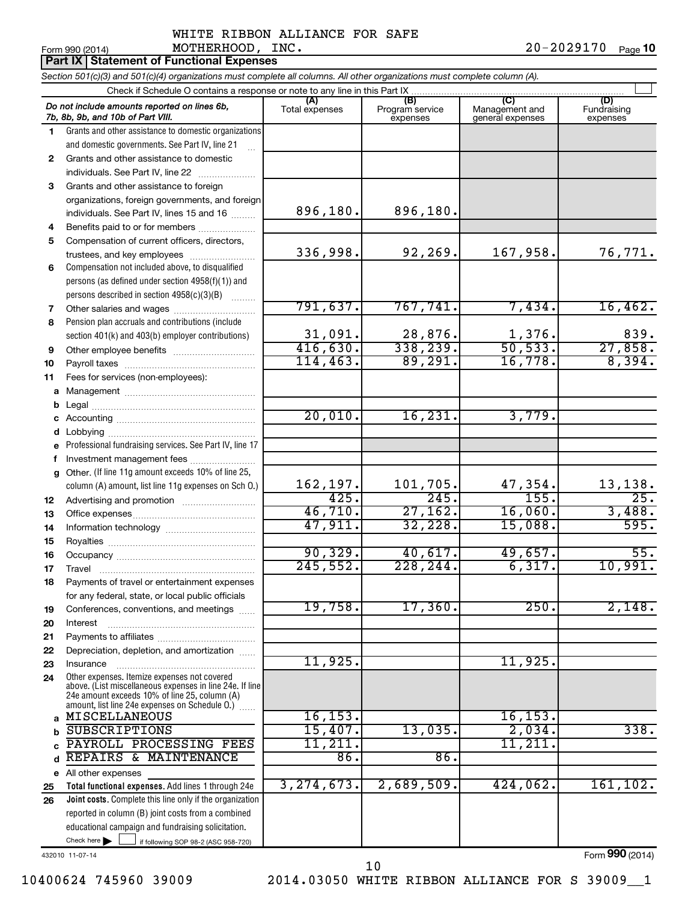Form 990 (2014) WHITE RIBBON ALLIANCE FOR SAFE MOTHERHOOD, INC. 20-2029170 Page **10**

**Part IX Statement of Functional Expenses**

*Section 501(c)(3) and 501(c)(4) organizations must complete all columns. All other organizations must complete column (A).*

Check if Schedule O contains a response or note to any line in this Part IX

| | *Do not include amounts reported on lines 6b, 7b, 8b, 9b, and 10b of Part VIII.* | (A) Total expenses | (B) Program service expenses | (C) Management and general expenses | (D) Fundraising expenses |
|---|---|---|---|---|---|
| 1 | Grants and other assistance to domestic organizations and domestic governments. See Part IV, line 21 | | | | |
| 2 | Grants and other assistance to domestic individuals. See Part IV, line 22 | | | | |
| 3 | Grants and other assistance to foreign organizations, foreign governments, and foreign individuals. See Part IV, lines 15 and 16 | 896,180. | 896,180. | | |
| 4 | Benefits paid to or for members | | | | |
| 5 | Compensation of current officers, directors, trustees, and key employees | 336,998. | 92,269. | 167,958. | 76,771. |
| 6 | Compensation not included above, to disqualified persons (as defined under section 4958(f)(1)) and persons described in section 4958(c)(3)(B) | | | | |
| 7 | Other salaries and wages | 791,637. | 767,741. | 7,434. | 16,462. |
| 8 | Pension plan accruals and contributions (include section 401(k) and 403(b) employer contributions) | 31,091. | 28,876. | 1,376. | 839. |
| 9 | Other employee benefits | 416,630. | 338,239. | 50,533. | 27,858. |
| 10 | Payroll taxes | 114,463. | 89,291. | 16,778. | 8,394. |
| 11 | Fees for services (non-employees): | | | | |
| a | Management | | | | |
| b | Legal | | | | |
| c | Accounting | 20,010. | 16,231. | 3,779. | |
| d | Lobbying | | | | |
| e | Professional fundraising services. See Part IV, line 17 | | | | |
| f | Investment management fees | | | | |
| g | Other. (If line 11g amount exceeds 10% of line 25, column (A) amount, list line 11g expenses on Sch O.) | 162,197. | 101,705. | 47,354. | 13,138. |
| 12 | Advertising and promotion | 425. | 245. | 155. | 25. |
| 13 | Office expenses | 46,710. | 27,162. | 16,060. | 3,488. |
| 14 | Information technology | 47,911. | 32,228. | 15,088. | 595. |
| 15 | Royalties | | | | |
| 16 | Occupancy | 90,329. | 40,617. | 49,657. | 55. |
| 17 | Travel | 245,552. | 228,244. | 6,317. | 10,991. |
| 18 | Payments of travel or entertainment expenses for any federal, state, or local public officials | | | | |
| 19 | Conferences, conventions, and meetings | 19,758. | 17,360. | 250. | 2,148. |
| 20 | Interest | | | | |
| 21 | Payments to affiliates | | | | |
| 22 | Depreciation, depletion, and amortization | | | | |
| 23 | Insurance | 11,925. | | 11,925. | |
| 24 | Other expenses. Itemize expenses not covered above. (List miscellaneous expenses in line 24e. If line 24e amount exceeds 10% of line 25, column (A) amount, list line 24e expenses on Schedule O.) | | | | |
| a | MISCELLANEOUS | 16,153. | | 16,153. | |
| b | SUBSCRIPTIONS | 15,407. | 13,035. | 2,034. | 338. |
| c | PAYROLL PROCESSING FEES | 11,211. | | 11,211. | |
| d | REPAIRS & MAINTENANCE | 86. | 86. | | |
| e | All other expenses | | | | |
| 25 | **Total functional expenses.** Add lines 1 through 24e | 3,274,673. | 2,689,509. | 424,062. | 161,102. |
| 26 | **Joint costs.** Complete this line only if the organization reported in column (B) joint costs from a combined educational campaign and fundraising solicitation. Check here ☐ if following SOP 98-2 (ASC 958-720) | | | | |

432010 11-07-14 Form **990** (2014)

10400624 745960 39009 2014.03050 WHITE RIBBON ALLIANCE FOR S 39009__1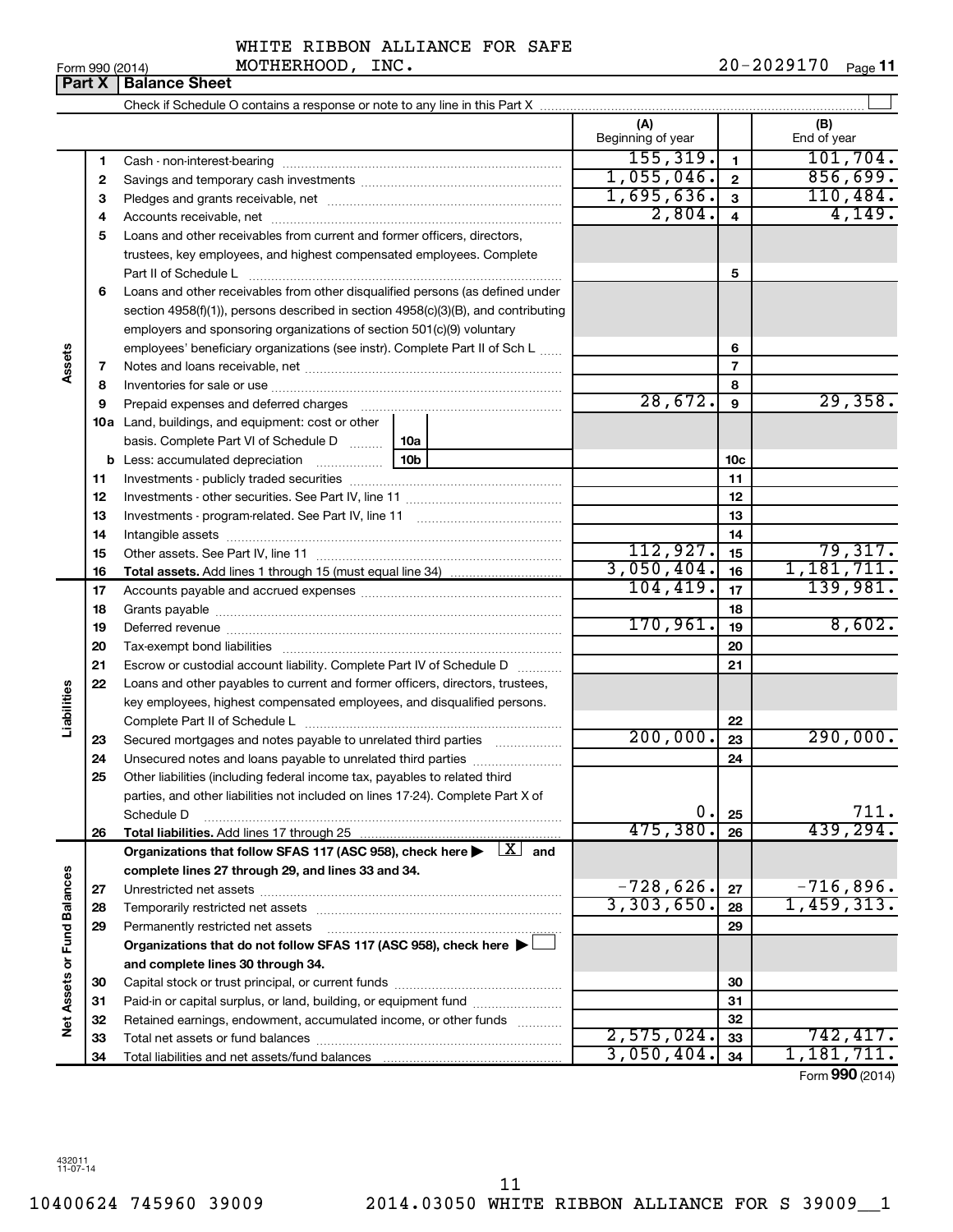WHITE RIBBON ALLIANCE FOR SAFE MOTHERHOOD, INC. 20-2029170

Form 990 (2014)

## Part X | Balance Sheet

Check if Schedule O contains a response or note to any line in this Part X ☐

| | | | (A) Beginning of year | | (B) End of year |
|---|---|---|---|---|---|
| **Assets** | 1 | Cash - non-interest-bearing | 155,319. | 1 | 101,704. |
| | 2 | Savings and temporary cash investments | 1,055,046. | 2 | 856,699. |
| | 3 | Pledges and grants receivable, net | 1,695,636. | 3 | 110,484. |
| | 4 | Accounts receivable, net | 2,804. | 4 | 4,149. |
| | 5 | Loans and other receivables from current and former officers, directors, trustees, key employees, and highest compensated employees. Complete Part II of Schedule L | | 5 | |
| | 6 | Loans and other receivables from other disqualified persons (as defined under section 4958(f)(1)), persons described in section 4958(c)(3)(B), and contributing employers and sponsoring organizations of section 501(c)(9) voluntary employees' beneficiary organizations (see instr). Complete Part II of Sch L | | 6 | |
| | 7 | Notes and loans receivable, net | | 7 | |
| | 8 | Inventories for sale or use | | 8 | |
| | 9 | Prepaid expenses and deferred charges | 28,672. | 9 | 29,358. |
| | 10a | Land, buildings, and equipment: cost or other basis. Complete Part VI of Schedule D ... 10a | | | |
| | b | Less: accumulated depreciation ... 10b | | 10c | |
| | 11 | Investments - publicly traded securities | | 11 | |
| | 12 | Investments - other securities. See Part IV, line 11 | | 12 | |
| | 13 | Investments - program-related. See Part IV, line 11 | | 13 | |
| | 14 | Intangible assets | | 14 | |
| | 15 | Other assets. See Part IV, line 11 | 112,927. | 15 | 79,317. |
| | 16 | **Total assets.** Add lines 1 through 15 (must equal line 34) | 3,050,404. | 16 | 1,181,711. |
| **Liabilities** | 17 | Accounts payable and accrued expenses | 104,419. | 17 | 139,981. |
| | 18 | Grants payable | | 18 | |
| | 19 | Deferred revenue | 170,961. | 19 | 8,602. |
| | 20 | Tax-exempt bond liabilities | | 20 | |
| | 21 | Escrow or custodial account liability. Complete Part IV of Schedule D | | 21 | |
| | 22 | Loans and other payables to current and former officers, directors, trustees, key employees, highest compensated employees, and disqualified persons. Complete Part II of Schedule L | | 22 | |
| | 23 | Secured mortgages and notes payable to unrelated third parties | 200,000. | 23 | 290,000. |
| | 24 | Unsecured notes and loans payable to unrelated third parties | | 24 | |
| | 25 | Other liabilities (including federal income tax, payables to related third parties, and other liabilities not included on lines 17-24). Complete Part X of Schedule D | 0. | 25 | 711. |
| | 26 | **Total liabilities.** Add lines 17 through 25 | 475,380. | 26 | 439,294. |
| **Net Assets or Fund Balances** | | **Organizations that follow SFAS 117 (ASC 958), check here ▶ ☒ and complete lines 27 through 29, and lines 33 and 34.** | | | |
| | 27 | Unrestricted net assets | -728,626. | 27 | -716,896. |
| | 28 | Temporarily restricted net assets | 3,303,650. | 28 | 1,459,313. |
| | 29 | Permanently restricted net assets | | 29 | |
| | | **Organizations that do not follow SFAS 117 (ASC 958), check here ▶ ☐ and complete lines 30 through 34.** | | | |
| | 30 | Capital stock or trust principal, or current funds | | 30 | |
| | 31 | Paid-in or capital surplus, or land, building, or equipment fund | | 31 | |
| | 32 | Retained earnings, endowment, accumulated income, or other funds | | 32 | |
| | 33 | Total net assets or fund balances | 2,575,024. | 33 | 742,417. |
| | 34 | Total liabilities and net assets/fund balances | 3,050,404. | 34 | 1,181,711. |

Form **990** (2014)

432011 11-07-14

10400624 745960 39009 2014.03050 WHITE RIBBON ALLIANCE FOR S 39009__1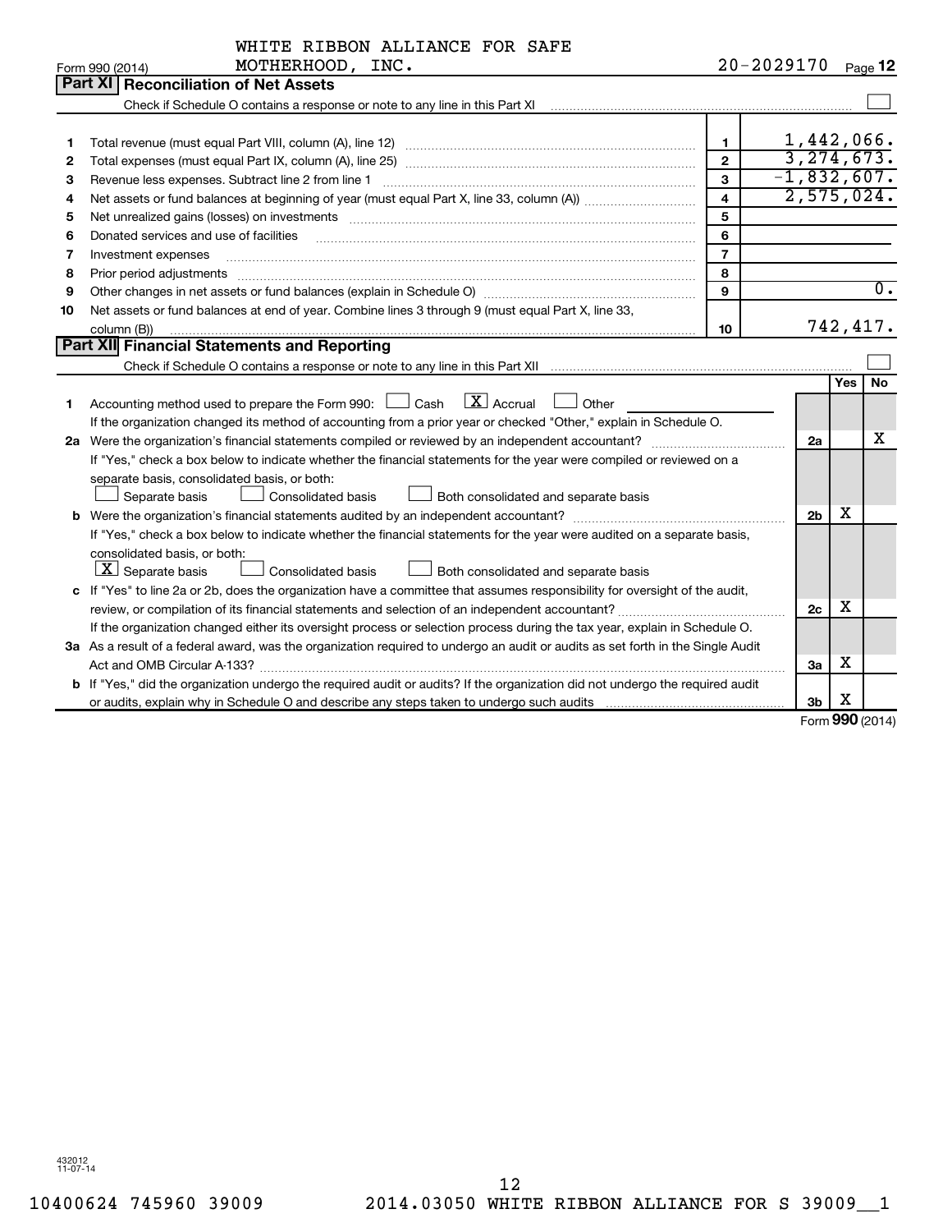WHITE RIBBON ALLIANCE FOR SAFE MOTHERHOOD, INC. 20-2029170

Form 990 (2014)

## Part XI Reconciliation of Net Assets

Check if Schedule O contains a response or note to any line in this Part XI ☐

| | | | |
|---|---|---|---|
| 1 | Total revenue (must equal Part VIII, column (A), line 12) | 1 | 1,442,066. |
| 2 | Total expenses (must equal Part IX, column (A), line 25) | 2 | 3,274,673. |
| 3 | Revenue less expenses. Subtract line 2 from line 1 | 3 | -1,832,607. |
| 4 | Net assets or fund balances at beginning of year (must equal Part X, line 33, column (A)) | 4 | 2,575,024. |
| 5 | Net unrealized gains (losses) on investments | 5 | |
| 6 | Donated services and use of facilities | 6 | |
| 7 | Investment expenses | 7 | |
| 8 | Prior period adjustments | 8 | |
| 9 | Other changes in net assets or fund balances (explain in Schedule O) | 9 | 0. |
| 10 | Net assets or fund balances at end of year. Combine lines 3 through 9 (must equal Part X, line 33, column (B)) | 10 | 742,417. |

## Part XII Financial Statements and Reporting

Check if Schedule O contains a response or note to any line in this Part XII ☐

| | | | Yes | No |
|---|---|---|---|---|
| 1 | Accounting method used to prepare the Form 990: ☐ Cash ☒ Accrual ☐ Other<br>If the organization changed its method of accounting from a prior year or checked "Other," explain in Schedule O. | | | |
| 2a | Were the organization's financial statements compiled or reviewed by an independent accountant?<br>If "Yes," check a box below to indicate whether the financial statements for the year were compiled or reviewed on a separate basis, consolidated basis, or both:<br>☐ Separate basis ☐ Consolidated basis ☐ Both consolidated and separate basis | 2a | | X |
| b | Were the organization's financial statements audited by an independent accountant?<br>If "Yes," check a box below to indicate whether the financial statements for the year were audited on a separate basis, consolidated basis, or both:<br>☒ Separate basis ☐ Consolidated basis ☐ Both consolidated and separate basis | 2b | X | |
| c | If "Yes" to line 2a or 2b, does the organization have a committee that assumes responsibility for oversight of the audit, review, or compilation of its financial statements and selection of an independent accountant?<br>If the organization changed either its oversight process or selection process during the tax year, explain in Schedule O. | 2c | X | |
| 3a | As a result of a federal award, was the organization required to undergo an audit or audits as set forth in the Single Audit Act and OMB Circular A-133? | 3a | X | |
| b | If "Yes," did the organization undergo the required audit or audits? If the organization did not undergo the required audit or audits, explain why in Schedule O and describe any steps taken to undergo such audits | 3b | X | |

Form 990 (2014)

432012 11-07-14

10400624 745960 39009 2014.03050 WHITE RIBBON ALLIANCE FOR S 39009__1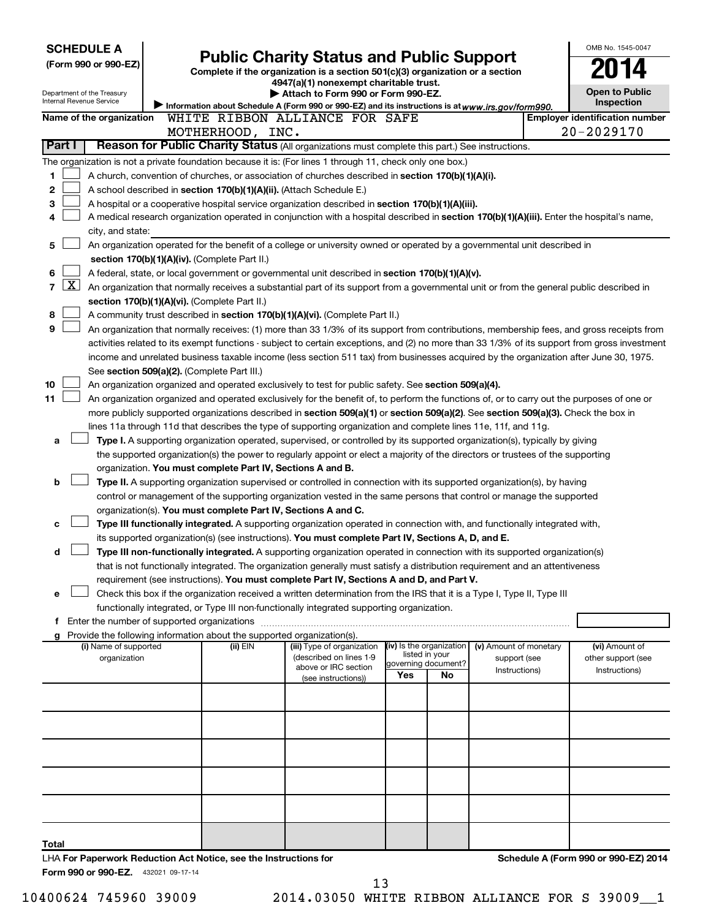**SCHEDULE A**
**(Form 990 or 990-EZ)**

Department of the Treasury
Internal Revenue Service

# Public Charity Status and Public Support

**Complete if the organization is a section 501(c)(3) organization or a section 4947(a)(1) nonexempt charitable trust.**
**▶ Attach to Form 990 or Form 990-EZ.**
▶ Information about Schedule A (Form 990 or 990-EZ) and its instructions is at *www.irs.gov/form990.*

OMB No. 1545-0047
**2014**
**Open to Public Inspection**

**Name of the organization** WHITE RIBBON ALLIANCE FOR SAFE MOTHERHOOD, INC.
**Employer identification number** 20-2029170

## Part I — Reason for Public Charity Status (All organizations must complete this part.) See instructions.

The organization is not a private foundation because it is: (For lines 1 through 11, check only one box.)

1. [ ] A church, convention of churches, or association of churches described in **section 170(b)(1)(A)(i).**
2. [ ] A school described in **section 170(b)(1)(A)(ii).** (Attach Schedule E.)
3. [ ] A hospital or a cooperative hospital service organization described in **section 170(b)(1)(A)(iii).**
4. [ ] A medical research organization operated in conjunction with a hospital described in **section 170(b)(1)(A)(iii).** Enter the hospital's name, city, and state:
5. [ ] An organization operated for the benefit of a college or university owned or operated by a governmental unit described in **section 170(b)(1)(A)(iv).** (Complete Part II.)
6. [ ] A federal, state, or local government or governmental unit described in **section 170(b)(1)(A)(v).**
7. [X] An organization that normally receives a substantial part of its support from a governmental unit or from the general public described in **section 170(b)(1)(A)(vi).** (Complete Part II.)
8. [ ] A community trust described in **section 170(b)(1)(A)(vi).** (Complete Part II.)
9. [ ] An organization that normally receives: (1) more than 33 1/3% of its support from contributions, membership fees, and gross receipts from activities related to its exempt functions - subject to certain exceptions, and (2) no more than 33 1/3% of its support from gross investment income and unrelated business taxable income (less section 511 tax) from businesses acquired by the organization after June 30, 1975. See **section 509(a)(2).** (Complete Part III.)
10. [ ] An organization organized and operated exclusively to test for public safety. See **section 509(a)(4).**
11. [ ] An organization organized and operated exclusively for the benefit of, to perform the functions of, or to carry out the purposes of one or more publicly supported organizations described in **section 509(a)(1)** or **section 509(a)(2).** See **section 509(a)(3).** Check the box in lines 11a through 11d that describes the type of supporting organization and complete lines 11e, 11f, and 11g.
   - a [ ] **Type I.** A supporting organization operated, supervised, or controlled by its supported organization(s), typically by giving the supported organization(s) the power to regularly appoint or elect a majority of the directors or trustees of the supporting organization. **You must complete Part IV, Sections A and B.**
   - b [ ] **Type II.** A supporting organization supervised or controlled in connection with its supported organization(s), by having control or management of the supporting organization vested in the same persons that control or manage the supported organization(s). **You must complete Part IV, Sections A and C.**
   - c [ ] **Type III functionally integrated.** A supporting organization operated in connection with, and functionally integrated with, its supported organization(s) (see instructions). **You must complete Part IV, Sections A, D, and E.**
   - d [ ] **Type III non-functionally integrated.** A supporting organization operated in connection with its supported organization(s) that is not functionally integrated. The organization generally must satisfy a distribution requirement and an attentiveness requirement (see instructions). **You must complete Part IV, Sections A and D, and Part V.**
   - e [ ] Check this box if the organization received a written determination from the IRS that it is a Type I, Type II, Type III functionally integrated, or Type III non-functionally integrated supporting organization.
   - f Enter the number of supported organizations
   - g Provide the following information about the supported organization(s).

| (i) Name of supported organization | (ii) EIN | (iii) Type of organization (described on lines 1-9 above or IRC section (see instructions)) | (iv) Is the organization listed in your governing document? Yes | No | (v) Amount of monetary support (see Instructions) | (vi) Amount of other support (see Instructions) |
|---|---|---|---|---|---|---|
| | | | | | | |
| | | | | | | |
| | | | | | | |
| | | | | | | |
| | | | | | | |
| **Total** | | | | | | |

LHA **For Paperwork Reduction Act Notice, see the Instructions for Form 990 or 990-EZ.** 432021 09-17-14

**Schedule A (Form 990 or 990-EZ) 2014**

10400624 745960 39009 2014.03050 WHITE RIBBON ALLIANCE FOR S 39009__1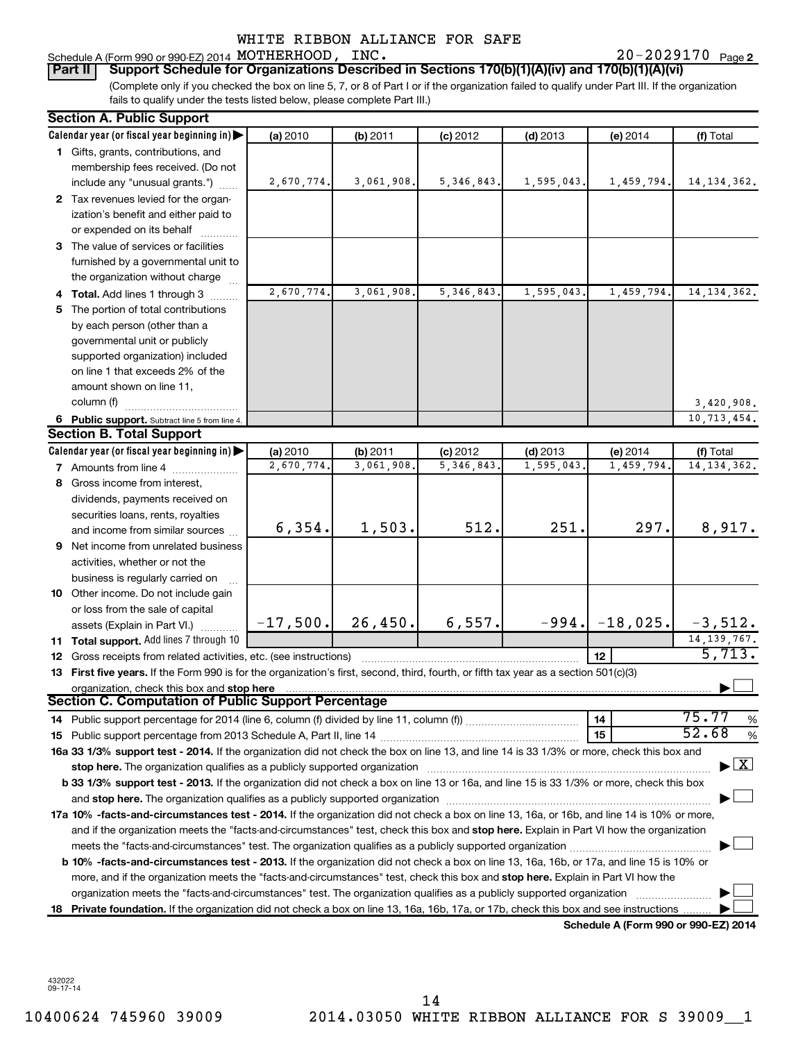Schedule A (Form 990 or 990-EZ) 2014 WHITE RIBBON ALLIANCE FOR SAFE MOTHERHOOD, INC. 20-2029170 Page 2

**Part II** **Support Schedule for Organizations Described in Sections 170(b)(1)(A)(iv) and 170(b)(1)(A)(vi)**

(Complete only if you checked the box on line 5, 7, or 8 of Part I or if the organization failed to qualify under Part III. If the organization fails to qualify under the tests listed below, please complete Part III.)

## Section A. Public Support

| Calendar year (or fiscal year beginning in) | (a) 2010 | (b) 2011 | (c) 2012 | (d) 2013 | (e) 2014 | (f) Total |
|---|---|---|---|---|---|---|
| 1 Gifts, grants, contributions, and membership fees received. (Do not include any "unusual grants.") | 2,670,774. | 3,061,908. | 5,346,843. | 1,595,043. | 1,459,794. | 14,134,362. |
| 2 Tax revenues levied for the organization's benefit and either paid to or expended on its behalf | | | | | | |
| 3 The value of services or facilities furnished by a governmental unit to the organization without charge | | | | | | |
| 4 **Total.** Add lines 1 through 3 | 2,670,774. | 3,061,908. | 5,346,843. | 1,595,043. | 1,459,794. | 14,134,362. |
| 5 The portion of total contributions by each person (other than a governmental unit or publicly supported organization) included on line 1 that exceeds 2% of the amount shown on line 11, column (f) | | | | | | 3,420,908. |
| 6 **Public support.** Subtract line 5 from line 4. | | | | | | 10,713,454. |

## Section B. Total Support

| Calendar year (or fiscal year beginning in) | (a) 2010 | (b) 2011 | (c) 2012 | (d) 2013 | (e) 2014 | (f) Total |
|---|---|---|---|---|---|---|
| 7 Amounts from line 4 | 2,670,774. | 3,061,908. | 5,346,843. | 1,595,043. | 1,459,794. | 14,134,362. |
| 8 Gross income from interest, dividends, payments received on securities loans, rents, royalties and income from similar sources | 6,354. | 1,503. | 512. | 251. | 297. | 8,917. |
| 9 Net income from unrelated business activities, whether or not the business is regularly carried on | | | | | | |
| 10 Other income. Do not include gain or loss from the sale of capital assets (Explain in Part VI.) | -17,500. | 26,450. | 6,557. | -994. | -18,025. | -3,512. |
| 11 **Total support.** Add lines 7 through 10 | | | | | | 14,139,767. |

12 Gross receipts from related activities, etc. (see instructions) | 12 | 5,713.

13 **First five years.** If the Form 990 is for the organization's first, second, third, fourth, or fifth tax year as a section 501(c)(3) organization, check this box and **stop here** ☐

## Section C. Computation of Public Support Percentage

14 Public support percentage for 2014 (line 6, column (f) divided by line 11, column (f)) | 14 | 75.77 %

15 Public support percentage from 2013 Schedule A, Part II, line 14 | 15 | 52.68 %

**16a 33 1/3% support test - 2014.** If the organization did not check the box on line 13, and line 14 is 33 1/3% or more, check this box and **stop here.** The organization qualifies as a publicly supported organization ☒

**b 33 1/3% support test - 2013.** If the organization did not check a box on line 13 or 16a, and line 15 is 33 1/3% or more, check this box and **stop here.** The organization qualifies as a publicly supported organization ☐

**17a 10% -facts-and-circumstances test - 2014.** If the organization did not check a box on line 13, 16a, or 16b, and line 14 is 10% or more, and if the organization meets the "facts-and-circumstances" test, check this box and **stop here.** Explain in Part VI how the organization meets the "facts-and-circumstances" test. The organization qualifies as a publicly supported organization ☐

**b 10% -facts-and-circumstances test - 2013.** If the organization did not check a box on line 13, 16a, 16b, or 17a, and line 15 is 10% or more, and if the organization meets the "facts-and-circumstances" test, check this box and **stop here.** Explain in Part VI how the organization meets the "facts-and-circumstances" test. The organization qualifies as a publicly supported organization ☐

**18 Private foundation.** If the organization did not check a box on line 13, 16a, 16b, 17a, or 17b, check this box and see instructions ☐

**Schedule A (Form 990 or 990-EZ) 2014**

432022 09-17-14

10400624 745960 39009 2014.03050 WHITE RIBBON ALLIANCE FOR S 39009__1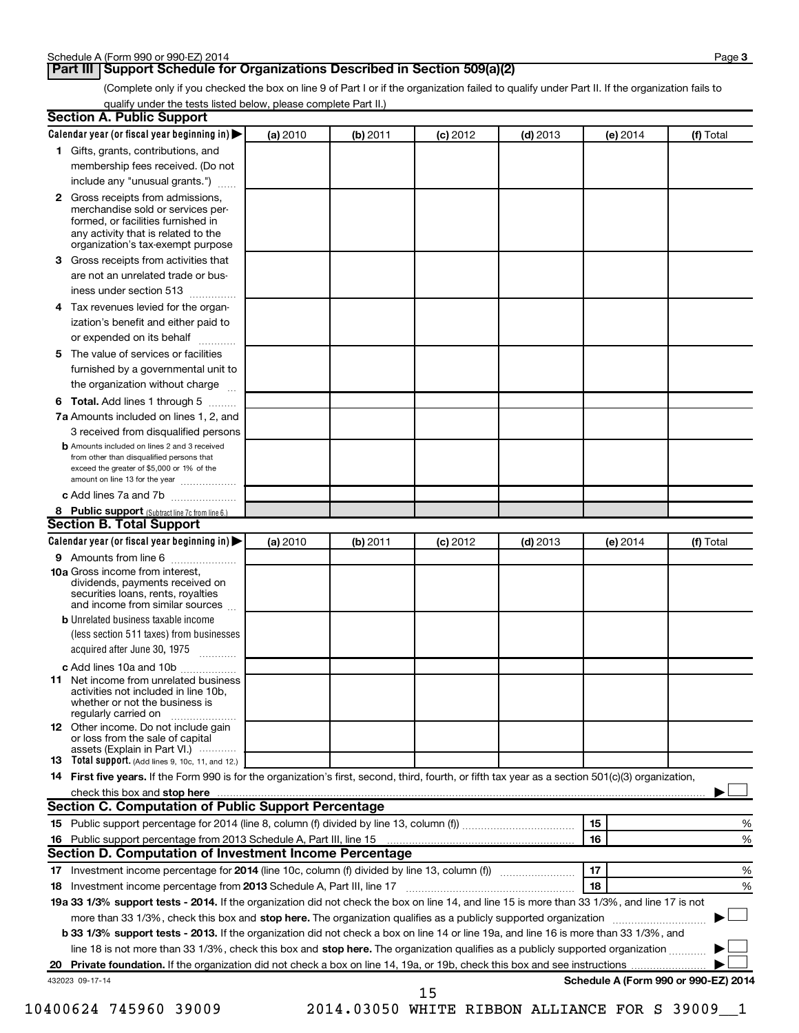## Part III Support Schedule for Organizations Described in Section 509(a)(2)

(Complete only if you checked the box on line 9 of Part I or if the organization failed to qualify under Part II. If the organization fails to qualify under the tests listed below, please complete Part II.)

### Section A. Public Support

| Calendar year (or fiscal year beginning in) ▶ | (a) 2010 | (b) 2011 | (c) 2012 | (d) 2013 | (e) 2014 | (f) Total |
|---|---|---|---|---|---|---|
| **1** Gifts, grants, contributions, and membership fees received. (Do not include any "unusual grants.") | | | | | | |
| **2** Gross receipts from admissions, merchandise sold or services performed, or facilities furnished in any activity that is related to the organization's tax-exempt purpose | | | | | | |
| **3** Gross receipts from activities that are not an unrelated trade or business under section 513 | | | | | | |
| **4** Tax revenues levied for the organization's benefit and either paid to or expended on its behalf | | | | | | |
| **5** The value of services or facilities furnished by a governmental unit to the organization without charge | | | | | | |
| **6 Total.** Add lines 1 through 5 | | | | | | |
| **7a** Amounts included on lines 1, 2, and 3 received from disqualified persons | | | | | | |
| **b** Amounts included on lines 2 and 3 received from other than disqualified persons that exceed the greater of $5,000 or 1% of the amount on line 13 for the year | | | | | | |
| **c** Add lines 7a and 7b | | | | | | |
| **8 Public support** (Subtract line 7c from line 6.) | | | | | | |

### Section B. Total Support

| Calendar year (or fiscal year beginning in) ▶ | (a) 2010 | (b) 2011 | (c) 2012 | (d) 2013 | (e) 2014 | (f) Total |
|---|---|---|---|---|---|---|
| **9** Amounts from line 6 | | | | | | |
| **10a** Gross income from interest, dividends, payments received on securities loans, rents, royalties and income from similar sources | | | | | | |
| **b** Unrelated business taxable income (less section 511 taxes) from businesses acquired after June 30, 1975 | | | | | | |
| **c** Add lines 10a and 10b | | | | | | |
| **11** Net income from unrelated business activities not included in line 10b, whether or not the business is regularly carried on | | | | | | |
| **12** Other income. Do not include gain or loss from the sale of capital assets (Explain in Part VI.) | | | | | | |
| **13 Total support.** (Add lines 9, 10c, 11, and 12.) | | | | | | |

**14 First five years.** If the Form 990 is for the organization's first, second, third, fourth, or fifth tax year as a section 501(c)(3) organization, check this box and **stop here** ▶ ☐

### Section C. Computation of Public Support Percentage

| | | | |
|---|---|---|---|
| **15** Public support percentage for 2014 (line 8, column (f) divided by line 13, column (f)) | 15 | | % |
| **16** Public support percentage from 2013 Schedule A, Part III, line 15 | 16 | | % |

### Section D. Computation of Investment Income Percentage

| | | | |
|---|---|---|---|
| **17** Investment income percentage for **2014** (line 10c, column (f) divided by line 13, column (f)) | 17 | | % |
| **18** Investment income percentage from **2013** Schedule A, Part III, line 17 | 18 | | % |

**19a 33 1/3% support tests - 2014.** If the organization did not check the box on line 14, and line 15 is more than 33 1/3%, and line 17 is not more than 33 1/3%, check this box and **stop here.** The organization qualifies as a publicly supported organization ▶ ☐

**b 33 1/3% support tests - 2013.** If the organization did not check a box on line 14 or line 19a, and line 16 is more than 33 1/3%, and line 18 is not more than 33 1/3%, check this box and **stop here.** The organization qualifies as a publicly supported organization ▶ ☐

**20 Private foundation.** If the organization did not check a box on line 14, 19a, or 19b, check this box and see instructions ▶ ☐

432023 09-17-14

**Schedule A (Form 990 or 990-EZ) 2014**

10400624 745960 39009 2014.03050 WHITE RIBBON ALLIANCE FOR S 39009__1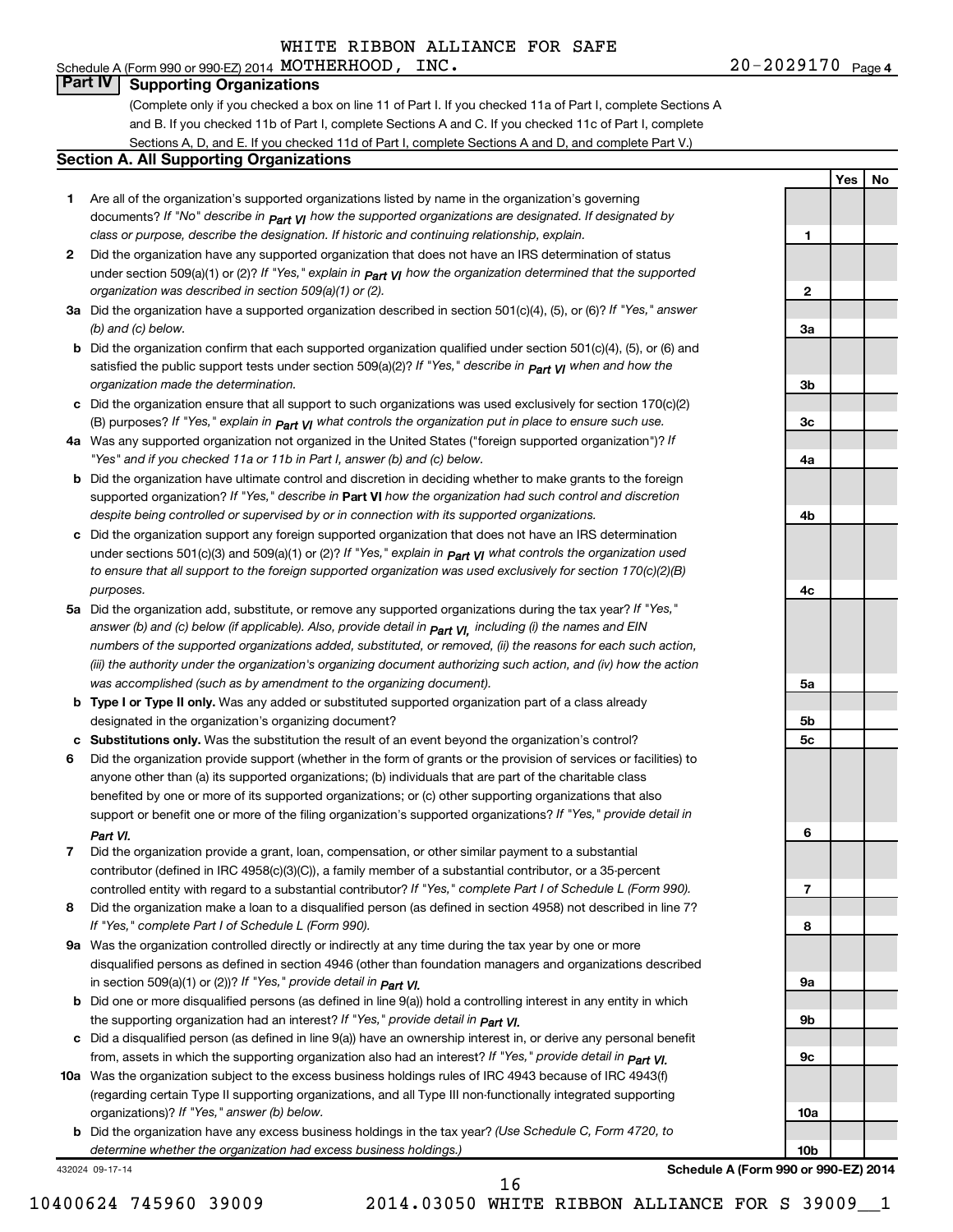WHITE RIBBON ALLIANCE FOR SAFE

Schedule A (Form 990 or 990-EZ) 2014 MOTHERHOOD, INC. 20-2029170 Page 4

## Part IV Supporting Organizations

(Complete only if you checked a box on line 11 of Part I. If you checked 11a of Part I, complete Sections A and B. If you checked 11b of Part I, complete Sections A and C. If you checked 11c of Part I, complete Sections A, D, and E. If you checked 11d of Part I, complete Sections A and D, and complete Part V.)

### Section A. All Supporting Organizations

| | | | Yes | No |
|---|---|---|---|---|
| **1** | Are all of the organization's supported organizations listed by name in the organization's governing documents? *If "No" describe in* **Part VI** *how the supported organizations are designated. If designated by class or purpose, describe the designation. If historic and continuing relationship, explain.* | **1** | | |
| **2** | Did the organization have any supported organization that does not have an IRS determination of status under section 509(a)(1) or (2)? *If "Yes," explain in* **Part VI** *how the organization determined that the supported organization was described in section 509(a)(1) or (2).* | **2** | | |
| **3a** | Did the organization have a supported organization described in section 501(c)(4), (5), or (6)? *If "Yes," answer (b) and (c) below.* | **3a** | | |
| **b** | Did the organization confirm that each supported organization qualified under section 501(c)(4), (5), or (6) and satisfied the public support tests under section 509(a)(2)? *If "Yes," describe in* **Part VI** *when and how the organization made the determination.* | **3b** | | |
| **c** | Did the organization ensure that all support to such organizations was used exclusively for section 170(c)(2)(B) purposes? *If "Yes," explain in* **Part VI** *what controls the organization put in place to ensure such use.* | **3c** | | |
| **4a** | Was any supported organization not organized in the United States ("foreign supported organization")? *If "Yes" and if you checked 11a or 11b in Part I, answer (b) and (c) below.* | **4a** | | |
| **b** | Did the organization have ultimate control and discretion in deciding whether to make grants to the foreign supported organization? *If "Yes," describe in* **Part VI** *how the organization had such control and discretion despite being controlled or supervised by or in connection with its supported organizations.* | **4b** | | |
| **c** | Did the organization support any foreign supported organization that does not have an IRS determination under sections 501(c)(3) and 509(a)(1) or (2)? *If "Yes," explain in* **Part VI** *what controls the organization used to ensure that all support to the foreign supported organization was used exclusively for section 170(c)(2)(B) purposes.* | **4c** | | |
| **5a** | Did the organization add, substitute, or remove any supported organizations during the tax year? *If "Yes," answer (b) and (c) below (if applicable). Also, provide detail in* **Part VI,** *including (i) the names and EIN numbers of the supported organizations added, substituted, or removed, (ii) the reasons for each such action, (iii) the authority under the organization's organizing document authorizing such action, and (iv) how the action was accomplished (such as by amendment to the organizing document).* | **5a** | | |
| **b** | **Type I or Type II only.** Was any added or substituted supported organization part of a class already designated in the organization's organizing document? | **5b** | | |
| **c** | **Substitutions only.** Was the substitution the result of an event beyond the organization's control? | **5c** | | |
| **6** | Did the organization provide support (whether in the form of grants or the provision of services or facilities) to anyone other than (a) its supported organizations; (b) individuals that are part of the charitable class benefited by one or more of its supported organizations; or (c) other supporting organizations that also support or benefit one or more of the filing organization's supported organizations? *If "Yes," provide detail in* **Part VI.** | **6** | | |
| **7** | Did the organization provide a grant, loan, compensation, or other similar payment to a substantial contributor (defined in IRC 4958(c)(3)(C)), a family member of a substantial contributor, or a 35-percent controlled entity with regard to a substantial contributor? *If "Yes," complete Part I of Schedule L (Form 990).* | **7** | | |
| **8** | Did the organization make a loan to a disqualified person (as defined in section 4958) not described in line 7? *If "Yes," complete Part I of Schedule L (Form 990).* | **8** | | |
| **9a** | Was the organization controlled directly or indirectly at any time during the tax year by one or more disqualified persons as defined in section 4946 (other than foundation managers and organizations described in section 509(a)(1) or (2))? *If "Yes," provide detail in* **Part VI.** | **9a** | | |
| **b** | Did one or more disqualified persons (as defined in line 9(a)) hold a controlling interest in any entity in which the supporting organization had an interest? *If "Yes," provide detail in* **Part VI.** | **9b** | | |
| **c** | Did a disqualified person (as defined in line 9(a)) have an ownership interest in, or derive any personal benefit from, assets in which the supporting organization also had an interest? *If "Yes," provide detail in* **Part VI.** | **9c** | | |
| **10a** | Was the organization subject to the excess business holdings rules of IRC 4943 because of IRC 4943(f) (regarding certain Type II supporting organizations, and all Type III non-functionally integrated supporting organizations)? *If "Yes," answer (b) below.* | **10a** | | |
| **b** | Did the organization have any excess business holdings in the tax year? *(Use Schedule C, Form 4720, to determine whether the organization had excess business holdings.)* | **10b** | | |

432024 09-17-14 **Schedule A (Form 990 or 990-EZ) 2014**

10400624 745960 39009 2014.03050 WHITE RIBBON ALLIANCE FOR S 39009__1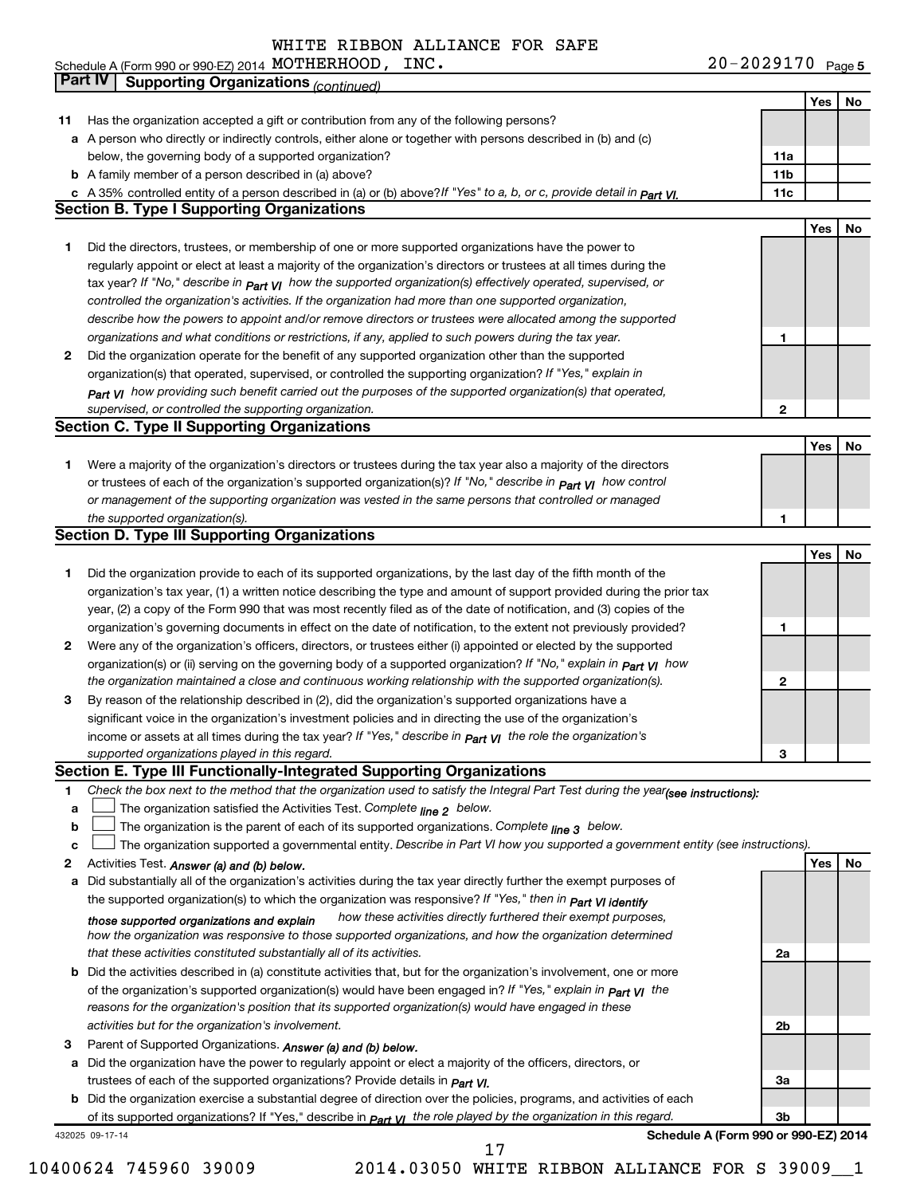WHITE RIBBON ALLIANCE FOR SAFE

Schedule A (Form 990 or 990-EZ) 2014 MOTHERHOOD, INC. 20-2029170 Page 5

## Part IV Supporting Organizations *(continued)*

| | | | Yes | No |
|---|---|---|---|---|
| **11** | Has the organization accepted a gift or contribution from any of the following persons? | | | |
| **a** | A person who directly or indirectly controls, either alone or together with persons described in (b) and (c) below, the governing body of a supported organization? | **11a** | | |
| **b** | A family member of a person described in (a) above? | **11b** | | |
| **c** | A 35% controlled entity of a person described in (a) or (b) above? *If "Yes" to a, b, or c, provide detail in Part VI.* | **11c** | | |

### Section B. Type I Supporting Organizations

| | | | Yes | No |
|---|---|---|---|---|
| **1** | Did the directors, trustees, or membership of one or more supported organizations have the power to regularly appoint or elect at least a majority of the organization's directors or trustees at all times during the tax year? *If "No," describe in Part VI how the supported organization(s) effectively operated, supervised, or controlled the organization's activities. If the organization had more than one supported organization, describe how the powers to appoint and/or remove directors or trustees were allocated among the supported organizations and what conditions or restrictions, if any, applied to such powers during the tax year.* | **1** | | |
| **2** | Did the organization operate for the benefit of any supported organization other than the supported organization(s) that operated, supervised, or controlled the supporting organization? *If "Yes," explain in Part VI how providing such benefit carried out the purposes of the supported organization(s) that operated, supervised, or controlled the supporting organization.* | **2** | | |

### Section C. Type II Supporting Organizations

| | | | Yes | No |
|---|---|---|---|---|
| **1** | Were a majority of the organization's directors or trustees during the tax year also a majority of the directors or trustees of each of the organization's supported organization(s)? *If "No," describe in Part VI how control or management of the supporting organization was vested in the same persons that controlled or managed the supported organization(s).* | **1** | | |

### Section D. Type III Supporting Organizations

| | | | Yes | No |
|---|---|---|---|---|
| **1** | Did the organization provide to each of its supported organizations, by the last day of the fifth month of the organization's tax year, (1) a written notice describing the type and amount of support provided during the prior tax year, (2) a copy of the Form 990 that was most recently filed as of the date of notification, and (3) copies of the organization's governing documents in effect on the date of notification, to the extent not previously provided? | **1** | | |
| **2** | Were any of the organization's officers, directors, or trustees either (i) appointed or elected by the supported organization(s) or (ii) serving on the governing body of a supported organization? *If "No," explain in Part VI how the organization maintained a close and continuous working relationship with the supported organization(s).* | **2** | | |
| **3** | By reason of the relationship described in (2), did the organization's supported organizations have a significant voice in the organization's investment policies and in directing the use of the organization's income or assets at all times during the tax year? *If "Yes," describe in Part VI the role the organization's supported organizations played in this regard.* | **3** | | |

### Section E. Type III Functionally-Integrated Supporting Organizations

**1** *Check the box next to the method that the organization used to satisfy the Integral Part Test during the year (see instructions):*

- **a** ☐ The organization satisfied the Activities Test. *Complete line 2 below.*
- **b** ☐ The organization is the parent of each of its supported organizations. *Complete line 3 below.*
- **c** ☐ The organization supported a governmental entity. *Describe in Part VI how you supported a government entity (see instructions).*

| | | | Yes | No |
|---|---|---|---|---|
| **2** | Activities Test. *Answer (a) and (b) below.* | | | |
| **a** | Did substantially all of the organization's activities during the tax year directly further the exempt purposes of the supported organization(s) to which the organization was responsive? *If "Yes," then in Part VI identify those supported organizations and explain how these activities directly furthered their exempt purposes, how the organization was responsive to those supported organizations, and how the organization determined that these activities constituted substantially all of its activities.* | **2a** | | |
| **b** | Did the activities described in (a) constitute activities that, but for the organization's involvement, one or more of the organization's supported organization(s) would have been engaged in? *If "Yes," explain in Part VI the reasons for the organization's position that its supported organization(s) would have engaged in these activities but for the organization's involvement.* | **2b** | | |
| **3** | Parent of Supported Organizations. *Answer (a) and (b) below.* | | | |
| **a** | Did the organization have the power to regularly appoint or elect a majority of the officers, directors, or trustees of each of the supported organizations? *Provide details in Part VI.* | **3a** | | |
| **b** | Did the organization exercise a substantial degree of direction over the policies, programs, and activities of each of its supported organizations? If "Yes," describe in *Part VI the role played by the organization in this regard.* | **3b** | | |

432025 09-17-14 **Schedule A (Form 990 or 990-EZ) 2014**

17

10400624 745960 39009 2014.03050 WHITE RIBBON ALLIANCE FOR S 39009__1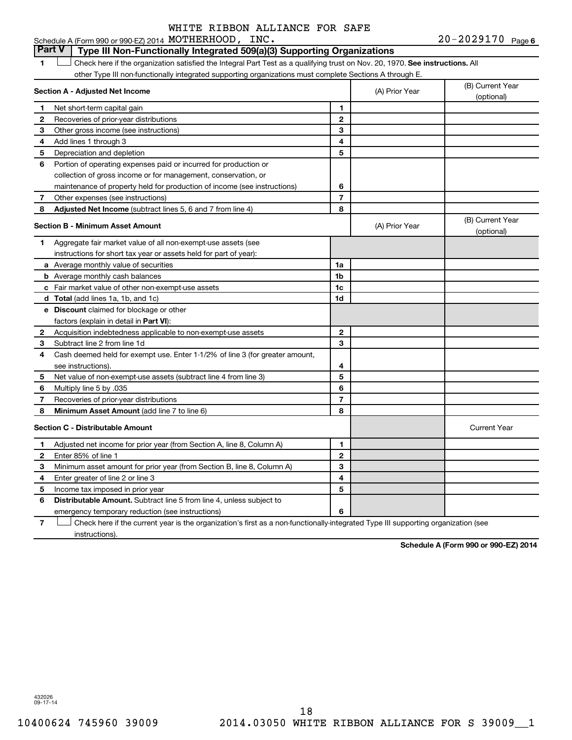WHITE RIBBON ALLIANCE FOR SAFE

Schedule A (Form 990 or 990-EZ) 2014 MOTHERHOOD, INC. 20-2029170 Page 6

## Part V Type III Non-Functionally Integrated 509(a)(3) Supporting Organizations

1 ☐ Check here if the organization satisfied the Integral Part Test as a qualifying trust on Nov. 20, 1970. **See instructions.** All other Type III non-functionally integrated supporting organizations must complete Sections A through E.

| **Section A - Adjusted Net Income** | | (A) Prior Year | (B) Current Year (optional) |
|---|---|---|---|
| 1 Net short-term capital gain | 1 | | |
| 2 Recoveries of prior-year distributions | 2 | | |
| 3 Other gross income (see instructions) | 3 | | |
| 4 Add lines 1 through 3 | 4 | | |
| 5 Depreciation and depletion | 5 | | |
| 6 Portion of operating expenses paid or incurred for production or collection of gross income or for management, conservation, or maintenance of property held for production of income (see instructions) | 6 | | |
| 7 Other expenses (see instructions) | 7 | | |
| 8 **Adjusted Net Income** (subtract lines 5, 6 and 7 from line 4) | 8 | | |

| **Section B - Minimum Asset Amount** | | (A) Prior Year | (B) Current Year (optional) |
|---|---|---|---|
| 1 Aggregate fair market value of all non-exempt-use assets (see instructions for short tax year or assets held for part of year): | | | |
| a Average monthly value of securities | 1a | | |
| b Average monthly cash balances | 1b | | |
| c Fair market value of other non-exempt-use assets | 1c | | |
| d **Total** (add lines 1a, 1b, and 1c) | 1d | | |
| e **Discount** claimed for blockage or other factors (explain in detail in **Part VI**): | | | |
| 2 Acquisition indebtedness applicable to non-exempt-use assets | 2 | | |
| 3 Subtract line 2 from line 1d | 3 | | |
| 4 Cash deemed held for exempt use. Enter 1-1/2% of line 3 (for greater amount, see instructions). | 4 | | |
| 5 Net value of non-exempt-use assets (subtract line 4 from line 3) | 5 | | |
| 6 Multiply line 5 by .035 | 6 | | |
| 7 Recoveries of prior-year distributions | 7 | | |
| 8 **Minimum Asset Amount** (add line 7 to line 6) | 8 | | |

| **Section C - Distributable Amount** | | | Current Year |
|---|---|---|---|
| 1 Adjusted net income for prior year (from Section A, line 8, Column A) | 1 | | |
| 2 Enter 85% of line 1 | 2 | | |
| 3 Minimum asset amount for prior year (from Section B, line 8, Column A) | 3 | | |
| 4 Enter greater of line 2 or line 3 | 4 | | |
| 5 Income tax imposed in prior year | 5 | | |
| 6 **Distributable Amount.** Subtract line 5 from line 4, unless subject to emergency temporary reduction (see instructions) | 6 | | |

7 ☐ Check here if the current year is the organization's first as a non-functionally-integrated Type III supporting organization (see instructions).

**Schedule A (Form 990 or 990-EZ) 2014**

432026
09-17-14

10400624 745960 39009 2014.03050 WHITE RIBBON ALLIANCE FOR S 39009__1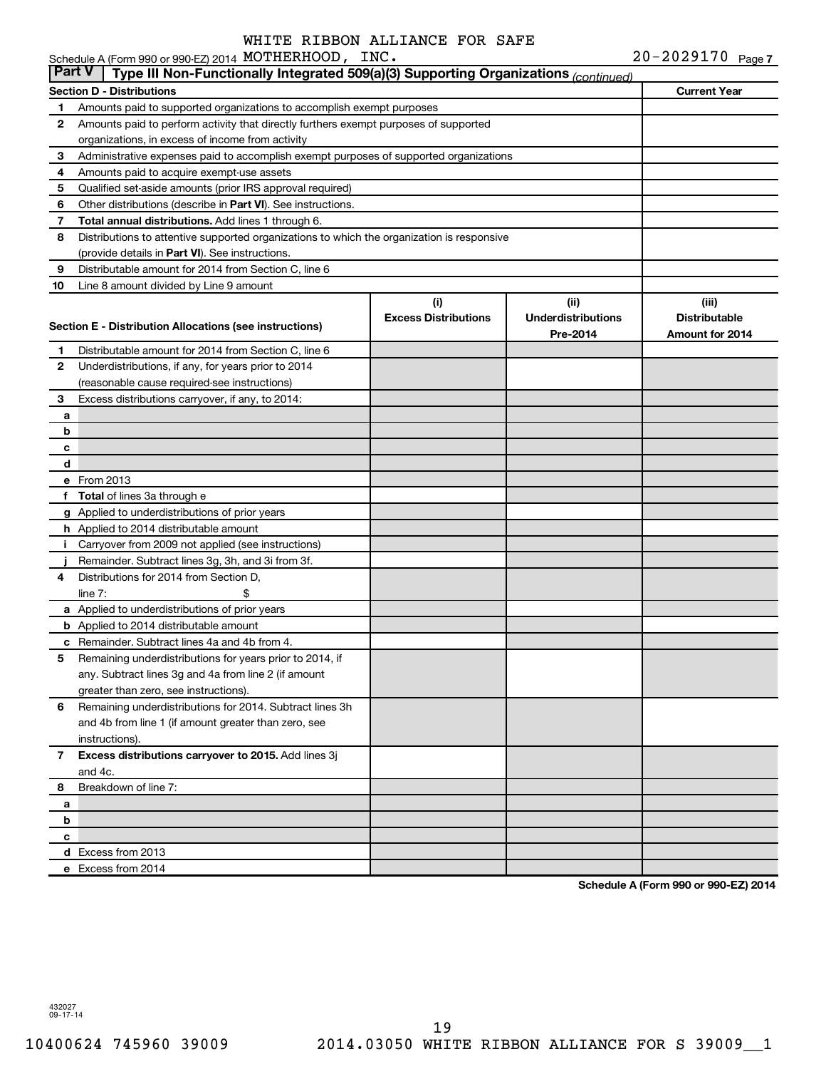Schedule A (Form 990 or 990-EZ) 2014 WHITE RIBBON ALLIANCE FOR SAFE MOTHERHOOD, INC. 20-2029170 Page 7

## Part V | Type III Non-Functionally Integrated 509(a)(3) Supporting Organizations *(continued)*

| Section D - Distributions | | Current Year |
|---|---|---|
| 1 | Amounts paid to supported organizations to accomplish exempt purposes | |
| 2 | Amounts paid to perform activity that directly furthers exempt purposes of supported organizations, in excess of income from activity | |
| 3 | Administrative expenses paid to accomplish exempt purposes of supported organizations | |
| 4 | Amounts paid to acquire exempt-use assets | |
| 5 | Qualified set-aside amounts (prior IRS approval required) | |
| 6 | Other distributions (describe in **Part VI**). See instructions. | |
| 7 | **Total annual distributions.** Add lines 1 through 6. | |
| 8 | Distributions to attentive supported organizations to which the organization is responsive (provide details in **Part VI**). See instructions. | |
| 9 | Distributable amount for 2014 from Section C, line 6 | |
| 10 | Line 8 amount divided by Line 9 amount | |

| Section E - Distribution Allocations (see instructions) | | (i) Excess Distributions | (ii) Underdistributions Pre-2014 | (iii) Distributable Amount for 2014 |
|---|---|---|---|---|
| 1 | Distributable amount for 2014 from Section C, line 6 | | | |
| 2 | Underdistributions, if any, for years prior to 2014 (reasonable cause required-see instructions) | | | |
| 3 | Excess distributions carryover, if any, to 2014: | | | |
| a | | | | |
| b | | | | |
| c | | | | |
| d | | | | |
| e | From 2013 | | | |
| f | **Total** of lines 3a through e | | | |
| g | Applied to underdistributions of prior years | | | |
| h | Applied to 2014 distributable amount | | | |
| i | Carryover from 2009 not applied (see instructions) | | | |
| j | Remainder. Subtract lines 3g, 3h, and 3i from 3f. | | | |
| 4 | Distributions for 2014 from Section D, line 7: $ | | | |
| a | Applied to underdistributions of prior years | | | |
| b | Applied to 2014 distributable amount | | | |
| c | Remainder. Subtract lines 4a and 4b from 4. | | | |
| 5 | Remaining underdistributions for years prior to 2014, if any. Subtract lines 3g and 4a from line 2 (if amount greater than zero, see instructions). | | | |
| 6 | Remaining underdistributions for 2014. Subtract lines 3h and 4b from line 1 (if amount greater than zero, see instructions). | | | |
| 7 | **Excess distributions carryover to 2015.** Add lines 3j and 4c. | | | |
| 8 | Breakdown of line 7: | | | |
| a | | | | |
| b | | | | |
| c | | | | |
| d | Excess from 2013 | | | |
| e | Excess from 2014 | | | |

**Schedule A (Form 990 or 990-EZ) 2014**

432027 09-17-14

10400624 745960 39009 2014.03050 WHITE RIBBON ALLIANCE FOR S 39009__1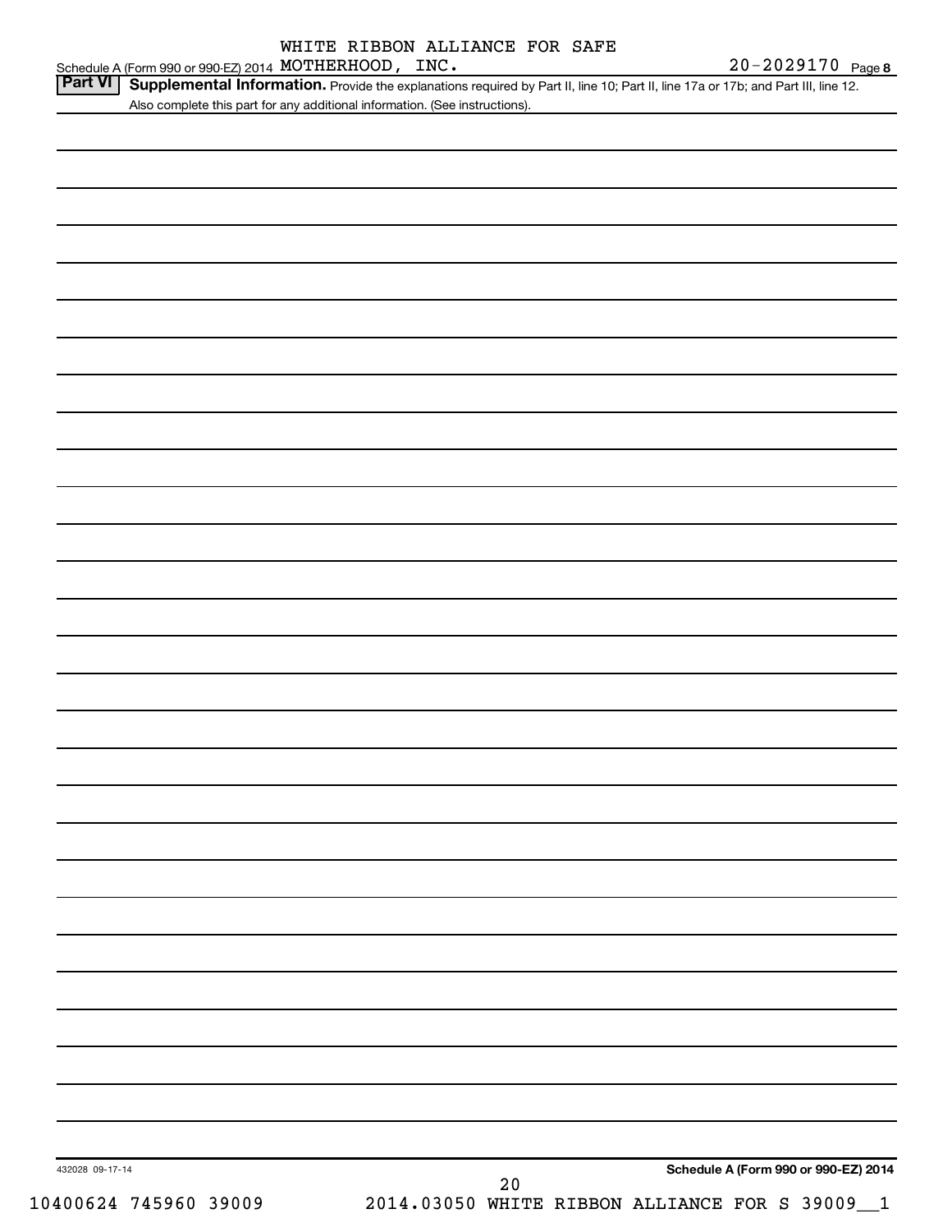WHITE RIBBON ALLIANCE FOR SAFE

Schedule A (Form 990 or 990-EZ) 2014 MOTHERHOOD, INC. 20-2029170 Page **8**

**Part VI** **Supplemental Information.** Provide the explanations required by Part II, line 10; Part II, line 17a or 17b; and Part III, line 12. Also complete this part for any additional information. (See instructions).

432028 09-17-14

**Schedule A (Form 990 or 990-EZ) 2014**

10400624 745960 39009 2014.03050 WHITE RIBBON ALLIANCE FOR S 39009__1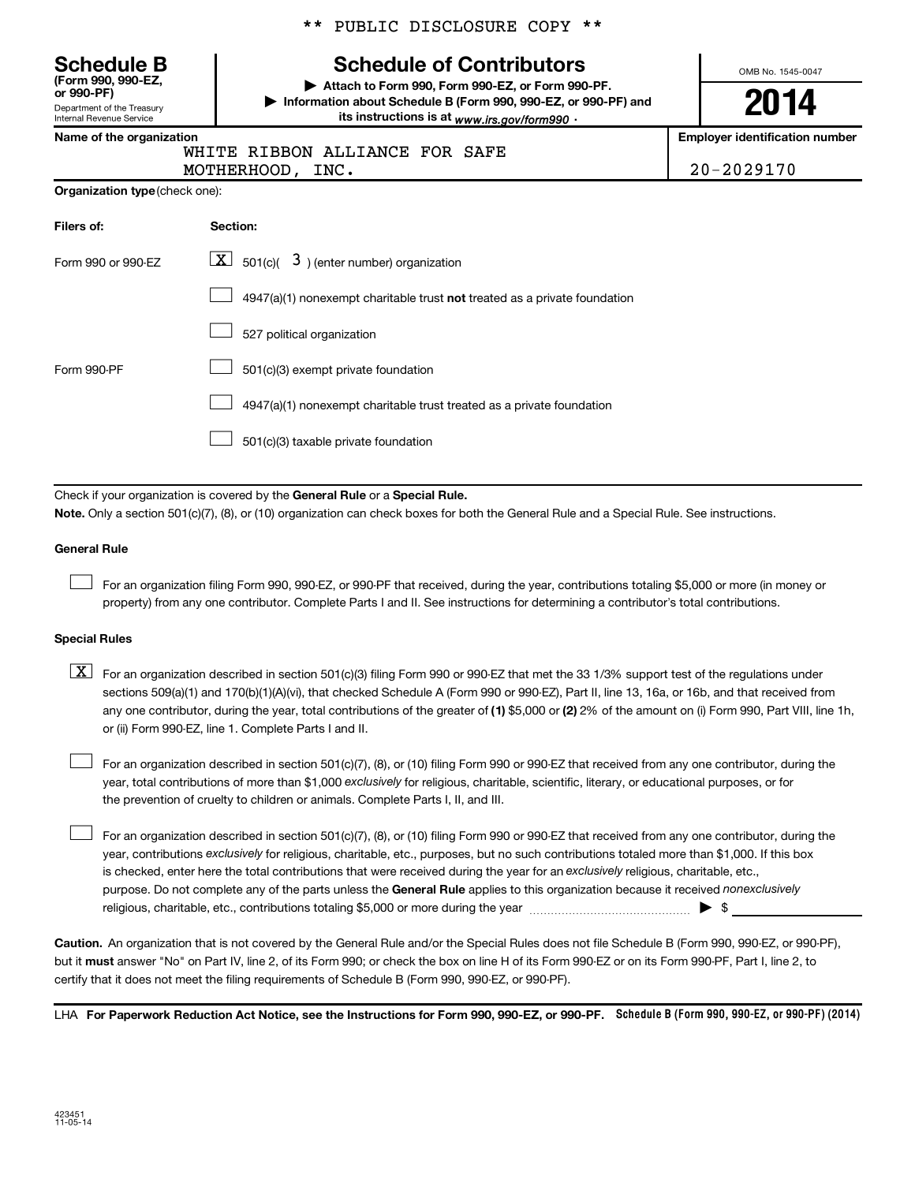** PUBLIC DISCLOSURE COPY **

**Schedule B**
**(Form 990, 990-EZ, or 990-PF)**
Department of the Treasury
Internal Revenue Service

# Schedule of Contributors

▶ **Attach to Form 990, Form 990-EZ, or Form 990-PF.**
▶ **Information about Schedule B (Form 990, 990-EZ, or 990-PF) and its instructions is at** *www.irs.gov/form990* **.**

OMB No. 1545-0047

**2014**

| Name of the organization | Employer identification number |
|---|---|
| WHITE RIBBON ALLIANCE FOR SAFE MOTHERHOOD, INC. | 20-2029170 |

**Organization type** (check one):

| Filers of: | Section: |
|---|---|
| Form 990 or 990-EZ | [X] 501(c)( 3 ) (enter number) organization |
| | [ ] 4947(a)(1) nonexempt charitable trust **not** treated as a private foundation |
| | [ ] 527 political organization |
| Form 990-PF | [ ] 501(c)(3) exempt private foundation |
| | [ ] 4947(a)(1) nonexempt charitable trust treated as a private foundation |
| | [ ] 501(c)(3) taxable private foundation |

Check if your organization is covered by the **General Rule** or a **Special Rule.**

**Note.** Only a section 501(c)(7), (8), or (10) organization can check boxes for both the General Rule and a Special Rule. See instructions.

**General Rule**

[ ] For an organization filing Form 990, 990-EZ, or 990-PF that received, during the year, contributions totaling $5,000 or more (in money or property) from any one contributor. Complete Parts I and II. See instructions for determining a contributor's total contributions.

**Special Rules**

[X] For an organization described in section 501(c)(3) filing Form 990 or 990-EZ that met the 33 1/3% support test of the regulations under sections 509(a)(1) and 170(b)(1)(A)(vi), that checked Schedule A (Form 990 or 990-EZ), Part II, line 13, 16a, or 16b, and that received from any one contributor, during the year, total contributions of the greater of **(1)** $5,000 or **(2)** 2% of the amount on (i) Form 990, Part VIII, line 1h, or (ii) Form 990-EZ, line 1. Complete Parts I and II.

[ ] For an organization described in section 501(c)(7), (8), or (10) filing Form 990 or 990-EZ that received from any one contributor, during the year, total contributions of more than $1,000 *exclusively* for religious, charitable, scientific, literary, or educational purposes, or for the prevention of cruelty to children or animals. Complete Parts I, II, and III.

[ ] For an organization described in section 501(c)(7), (8), or (10) filing Form 990 or 990-EZ that received from any one contributor, during the year, contributions *exclusively* for religious, charitable, etc., purposes, but no such contributions totaled more than $1,000. If this box is checked, enter here the total contributions that were received during the year for an *exclusively* religious, charitable, etc., purpose. Do not complete any of the parts unless the **General Rule** applies to this organization because it received *nonexclusively* religious, charitable, etc., contributions totaling $5,000 or more during the year ........................................ ▶ $ ____________

**Caution.** An organization that is not covered by the General Rule and/or the Special Rules does not file Schedule B (Form 990, 990-EZ, or 990-PF), but it **must** answer "No" on Part IV, line 2, of its Form 990; or check the box on line H of its Form 990-EZ or on its Form 990-PF, Part I, line 2, to certify that it does not meet the filing requirements of Schedule B (Form 990, 990-EZ, or 990-PF).

LHA **For Paperwork Reduction Act Notice, see the Instructions for Form 990, 990-EZ, or 990-PF.** **Schedule B (Form 990, 990-EZ, or 990-PF) (2014)**

423451
11-05-14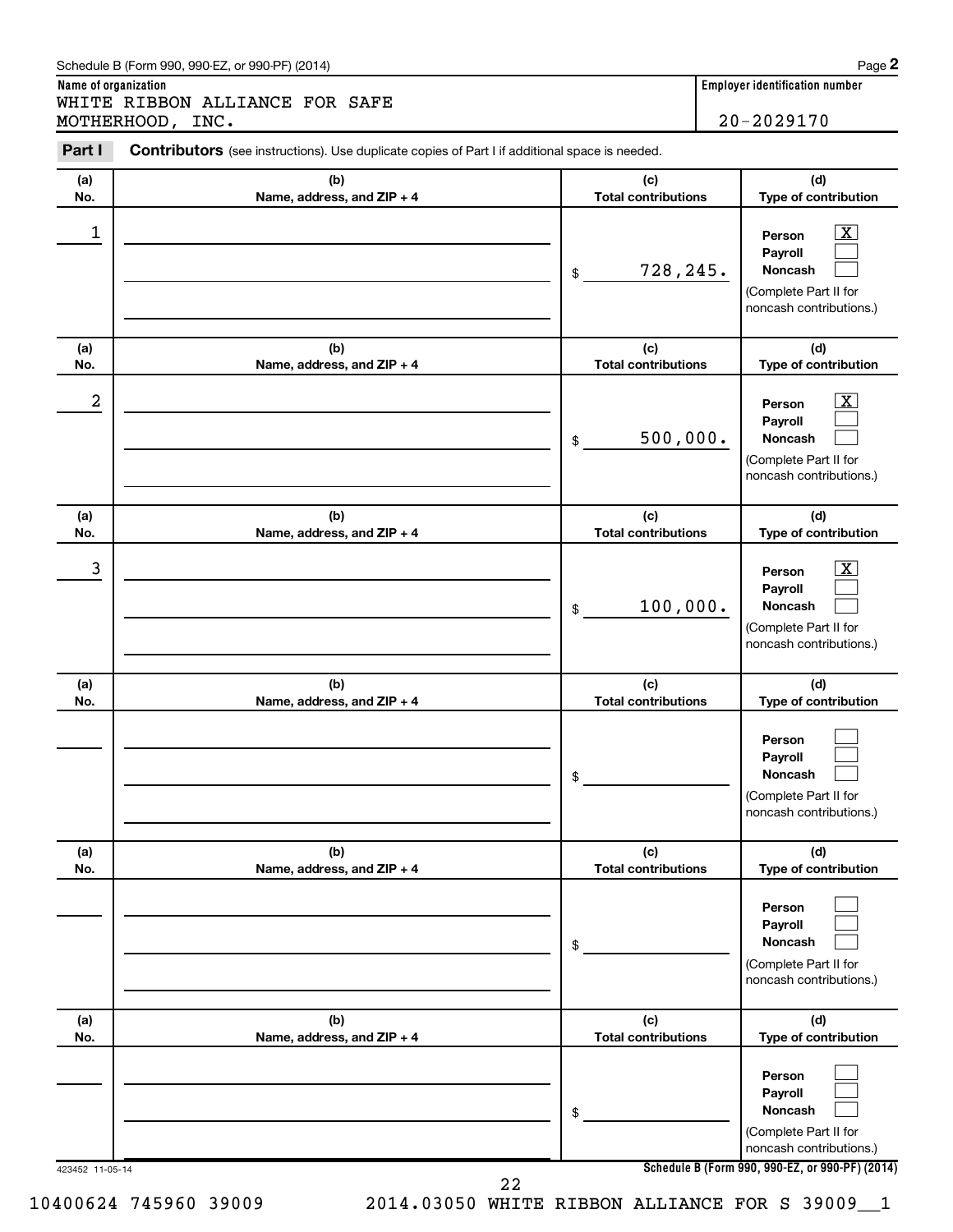Schedule B (Form 990, 990-EZ, or 990-PF) (2014) Page **2**

**Name of organization**

WHITE RIBBON ALLIANCE FOR SAFE MOTHERHOOD, INC.

**Employer identification number**

20-2029170

**Part I** **Contributors** (see instructions). Use duplicate copies of Part I if additional space is needed.

| (a) No. | (b) Name, address, and ZIP + 4 | (c) Total contributions | (d) Type of contribution |
|---|---|---|---|
| 1 | | $ 728,245. | Person [X] Payroll [ ] Noncash [ ] (Complete Part II for noncash contributions.) |
| 2 | | $ 500,000. | Person [X] Payroll [ ] Noncash [ ] (Complete Part II for noncash contributions.) |
| 3 | | $ 100,000. | Person [X] Payroll [ ] Noncash [ ] (Complete Part II for noncash contributions.) |
| | | $ | Person [ ] Payroll [ ] Noncash [ ] (Complete Part II for noncash contributions.) |
| | | $ | Person [ ] Payroll [ ] Noncash [ ] (Complete Part II for noncash contributions.) |
| | | $ | Person [ ] Payroll [ ] Noncash [ ] (Complete Part II for noncash contributions.) |

423452 11-05-14

**Schedule B (Form 990, 990-EZ, or 990-PF) (2014)**

10400624 745960 39009 2014.03050 WHITE RIBBON ALLIANCE FOR S 39009__1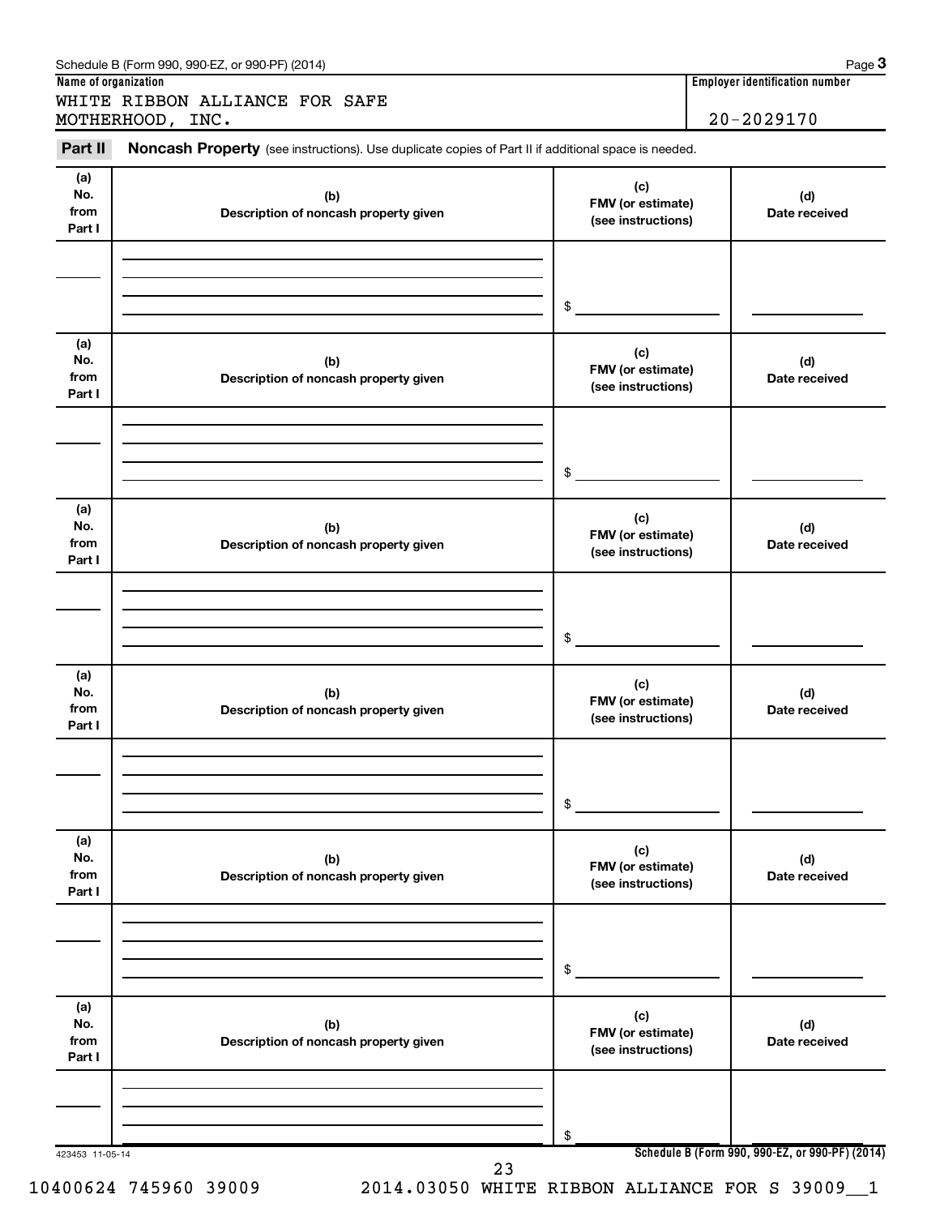Schedule B (Form 990, 990-EZ, or 990-PF) (2014)

**Name of organization**

WHITE RIBBON ALLIANCE FOR SAFE MOTHERHOOD, INC.

**Employer identification number**

20-2029170

**Part II** **Noncash Property** (see instructions). Use duplicate copies of Part II if additional space is needed.

| (a) No. from Part I | (b) Description of noncash property given | (c) FMV (or estimate) (see instructions) | (d) Date received |
|---|---|---|---|
| | | $ | |

| (a) No. from Part I | (b) Description of noncash property given | (c) FMV (or estimate) (see instructions) | (d) Date received |
|---|---|---|---|
| | | $ | |

| (a) No. from Part I | (b) Description of noncash property given | (c) FMV (or estimate) (see instructions) | (d) Date received |
|---|---|---|---|
| | | $ | |

| (a) No. from Part I | (b) Description of noncash property given | (c) FMV (or estimate) (see instructions) | (d) Date received |
|---|---|---|---|
| | | $ | |

| (a) No. from Part I | (b) Description of noncash property given | (c) FMV (or estimate) (see instructions) | (d) Date received |
|---|---|---|---|
| | | $ | |

| (a) No. from Part I | (b) Description of noncash property given | (c) FMV (or estimate) (see instructions) | (d) Date received |
|---|---|---|---|
| | | $ | |

423453 11-05-14

**Schedule B (Form 990, 990-EZ, or 990-PF) (2014)**

10400624 745960 39009 2014.03050 WHITE RIBBON ALLIANCE FOR S 39009__1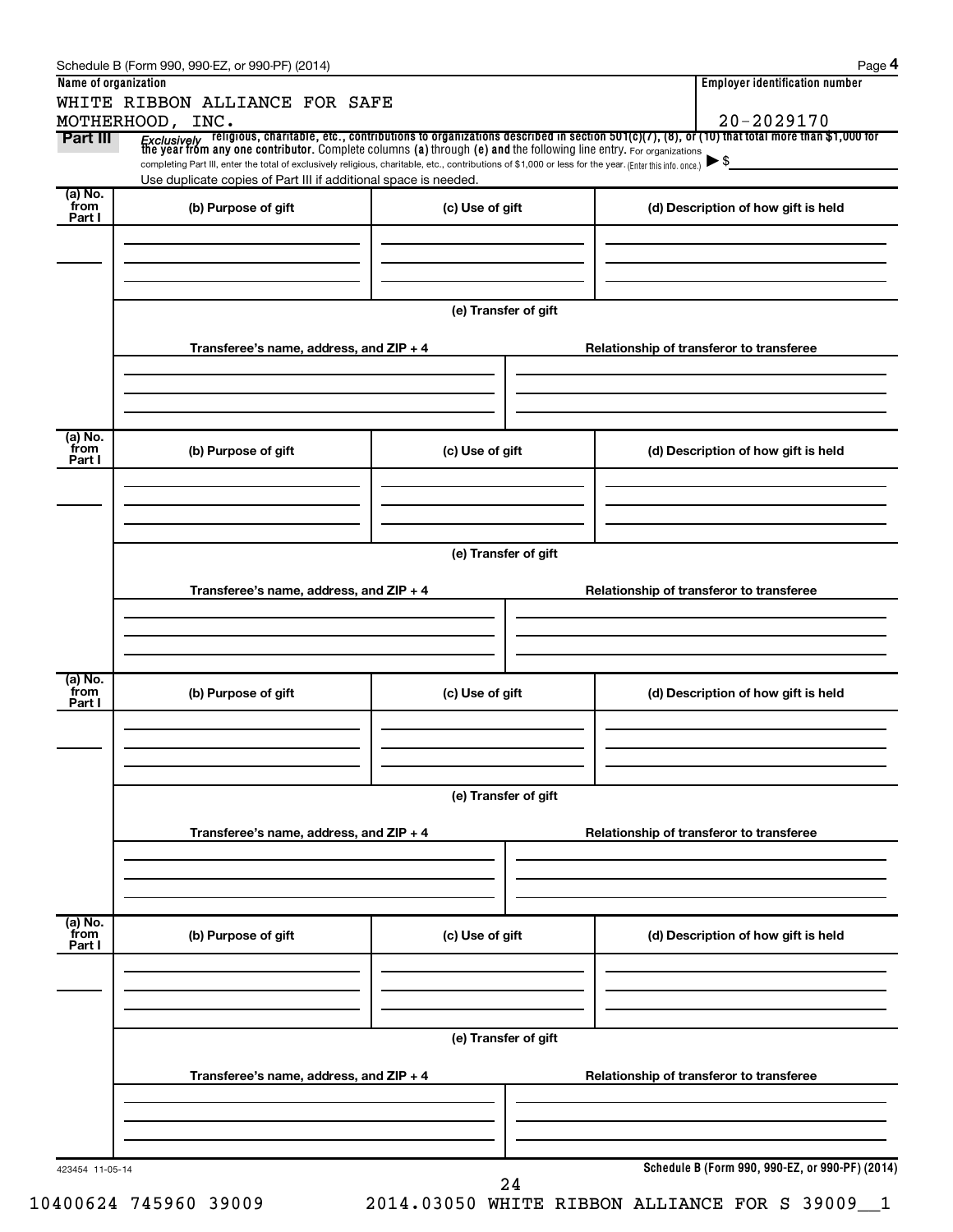Schedule B (Form 990, 990-EZ, or 990-PF) (2014)

**Name of organization**

WHITE RIBBON ALLIANCE FOR SAFE MOTHERHOOD, INC.

**Employer identification number**

20-2029170

**Part III** *Exclusively* religious, charitable, etc., contributions to organizations described in section 501(c)(7), (8), or (10) that total more than $1,000 for the year from any one contributor. Complete columns (a) through (e) and the following line entry. For organizations completing Part III, enter the total of exclusively religious, charitable, etc., contributions of $1,000 or less for the year. (Enter this info. once.) ▶ $

Use duplicate copies of Part III if additional space is needed.

| (a) No. from Part I | (b) Purpose of gift | (c) Use of gift | (d) Description of how gift is held |
|---|---|---|---|
| | | | |

(e) Transfer of gift

| Transferee's name, address, and ZIP + 4 | Relationship of transferor to transferee |
|---|---|
| | |

| (a) No. from Part I | (b) Purpose of gift | (c) Use of gift | (d) Description of how gift is held |
|---|---|---|---|
| | | | |

(e) Transfer of gift

| Transferee's name, address, and ZIP + 4 | Relationship of transferor to transferee |
|---|---|
| | |

| (a) No. from Part I | (b) Purpose of gift | (c) Use of gift | (d) Description of how gift is held |
|---|---|---|---|
| | | | |

(e) Transfer of gift

| Transferee's name, address, and ZIP + 4 | Relationship of transferor to transferee |
|---|---|
| | |

| (a) No. from Part I | (b) Purpose of gift | (c) Use of gift | (d) Description of how gift is held |
|---|---|---|---|
| | | | |

(e) Transfer of gift

| Transferee's name, address, and ZIP + 4 | Relationship of transferor to transferee |
|---|---|
| | |

423454 11-05-14

**Schedule B (Form 990, 990-EZ, or 990-PF) (2014)**

10400624 745960 39009 2014.03050 WHITE RIBBON ALLIANCE FOR S 39009__1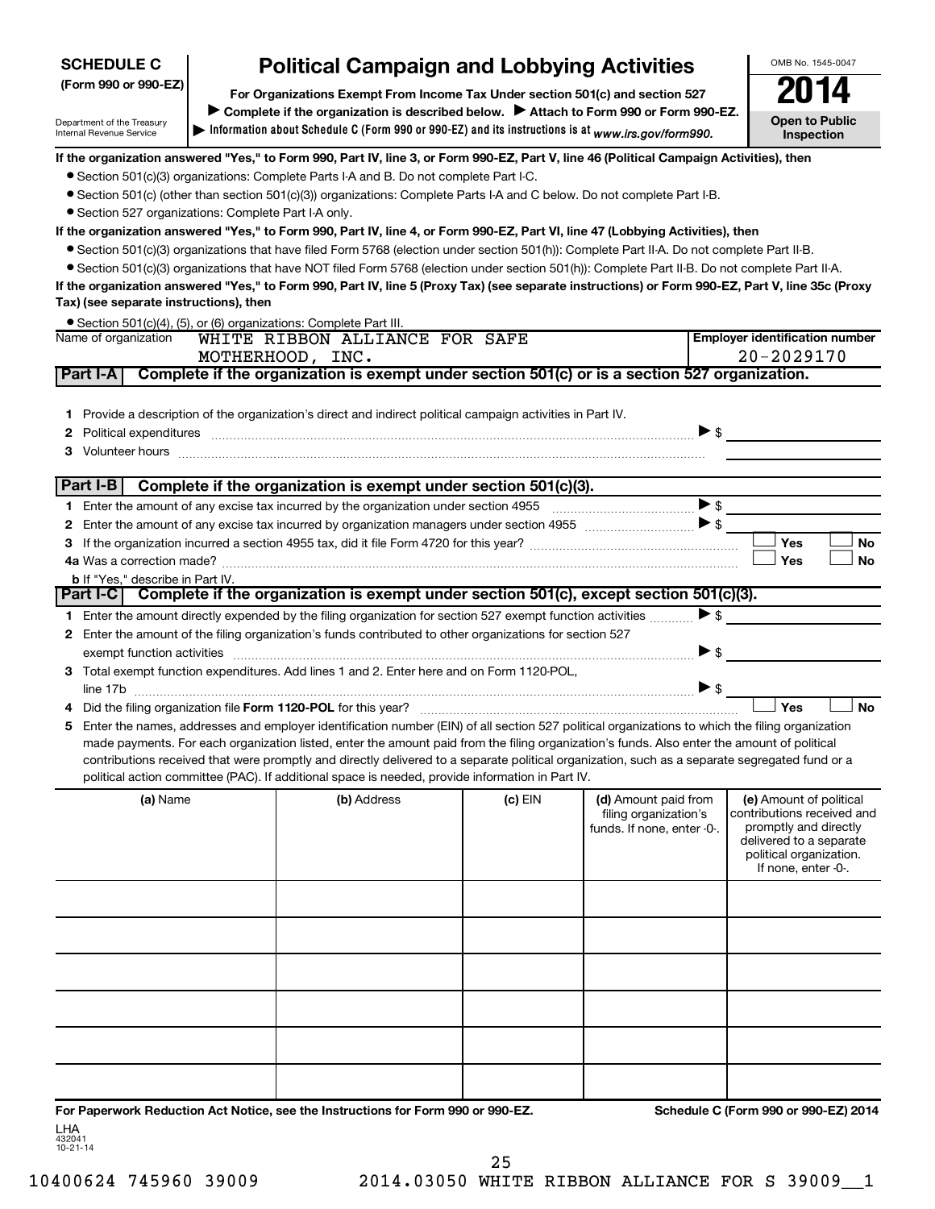**SCHEDULE C**
**(Form 990 or 990-EZ)**

Department of the Treasury
Internal Revenue Service

# Political Campaign and Lobbying Activities

**For Organizations Exempt From Income Tax Under section 501(c) and section 527**

▶ **Complete if the organization is described below.** ▶ **Attach to Form 990 or Form 990-EZ.**

▶ **Information about Schedule C (Form 990 or 990-EZ) and its instructions is at** *www.irs.gov/form990.*

OMB No. 1545-0047

**2014**

**Open to Public Inspection**

**If the organization answered "Yes," to Form 990, Part IV, line 3, or Form 990-EZ, Part V, line 46 (Political Campaign Activities), then**

- Section 501(c)(3) organizations: Complete Parts I-A and B. Do not complete Part I-C.
- Section 501(c) (other than section 501(c)(3)) organizations: Complete Parts I-A and C below. Do not complete Part I-B.
- Section 527 organizations: Complete Part I-A only.

**If the organization answered "Yes," to Form 990, Part IV, line 4, or Form 990-EZ, Part VI, line 47 (Lobbying Activities), then**

- Section 501(c)(3) organizations that have filed Form 5768 (election under section 501(h)): Complete Part II-A. Do not complete Part II-B.
- Section 501(c)(3) organizations that have NOT filed Form 5768 (election under section 501(h)): Complete Part II-B. Do not complete Part II-A.

**If the organization answered "Yes," to Form 990, Part IV, line 5 (Proxy Tax) (see separate instructions) or Form 990-EZ, Part V, line 35c (Proxy Tax) (see separate instructions), then**

- Section 501(c)(4), (5), or (6) organizations: Complete Part III.

| Name of organization | Employer identification number |
|---|---|
| WHITE RIBBON ALLIANCE FOR SAFE MOTHERHOOD, INC. | 20-2029170 |

## Part I-A Complete if the organization is exempt under section 501(c) or is a section 527 organization.

1. Provide a description of the organization's direct and indirect political campaign activities in Part IV.
2. Political expenditures ▶ $
3. Volunteer hours

## Part I-B Complete if the organization is exempt under section 501(c)(3).

1. Enter the amount of any excise tax incurred by the organization under section 4955 ▶ $
2. Enter the amount of any excise tax incurred by organization managers under section 4955 ▶ $
3. If the organization incurred a section 4955 tax, did it file Form 4720 for this year? ☐ Yes ☐ No

4a Was a correction made? ☐ Yes ☐ No

**b** If "Yes," describe in Part IV.

## Part I-C Complete if the organization is exempt under section 501(c), except section 501(c)(3).

1. Enter the amount directly expended by the filing organization for section 527 exempt function activities ▶ $
2. Enter the amount of the filing organization's funds contributed to other organizations for section 527 exempt function activities ▶ $
3. Total exempt function expenditures. Add lines 1 and 2. Enter here and on Form 1120-POL, line 17b ▶ $
4. Did the filing organization file **Form 1120-POL** for this year? ☐ Yes ☐ No
5. Enter the names, addresses and employer identification number (EIN) of all section 527 political organizations to which the filing organization made payments. For each organization listed, enter the amount paid from the filing organization's funds. Also enter the amount of political contributions received that were promptly and directly delivered to a separate political organization, such as a separate segregated fund or a political action committee (PAC). If additional space is needed, provide information in Part IV.

| (a) Name | (b) Address | (c) EIN | (d) Amount paid from filing organization's funds. If none, enter -0-. | (e) Amount of political contributions received and promptly and directly delivered to a separate political organization. If none, enter -0-. |
|---|---|---|---|---|
| | | | | |
| | | | | |
| | | | | |
| | | | | |
| | | | | |
| | | | | |

**For Paperwork Reduction Act Notice, see the Instructions for Form 990 or 990-EZ.**

**Schedule C (Form 990 or 990-EZ) 2014**

LHA
432041
10-21-14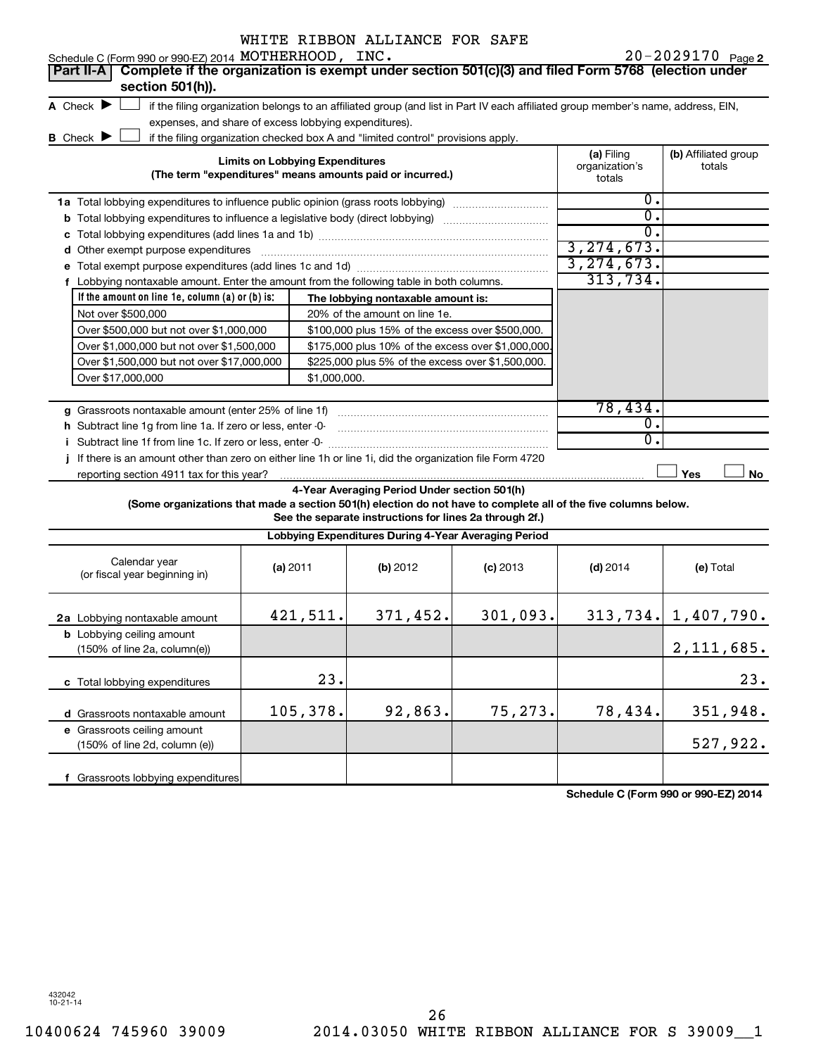WHITE RIBBON ALLIANCE FOR SAFE

Schedule C (Form 990 or 990-EZ) 2014 MOTHERHOOD, INC. 20-2029170 Page 2

**Part II-A** **Complete if the organization is exempt under section 501(c)(3) and filed Form 5768 (election under section 501(h)).**

A Check ▶ ☐ if the filing organization belongs to an affiliated group (and list in Part IV each affiliated group member's name, address, EIN, expenses, and share of excess lobbying expenditures).

B Check ▶ ☐ if the filing organization checked box A and "limited control" provisions apply.

| Limits on Lobbying Expenditures (The term "expenditures" means amounts paid or incurred.) | (a) Filing organization's totals | (b) Affiliated group totals |
|---|---|---|
| 1a Total lobbying expenditures to influence public opinion (grass roots lobbying) | 0. | |
| b Total lobbying expenditures to influence a legislative body (direct lobbying) | 0. | |
| c Total lobbying expenditures (add lines 1a and 1b) | 0. | |
| d Other exempt purpose expenditures | 3,274,673. | |
| e Total exempt purpose expenditures (add lines 1c and 1d) | 3,274,673. | |
| f Lobbying nontaxable amount. Enter the amount from the following table in both columns. | 313,734. | |

| If the amount on line 1e, column (a) or (b) is: | The lobbying nontaxable amount is: |
|---|---|
| Not over $500,000 | 20% of the amount on line 1e. |
| Over $500,000 but not over $1,000,000 | $100,000 plus 15% of the excess over $500,000. |
| Over $1,000,000 but not over $1,500,000 | $175,000 plus 10% of the excess over $1,000,000. |
| Over $1,500,000 but not over $17,000,000 | $225,000 plus 5% of the excess over $1,500,000. |
| Over $17,000,000 | $1,000,000. |

| | (a) Filing organization's totals | (b) Affiliated group totals |
|---|---|---|
| g Grassroots nontaxable amount (enter 25% of line 1f) | 78,434. | |
| h Subtract line 1g from line 1a. If zero or less, enter -0- | 0. | |
| i Subtract line 1f from line 1c. If zero or less, enter -0- | 0. | |
| j If there is an amount other than zero on either line 1h or line 1i, did the organization file Form 4720 reporting section 4911 tax for this year? | ☐ Yes | ☐ No |

**4-Year Averaging Period Under section 501(h)**

**(Some organizations that made a section 501(h) election do not have to complete all of the five columns below. See the separate instructions for lines 2a through 2f.)**

**Lobbying Expenditures During 4-Year Averaging Period**

| Calendar year (or fiscal year beginning in) | (a) 2011 | (b) 2012 | (c) 2013 | (d) 2014 | (e) Total |
|---|---|---|---|---|---|
| 2a Lobbying nontaxable amount | 421,511. | 371,452. | 301,093. | 313,734. | 1,407,790. |
| b Lobbying ceiling amount (150% of line 2a, column(e)) | | | | | 2,111,685. |
| c Total lobbying expenditures | 23. | | | | 23. |
| d Grassroots nontaxable amount | 105,378. | 92,863. | 75,273. | 78,434. | 351,948. |
| e Grassroots ceiling amount (150% of line 2d, column (e)) | | | | | 527,922. |
| f Grassroots lobbying expenditures | | | | | |

**Schedule C (Form 990 or 990-EZ) 2014**

432042 10-21-14

10400624 745960 39009 2014.03050 WHITE RIBBON ALLIANCE FOR S 39009__1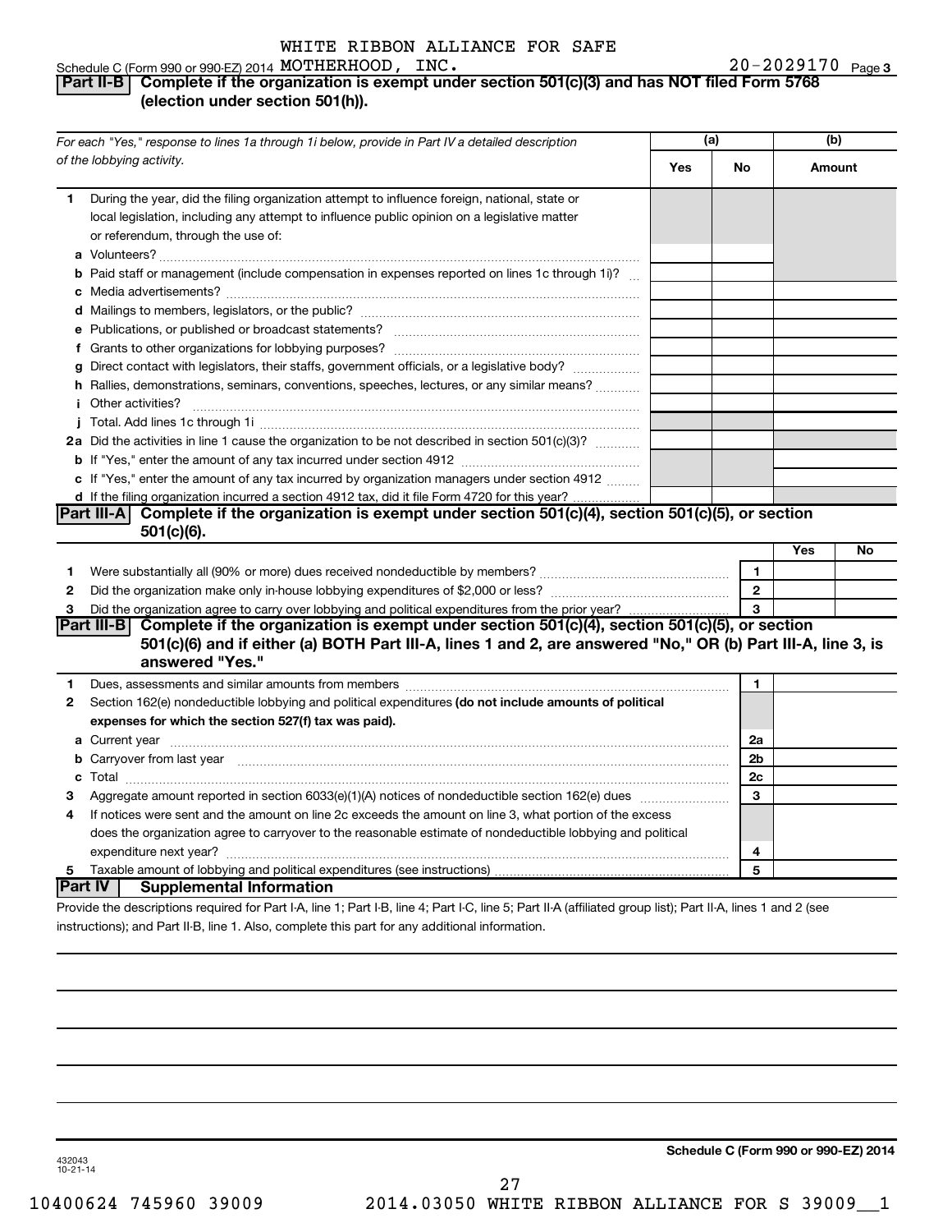WHITE RIBBON ALLIANCE FOR SAFE MOTHERHOOD, INC. 20-2029170

## Part II-B Complete if the organization is exempt under section 501(c)(3) and has NOT filed Form 5768 (election under section 501(h)).

| For each "Yes," response to lines 1a through 1i below, provide in Part IV a detailed description of the lobbying activity. | (a) Yes | (a) No | (b) Amount |
|---|---|---|---|
| **1** During the year, did the filing organization attempt to influence foreign, national, state or local legislation, including any attempt to influence public opinion on a legislative matter or referendum, through the use of: | | | |
| **a** Volunteers? | | | |
| **b** Paid staff or management (include compensation in expenses reported on lines 1c through 1i)? | | | |
| **c** Media advertisements? | | | |
| **d** Mailings to members, legislators, or the public? | | | |
| **e** Publications, or published or broadcast statements? | | | |
| **f** Grants to other organizations for lobbying purposes? | | | |
| **g** Direct contact with legislators, their staffs, government officials, or a legislative body? | | | |
| **h** Rallies, demonstrations, seminars, conventions, speeches, lectures, or any similar means? | | | |
| **i** Other activities? | | | |
| **j** Total. Add lines 1c through 1i | | | |
| **2a** Did the activities in line 1 cause the organization to be not described in section 501(c)(3)? | | | |
| **b** If "Yes," enter the amount of any tax incurred under section 4912 | | | |
| **c** If "Yes," enter the amount of any tax incurred by organization managers under section 4912 | | | |
| **d** If the filing organization incurred a section 4912 tax, did it file Form 4720 for this year? | | | |

## Part III-A Complete if the organization is exempt under section 501(c)(4), section 501(c)(5), or section 501(c)(6).

| | | | Yes | No |
|---|---|---|---|---|
| **1** | Were substantially all (90% or more) dues received nondeductible by members? | 1 | | |
| **2** | Did the organization make only in-house lobbying expenditures of $2,000 or less? | 2 | | |
| **3** | Did the organization agree to carry over lobbying and political expenditures from the prior year? | 3 | | |

## Part III-B Complete if the organization is exempt under section 501(c)(4), section 501(c)(5), or section 501(c)(6) and if either (a) BOTH Part III-A, lines 1 and 2, are answered "No," OR (b) Part III-A, line 3, is answered "Yes."

| | | | |
|---|---|---|---|
| **1** | Dues, assessments and similar amounts from members | 1 | |
| **2** | Section 162(e) nondeductible lobbying and political expenditures **(do not include amounts of political expenses for which the section 527(f) tax was paid).** | | |
| **a** | Current year | 2a | |
| **b** | Carryover from last year | 2b | |
| **c** | Total | 2c | |
| **3** | Aggregate amount reported in section 6033(e)(1)(A) notices of nondeductible section 162(e) dues | 3 | |
| **4** | If notices were sent and the amount on line 2c exceeds the amount on line 3, what portion of the excess does the organization agree to carryover to the reasonable estimate of nondeductible lobbying and political expenditure next year? | 4 | |
| **5** | Taxable amount of lobbying and political expenditures (see instructions) | 5 | |

## Part IV Supplemental Information

Provide the descriptions required for Part I-A, line 1; Part I-B, line 4; Part I-C, line 5; Part II-A (affiliated group list); Part II-A, lines 1 and 2 (see instructions); and Part II-B, line 1. Also, complete this part for any additional information.

**Schedule C (Form 990 or 990-EZ) 2014**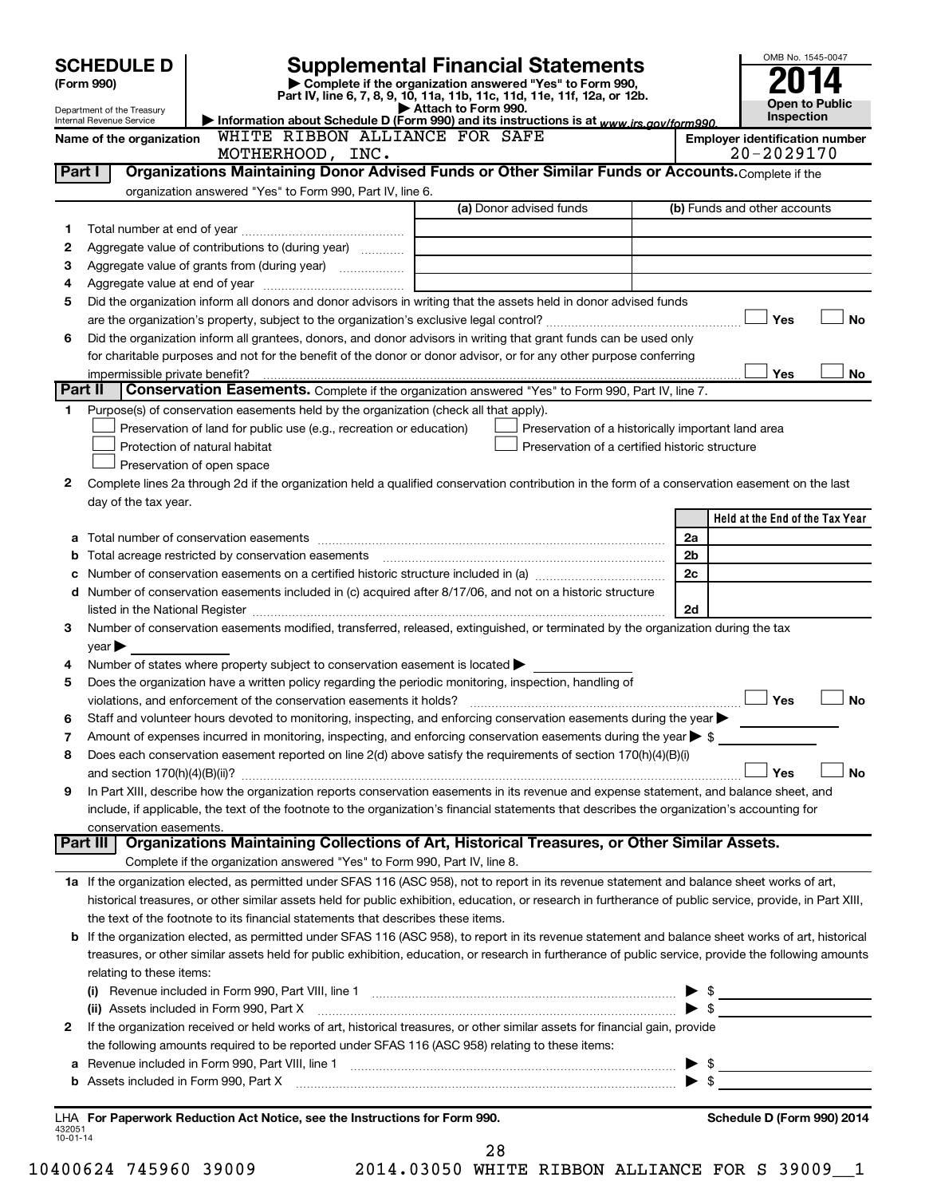# SCHEDULE D (Form 990)

Department of the Treasury
Internal Revenue Service

## Supplemental Financial Statements

▶ Complete if the organization answered "Yes" to Form 990, Part IV, line 6, 7, 8, 9, 10, 11a, 11b, 11c, 11d, 11e, 11f, 12a, or 12b.
▶ Attach to Form 990.
▶ Information about Schedule D (Form 990) and its instructions is at www.irs.gov/form990.

OMB No. 1545-0047
**2014**
**Open to Public Inspection**

**Name of the organization:** WHITE RIBBON ALLIANCE FOR SAFE MOTHERHOOD, INC.

**Employer identification number:** 20-2029170

## Part I — Organizations Maintaining Donor Advised Funds or Other Similar Funds or Accounts.

Complete if the organization answered "Yes" to Form 990, Part IV, line 6.

| | | (a) Donor advised funds | (b) Funds and other accounts |
|---|---|---|---|
| 1 | Total number at end of year | | |
| 2 | Aggregate value of contributions to (during year) | | |
| 3 | Aggregate value of grants from (during year) | | |
| 4 | Aggregate value at end of year | | |

5 Did the organization inform all donors and donor advisors in writing that the assets held in donor advised funds are the organization's property, subject to the organization's exclusive legal control? ☐ Yes ☐ No

6 Did the organization inform all grantees, donors, and donor advisors in writing that grant funds can be used only for charitable purposes and not for the benefit of the donor or donor advisor, or for any other purpose conferring impermissible private benefit? ☐ Yes ☐ No

## Part II — Conservation Easements.

Complete if the organization answered "Yes" to Form 990, Part IV, line 7.

1 Purpose(s) of conservation easements held by the organization (check all that apply).

- ☐ Preservation of land for public use (e.g., recreation or education)
- ☐ Protection of natural habitat
- ☐ Preservation of open space
- ☐ Preservation of a historically important land area
- ☐ Preservation of a certified historic structure

2 Complete lines 2a through 2d if the organization held a qualified conservation contribution in the form of a conservation easement on the last day of the tax year.

| | | | Held at the End of the Tax Year |
|---|---|---|---|
| a | Total number of conservation easements | 2a | |
| b | Total acreage restricted by conservation easements | 2b | |
| c | Number of conservation easements on a certified historic structure included in (a) | 2c | |
| d | Number of conservation easements included in (c) acquired after 8/17/06, and not on a historic structure listed in the National Register | 2d | |

3 Number of conservation easements modified, transferred, released, extinguished, or terminated by the organization during the tax year ▶

4 Number of states where property subject to conservation easement is located ▶

5 Does the organization have a written policy regarding the periodic monitoring, inspection, handling of violations, and enforcement of the conservation easements it holds? ☐ Yes ☐ No

6 Staff and volunteer hours devoted to monitoring, inspecting, and enforcing conservation easements during the year ▶

7 Amount of expenses incurred in monitoring, inspecting, and enforcing conservation easements during the year ▶ $

8 Does each conservation easement reported on line 2(d) above satisfy the requirements of section 170(h)(4)(B)(i) and section 170(h)(4)(B)(ii)? ☐ Yes ☐ No

9 In Part XIII, describe how the organization reports conservation easements in its revenue and expense statement, and balance sheet, and include, if applicable, the text of the footnote to the organization's financial statements that describes the organization's accounting for conservation easements.

## Part III — Organizations Maintaining Collections of Art, Historical Treasures, or Other Similar Assets.

Complete if the organization answered "Yes" to Form 990, Part IV, line 8.

1a If the organization elected, as permitted under SFAS 116 (ASC 958), not to report in its revenue statement and balance sheet works of art, historical treasures, or other similar assets held for public exhibition, education, or research in furtherance of public service, provide, in Part XIII, the text of the footnote to its financial statements that describes these items.

b If the organization elected, as permitted under SFAS 116 (ASC 958), to report in its revenue statement and balance sheet works of art, historical treasures, or other similar assets held for public exhibition, education, or research in furtherance of public service, provide the following amounts relating to these items:

(i) Revenue included in Form 990, Part VIII, line 1 ▶ $

(ii) Assets included in Form 990, Part X ▶ $

2 If the organization received or held works of art, historical treasures, or other similar assets for financial gain, provide the following amounts required to be reported under SFAS 116 (ASC 958) relating to these items:

a Revenue included in Form 990, Part VIII, line 1 ▶ $

b Assets included in Form 990, Part X ▶ $

LHA **For Paperwork Reduction Act Notice, see the Instructions for Form 990.**

432051 10-01-14

**Schedule D (Form 990) 2014**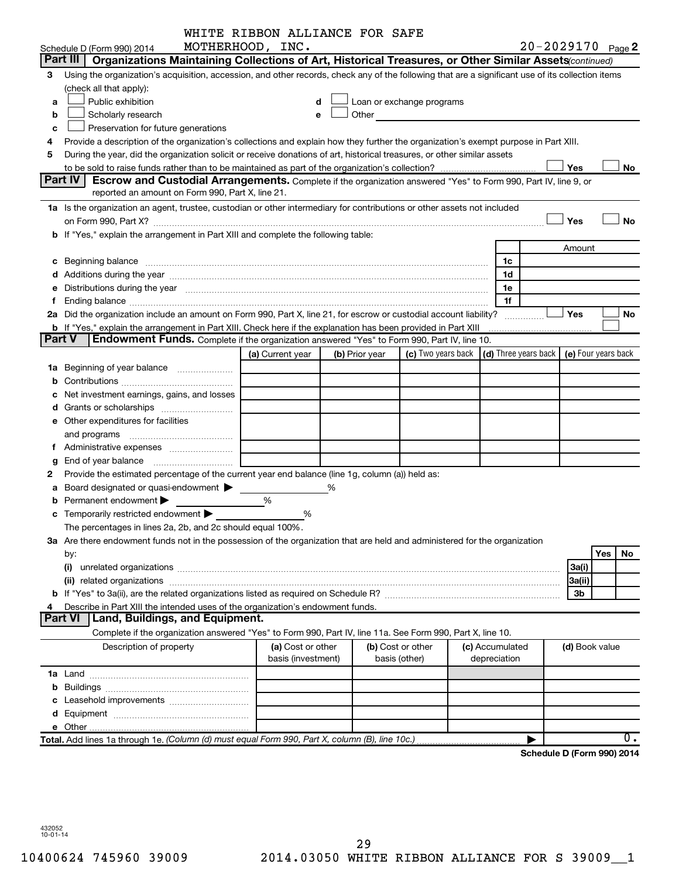WHITE RIBBON ALLIANCE FOR SAFE MOTHERHOOD, INC.

Schedule D (Form 990) 2014 20-2029170 Page 2

## Part III Organizations Maintaining Collections of Art, Historical Treasures, or Other Similar Assets *(continued)*

3 Using the organization's acquisition, accession, and other records, check any of the following that are a significant use of its collection items (check all that apply):

a ☐ Public exhibition
b ☐ Scholarly research
c ☐ Preservation for future generations
d ☐ Loan or exchange programs
e ☐ Other

4 Provide a description of the organization's collections and explain how they further the organization's exempt purpose in Part XIII.

5 During the year, did the organization solicit or receive donations of art, historical treasures, or other similar assets to be sold to raise funds rather than to be maintained as part of the organization's collection? ☐ Yes ☐ No

## Part IV Escrow and Custodial Arrangements.

Complete if the organization answered "Yes" to Form 990, Part IV, line 9, or reported an amount on Form 990, Part X, line 21.

1a Is the organization an agent, trustee, custodian or other intermediary for contributions or other assets not included on Form 990, Part X? ☐ Yes ☐ No

b If "Yes," explain the arrangement in Part XIII and complete the following table:

| | | Amount |
|---|---|---|
| c Beginning balance | 1c | |
| d Additions during the year | 1d | |
| e Distributions during the year | 1e | |
| f Ending balance | 1f | |

2a Did the organization include an amount on Form 990, Part X, line 21, for escrow or custodial account liability? ☐ Yes ☐ No

b If "Yes," explain the arrangement in Part XIII. Check here if the explanation has been provided in Part XIII ☐

## Part V Endowment Funds.

Complete if the organization answered "Yes" to Form 990, Part IV, line 10.

| | (a) Current year | (b) Prior year | (c) Two years back | (d) Three years back | (e) Four years back |
|---|---|---|---|---|---|
| 1a Beginning of year balance | | | | | |
| b Contributions | | | | | |
| c Net investment earnings, gains, and losses | | | | | |
| d Grants or scholarships | | | | | |
| e Other expenditures for facilities and programs | | | | | |
| f Administrative expenses | | | | | |
| g End of year balance | | | | | |

2 Provide the estimated percentage of the current year end balance (line 1g, column (a)) held as:

a Board designated or quasi-endowment ▶ %
b Permanent endowment ▶ %
c Temporarily restricted endowment ▶ %

The percentages in lines 2a, 2b, and 2c should equal 100%.

3a Are there endowment funds not in the possession of the organization that are held and administered for the organization by:

| | | Yes | No |
|---|---|---|---|
| (i) unrelated organizations | 3a(i) | | |
| (ii) related organizations | 3a(ii) | | |
| b If "Yes" to 3a(ii), are the related organizations listed as required on Schedule R? | 3b | | |

4 Describe in Part XIII the intended uses of the organization's endowment funds.

## Part VI Land, Buildings, and Equipment.

Complete if the organization answered "Yes" to Form 990, Part IV, line 11a. See Form 990, Part X, line 10.

| Description of property | (a) Cost or other basis (investment) | (b) Cost or other basis (other) | (c) Accumulated depreciation | (d) Book value |
|---|---|---|---|---|
| 1a Land | | | | |
| b Buildings | | | | |
| c Leasehold improvements | | | | |
| d Equipment | | | | |
| e Other | | | | |
| Total. Add lines 1a through 1e. *(Column (d) must equal Form 990, Part X, column (B), line 10c.)* | | | ▶ | 0. |

Schedule D (Form 990) 2014

432052 10-01-14

10400624 745960 39009 2014.03050 WHITE RIBBON ALLIANCE FOR S 39009__1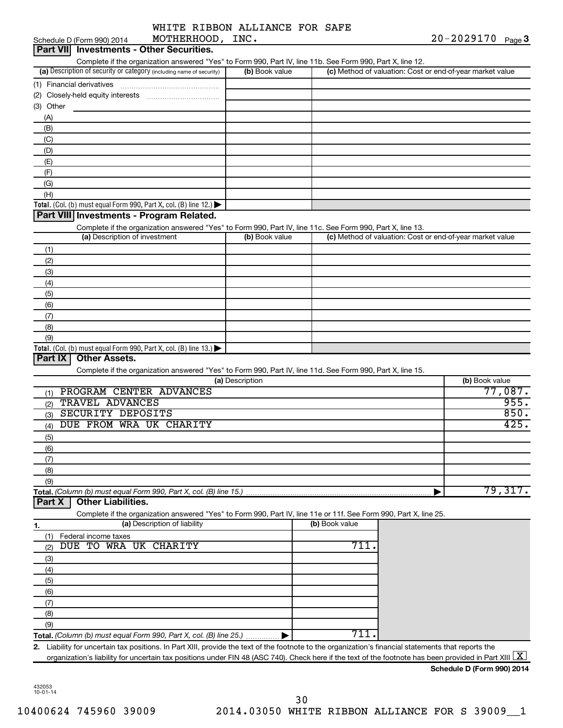WHITE RIBBON ALLIANCE FOR SAFE MOTHERHOOD, INC. 20-2029170

Schedule D (Form 990) 2014

## Part VII Investments - Other Securities.

Complete if the organization answered "Yes" to Form 990, Part IV, line 11b. See Form 990, Part X, line 12.

| (a) Description of security or category (including name of security) | (b) Book value | (c) Method of valuation: Cost or end-of-year market value |
|---|---|---|
| (1) Financial derivatives | | |
| (2) Closely-held equity interests | | |
| (3) Other | | |
| (A) | | |
| (B) | | |
| (C) | | |
| (D) | | |
| (E) | | |
| (F) | | |
| (G) | | |
| (H) | | |
| Total. (Col. (b) must equal Form 990, Part X, col. (B) line 12.) ▶ | | |

## Part VIII Investments - Program Related.

Complete if the organization answered "Yes" to Form 990, Part IV, line 11c. See Form 990, Part X, line 13.

| (a) Description of investment | (b) Book value | (c) Method of valuation: Cost or end-of-year market value |
|---|---|---|
| (1) | | |
| (2) | | |
| (3) | | |
| (4) | | |
| (5) | | |
| (6) | | |
| (7) | | |
| (8) | | |
| (9) | | |
| Total. (Col. (b) must equal Form 990, Part X, col. (B) line 13.) ▶ | | |

## Part IX Other Assets.

Complete if the organization answered "Yes" to Form 990, Part IV, line 11d. See Form 990, Part X, line 15.

| (a) Description | (b) Book value |
|---|---|
| (1) PROGRAM CENTER ADVANCES | 77,087. |
| (2) TRAVEL ADVANCES | 955. |
| (3) SECURITY DEPOSITS | 850. |
| (4) DUE FROM WRA UK CHARITY | 425. |
| (5) | |
| (6) | |
| (7) | |
| (8) | |
| (9) | |
| Total. (Column (b) must equal Form 990, Part X, col. (B) line 15.) ▶ | 79,317. |

## Part X Other Liabilities.

Complete if the organization answered "Yes" to Form 990, Part IV, line 11e or 11f. See Form 990, Part X, line 25.

| 1. (a) Description of liability | (b) Book value |
|---|---|
| (1) Federal income taxes | |
| (2) DUE TO WRA UK CHARITY | 711. |
| (3) | |
| (4) | |
| (5) | |
| (6) | |
| (7) | |
| (8) | |
| (9) | |
| Total. (Column (b) must equal Form 990, Part X, col. (B) line 25.) ▶ | 711. |

2. Liability for uncertain tax positions. In Part XIII, provide the text of the footnote to the organization's financial statements that reports the organization's liability for uncertain tax positions under FIN 48 (ASC 740). Check here if the text of the footnote has been provided in Part XIII [X]

**Schedule D (Form 990) 2014**

432053 10-01-14

10400624 745960 39009 2014.03050 WHITE RIBBON ALLIANCE FOR S 39009__1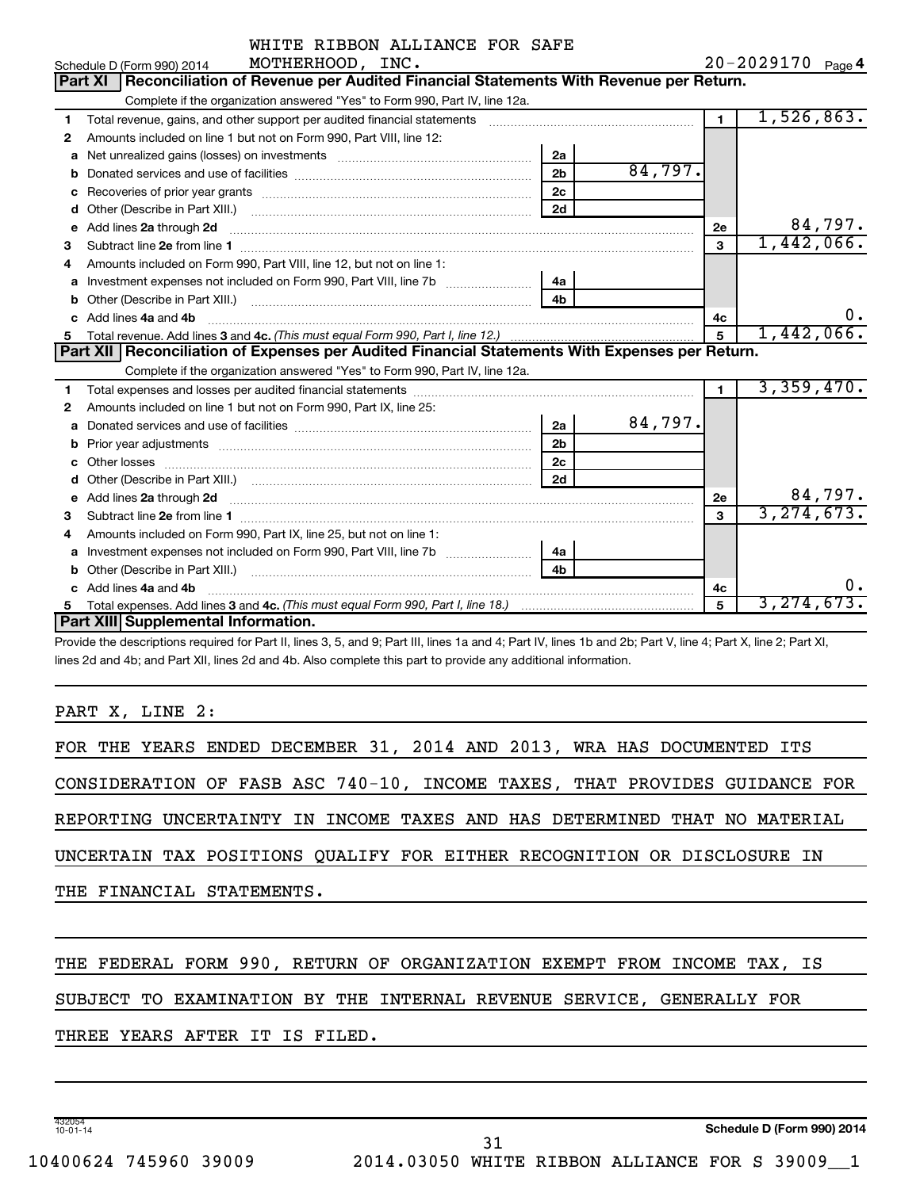WHITE RIBBON ALLIANCE FOR SAFE MOTHERHOOD, INC.

Schedule D (Form 990) 2014 — 20-2029170 Page 4

## Part XI Reconciliation of Revenue per Audited Financial Statements With Revenue per Return.

Complete if the organization answered "Yes" to Form 990, Part IV, line 12a.

| | | | | | |
|---|---|---|---|---|---|
| 1 | Total revenue, gains, and other support per audited financial statements | | | 1 | 1,526,863. |
| 2 | Amounts included on line 1 but not on Form 990, Part VIII, line 12: | | | | |
| a | Net unrealized gains (losses) on investments | 2a | | | |
| b | Donated services and use of facilities | 2b | 84,797. | | |
| c | Recoveries of prior year grants | 2c | | | |
| d | Other (Describe in Part XIII.) | 2d | | | |
| e | Add lines 2a through 2d | | | 2e | 84,797. |
| 3 | Subtract line 2e from line 1 | | | 3 | 1,442,066. |
| 4 | Amounts included on Form 990, Part VIII, line 12, but not on line 1: | | | | |
| a | Investment expenses not included on Form 990, Part VIII, line 7b | 4a | | | |
| b | Other (Describe in Part XIII.) | 4b | | | |
| c | Add lines 4a and 4b | | | 4c | 0. |
| 5 | Total revenue. Add lines 3 and 4c. *(This must equal Form 990, Part I, line 12.)* | | | 5 | 1,442,066. |

## Part XII Reconciliation of Expenses per Audited Financial Statements With Expenses per Return.

Complete if the organization answered "Yes" to Form 990, Part IV, line 12a.

| | | | | | |
|---|---|---|---|---|---|
| 1 | Total expenses and losses per audited financial statements | | | 1 | 3,359,470. |
| 2 | Amounts included on line 1 but not on Form 990, Part IX, line 25: | | | | |
| a | Donated services and use of facilities | 2a | 84,797. | | |
| b | Prior year adjustments | 2b | | | |
| c | Other losses | 2c | | | |
| d | Other (Describe in Part XIII.) | 2d | | | |
| e | Add lines 2a through 2d | | | 2e | 84,797. |
| 3 | Subtract line 2e from line 1 | | | 3 | 3,274,673. |
| 4 | Amounts included on Form 990, Part IX, line 25, but not on line 1: | | | | |
| a | Investment expenses not included on Form 990, Part VIII, line 7b | 4a | | | |
| b | Other (Describe in Part XIII.) | 4b | | | |
| c | Add lines 4a and 4b | | | 4c | 0. |
| 5 | Total expenses. Add lines 3 and 4c. *(This must equal Form 990, Part I, line 18.)* | | | 5 | 3,274,673. |

## Part XIII Supplemental Information.

Provide the descriptions required for Part II, lines 3, 5, and 9; Part III, lines 1a and 4; Part IV, lines 1b and 2b; Part V, line 4; Part X, line 2; Part XI, lines 2d and 4b; and Part XII, lines 2d and 4b. Also complete this part to provide any additional information.

PART X, LINE 2:

FOR THE YEARS ENDED DECEMBER 31, 2014 AND 2013, WRA HAS DOCUMENTED ITS CONSIDERATION OF FASB ASC 740-10, INCOME TAXES, THAT PROVIDES GUIDANCE FOR REPORTING UNCERTAINTY IN INCOME TAXES AND HAS DETERMINED THAT NO MATERIAL UNCERTAIN TAX POSITIONS QUALIFY FOR EITHER RECOGNITION OR DISCLOSURE IN THE FINANCIAL STATEMENTS.

THE FEDERAL FORM 990, RETURN OF ORGANIZATION EXEMPT FROM INCOME TAX, IS SUBJECT TO EXAMINATION BY THE INTERNAL REVENUE SERVICE, GENERALLY FOR THREE YEARS AFTER IT IS FILED.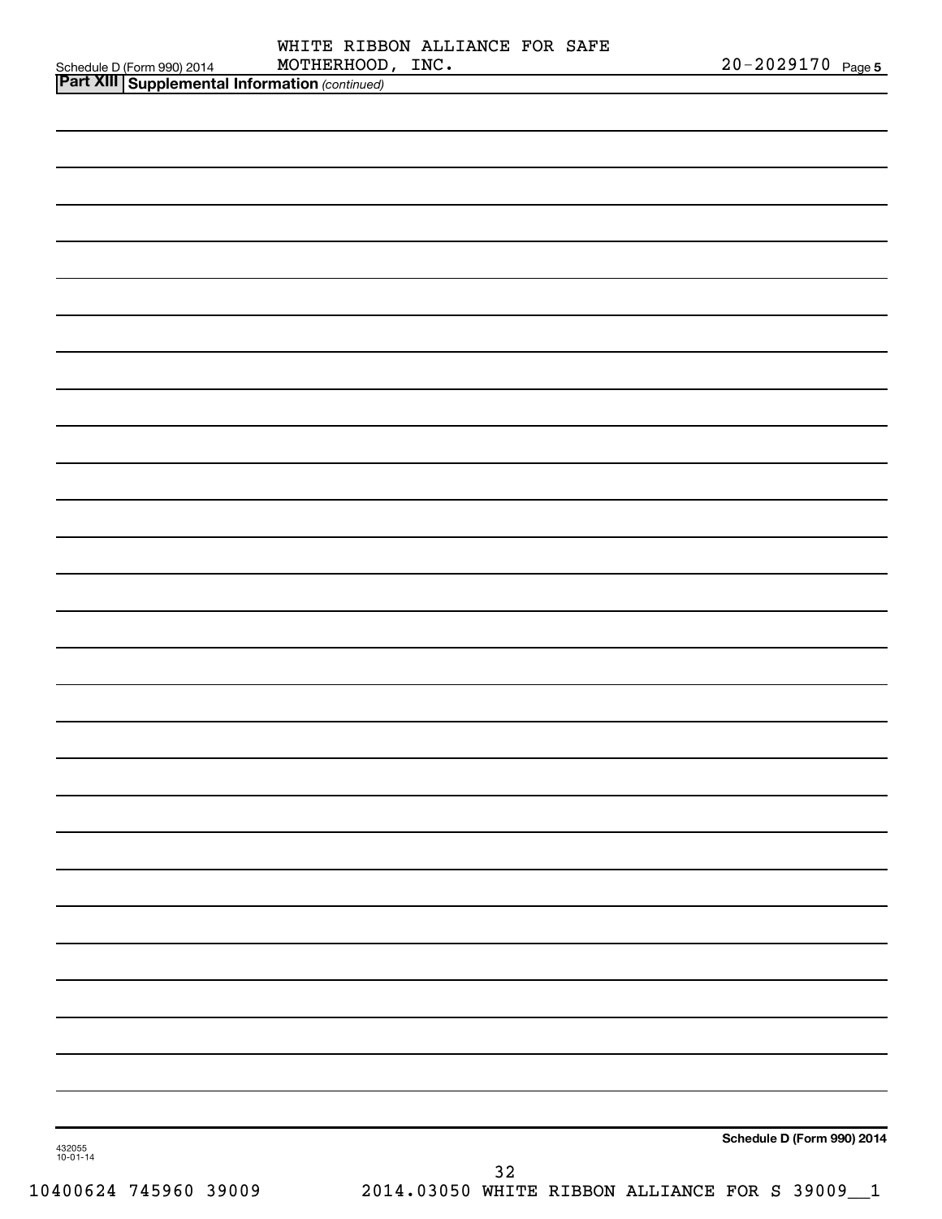## Part XIII Supplemental Information *(continued)*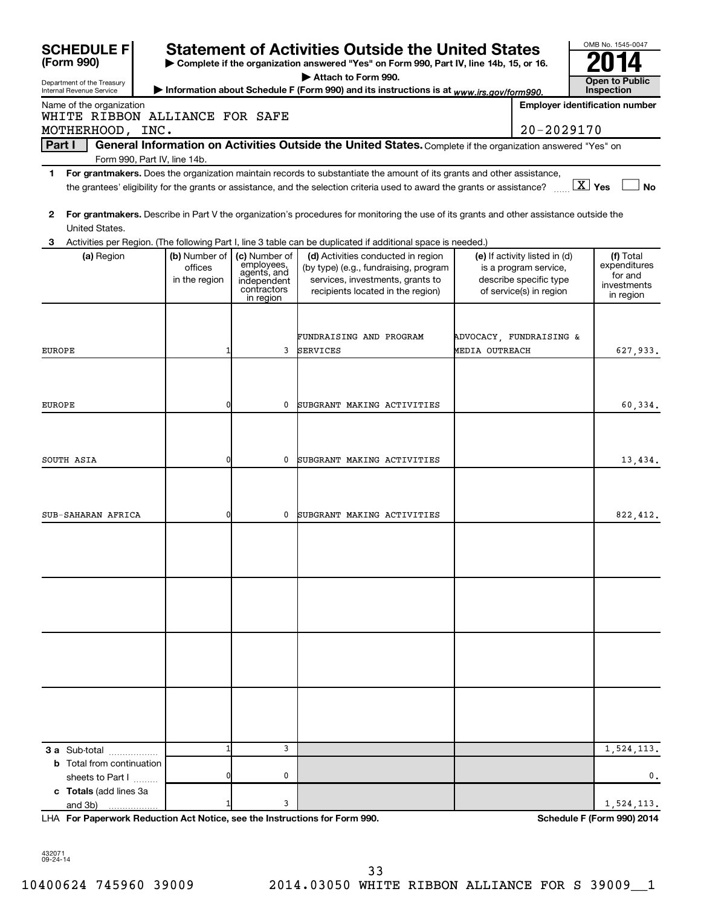**SCHEDULE F (Form 990)**

Department of the Treasury
Internal Revenue Service

# Statement of Activities Outside the United States

▶ Complete if the organization answered "Yes" on Form 990, Part IV, line 14b, 15, or 16.
▶ Attach to Form 990.
▶ Information about Schedule F (Form 990) and its instructions is at *www.irs.gov/form990.*

OMB No. 1545-0047
**2014**
**Open to Public Inspection**

Name of the organization: WHITE RIBBON ALLIANCE FOR SAFE MOTHERHOOD, INC.

Employer identification number: 20-2029170

**Part I — General Information on Activities Outside the United States.** Complete if the organization answered "Yes" on Form 990, Part IV, line 14b.

**1** **For grantmakers.** Does the organization maintain records to substantiate the amount of its grants and other assistance, the grantees' eligibility for the grants or assistance, and the selection criteria used to award the grants or assistance? [X] Yes [ ] No

**2** **For grantmakers.** Describe in Part V the organization's procedures for monitoring the use of its grants and other assistance outside the United States.

**3** Activities per Region. (The following Part I, line 3 table can be duplicated if additional space is needed.)

| (a) Region | (b) Number of offices in the region | (c) Number of employees, agents, and independent contractors in region | (d) Activities conducted in region (by type) (e.g., fundraising, program services, investments, grants to recipients located in the region) | (e) If activity listed in (d) is a program service, describe specific type of service(s) in region | (f) Total expenditures for and investments in region |
|---|---|---|---|---|---|
| EUROPE | 1 | 3 | FUNDRAISING AND PROGRAM SERVICES | ADVOCACY, FUNDRAISING & MEDIA OUTREACH | 627,933. |
| EUROPE | 0 | 0 | SUBGRANT MAKING ACTIVITIES | | 60,334. |
| SOUTH ASIA | 0 | 0 | SUBGRANT MAKING ACTIVITIES | | 13,434. |
| SUB-SAHARAN AFRICA | 0 | 0 | SUBGRANT MAKING ACTIVITIES | | 822,412. |
| | | | | | |
| | | | | | |
| | | | | | |
| | | | | | |
| **3 a** Sub-total | 1 | 3 | | | 1,524,113. |
| **b** Total from continuation sheets to Part I | 0 | 0 | | | 0. |
| **c Totals** (add lines 3a and 3b) | 1 | 3 | | | 1,524,113. |

LHA **For Paperwork Reduction Act Notice, see the Instructions for Form 990.** **Schedule F (Form 990) 2014**

432071
09-24-14

10400624 745960 39009 2014.03050 WHITE RIBBON ALLIANCE FOR S 39009__1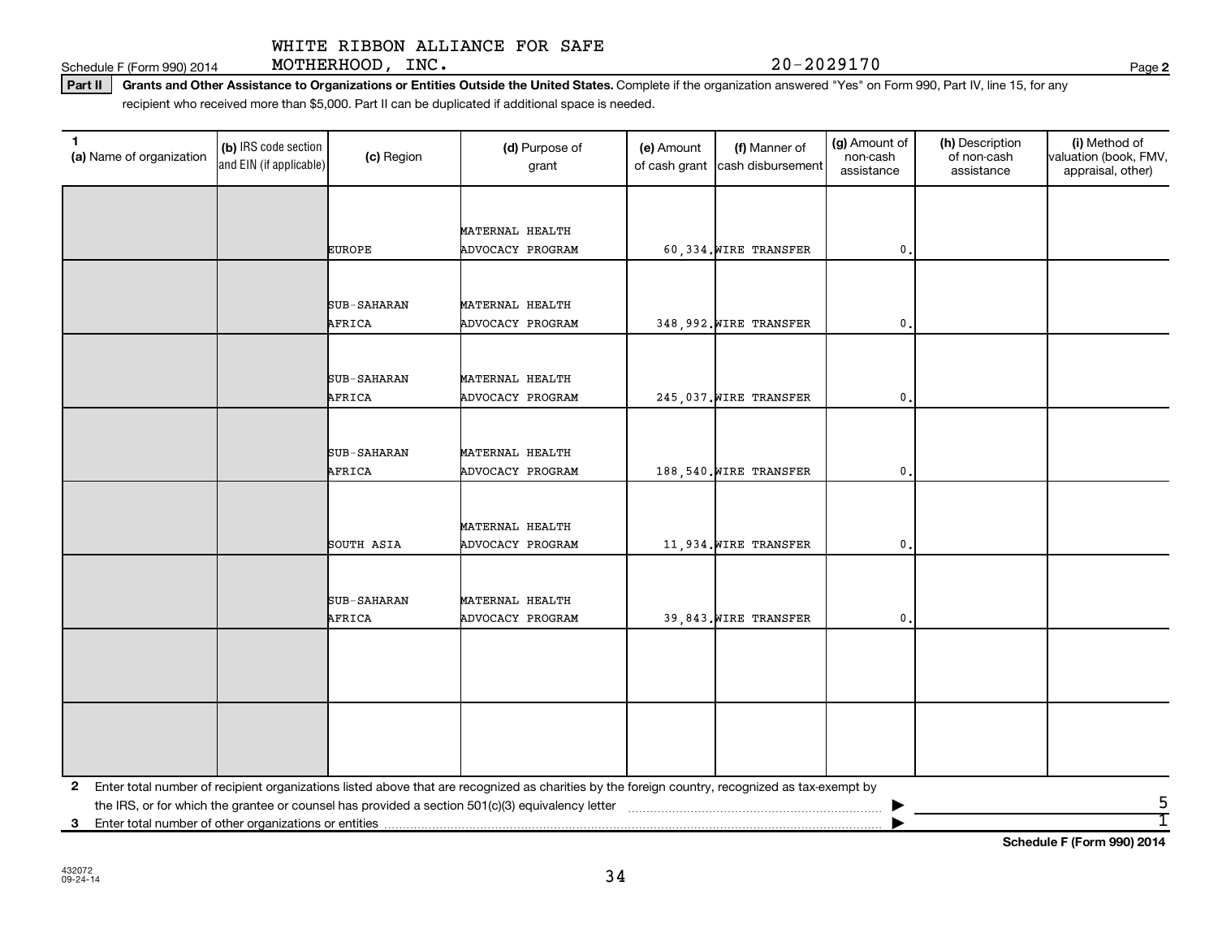WHITE RIBBON ALLIANCE FOR SAFE MOTHERHOOD, INC. 20-2029170

**Part II** **Grants and Other Assistance to Organizations or Entities Outside the United States.** Complete if the organization answered "Yes" on Form 990, Part IV, line 15, for any recipient who received more than $5,000. Part II can be duplicated if additional space is needed.

| 1 (a) Name of organization | (b) IRS code section and EIN (if applicable) | (c) Region | (d) Purpose of grant | (e) Amount of cash grant | (f) Manner of cash disbursement | (g) Amount of non-cash assistance | (h) Description of non-cash assistance | (i) Method of valuation (book, FMV, appraisal, other) |
|---|---|---|---|---|---|---|---|---|
| | | EUROPE | MATERNAL HEALTH ADVOCACY PROGRAM | 60,334. | WIRE TRANSFER | 0. | | |
| | | SUB-SAHARAN AFRICA | MATERNAL HEALTH ADVOCACY PROGRAM | 348,992. | WIRE TRANSFER | 0. | | |
| | | SUB-SAHARAN AFRICA | MATERNAL HEALTH ADVOCACY PROGRAM | 245,037. | WIRE TRANSFER | 0. | | |
| | | SUB-SAHARAN AFRICA | MATERNAL HEALTH ADVOCACY PROGRAM | 188,540. | WIRE TRANSFER | 0. | | |
| | | SOUTH ASIA | MATERNAL HEALTH ADVOCACY PROGRAM | 11,934. | WIRE TRANSFER | 0. | | |
| | | SUB-SAHARAN AFRICA | MATERNAL HEALTH ADVOCACY PROGRAM | 39,843. | WIRE TRANSFER | 0. | | |
| | | | | | | | | |
| | | | | | | | | |

**2** Enter total number of recipient organizations listed above that are recognized as charities by the foreign country, recognized as tax-exempt by the IRS, or for which the grantee or counsel has provided a section 501(c)(3) equivalency letter ▶ 5

**3** Enter total number of other organizations or entities ▶ 1

**Schedule F (Form 990) 2014**

432072 09-24-14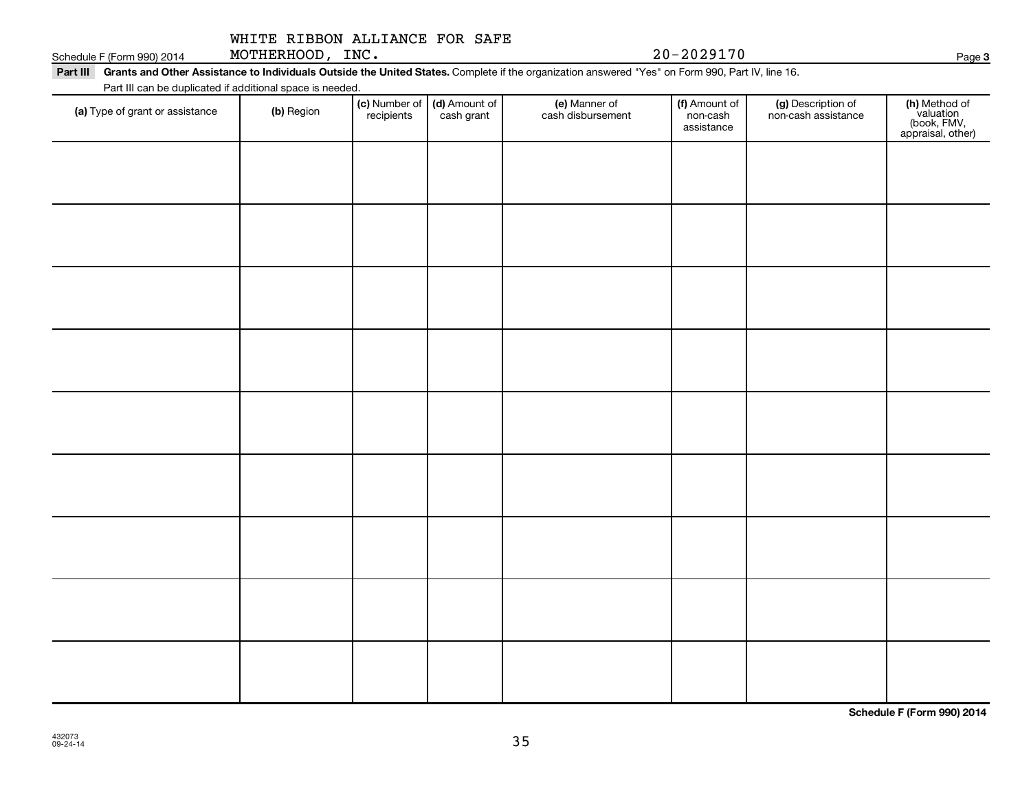WHITE RIBBON ALLIANCE FOR SAFE MOTHERHOOD, INC. 20-2029170

Schedule F (Form 990) 2014

**Part III** **Grants and Other Assistance to Individuals Outside the United States.** Complete if the organization answered "Yes" on Form 990, Part IV, line 16.

Part III can be duplicated if additional space is needed.

| **(a)** Type of grant or assistance | **(b)** Region | **(c)** Number of recipients | **(d)** Amount of cash grant | **(e)** Manner of cash disbursement | **(f)** Amount of non-cash assistance | **(g)** Description of non-cash assistance | **(h)** Method of valuation (book, FMV, appraisal, other) |
|---|---|---|---|---|---|---|---|
| | | | | | | | |
| | | | | | | | |
| | | | | | | | |
| | | | | | | | |
| | | | | | | | |
| | | | | | | | |
| | | | | | | | |
| | | | | | | | |
| | | | | | | | |

**Schedule F (Form 990) 2014**

432073
09-24-14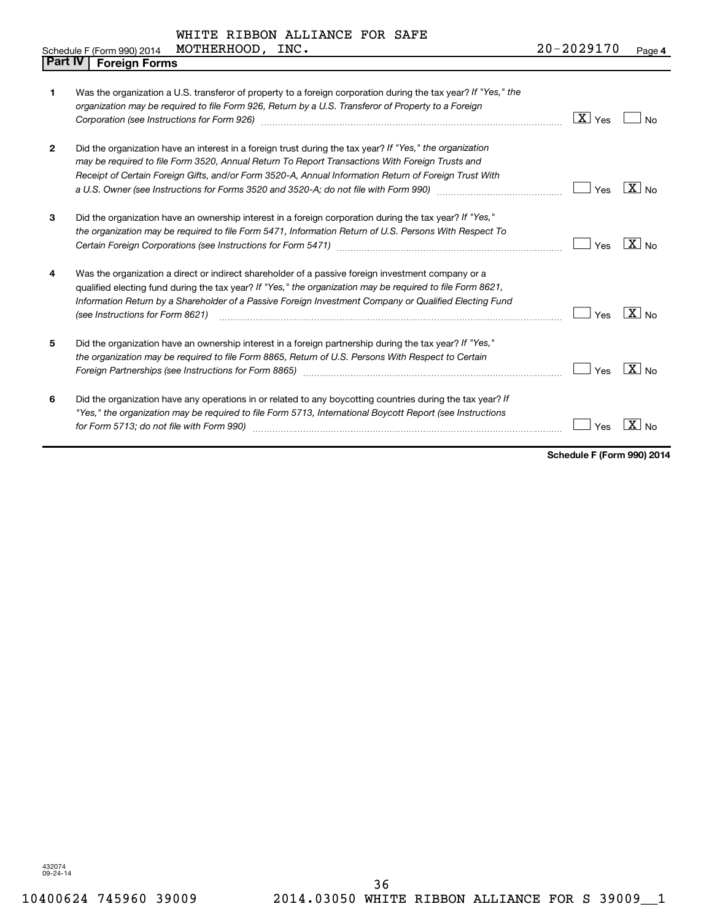WHITE RIBBON ALLIANCE FOR SAFE

Schedule F (Form 990) 2014 MOTHERHOOD, INC. 20-2029170 Page **4**

## Part IV Foreign Forms

| | | |
|---|---|---|
| **1** | Was the organization a U.S. transferor of property to a foreign corporation during the tax year? *If "Yes," the organization may be required to file Form 926, Return by a U.S. Transferor of Property to a Foreign Corporation (see Instructions for Form 926)* | [X] Yes [ ] No |
| **2** | Did the organization have an interest in a foreign trust during the tax year? *If "Yes," the organization may be required to file Form 3520, Annual Return To Report Transactions With Foreign Trusts and Receipt of Certain Foreign Gifts, and/or Form 3520-A, Annual Information Return of Foreign Trust With a U.S. Owner (see Instructions for Forms 3520 and 3520-A; do not file with Form 990)* | [ ] Yes [X] No |
| **3** | Did the organization have an ownership interest in a foreign corporation during the tax year? *If "Yes," the organization may be required to file Form 5471, Information Return of U.S. Persons With Respect To Certain Foreign Corporations (see Instructions for Form 5471)* | [ ] Yes [X] No |
| **4** | Was the organization a direct or indirect shareholder of a passive foreign investment company or a qualified electing fund during the tax year? *If "Yes," the organization may be required to file Form 8621, Information Return by a Shareholder of a Passive Foreign Investment Company or Qualified Electing Fund (see Instructions for Form 8621)* | [ ] Yes [X] No |
| **5** | Did the organization have an ownership interest in a foreign partnership during the tax year? *If "Yes," the organization may be required to file Form 8865, Return of U.S. Persons With Respect to Certain Foreign Partnerships (see Instructions for Form 8865)* | [ ] Yes [X] No |
| **6** | Did the organization have any operations in or related to any boycotting countries during the tax year? *If "Yes," the organization may be required to file Form 5713, International Boycott Report (see Instructions for Form 5713; do not file with Form 990)* | [ ] Yes [X] No |

**Schedule F (Form 990) 2014**

432074
09-24-14

10400624 745960 39009 2014.03050 WHITE RIBBON ALLIANCE FOR S 39009__1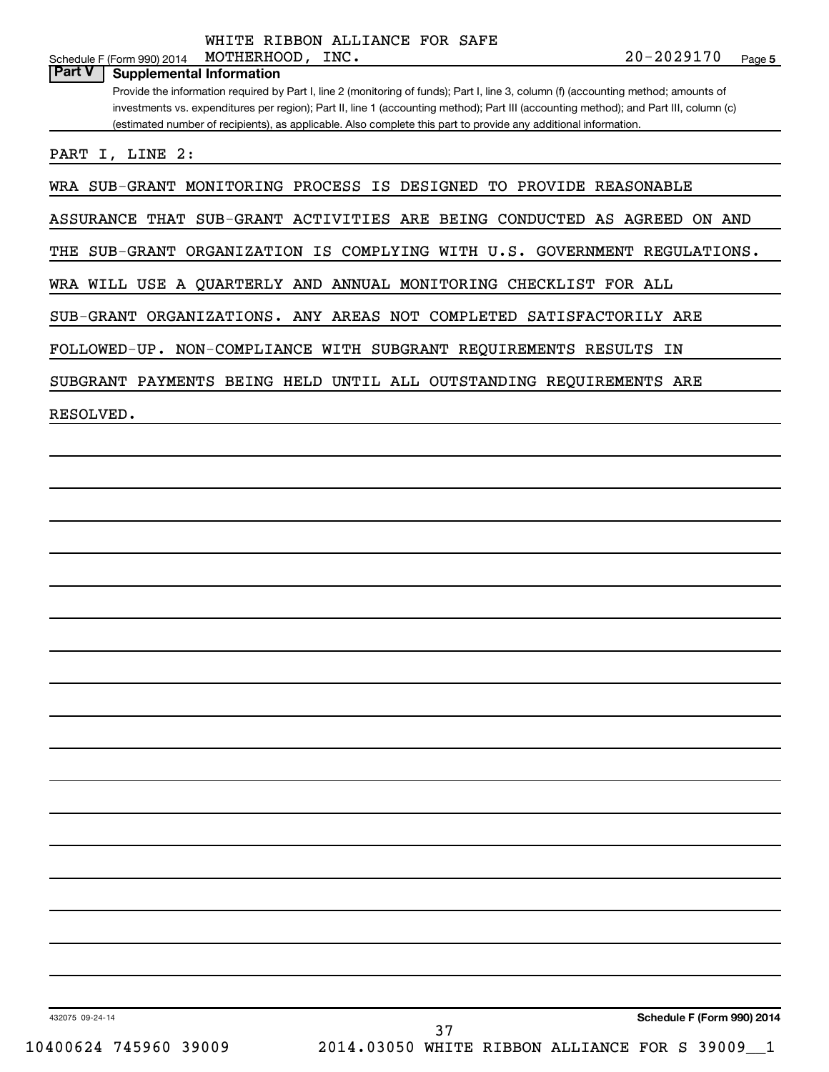WHITE RIBBON ALLIANCE FOR SAFE MOTHERHOOD, INC. 20-2029170

Schedule F (Form 990) 2014 Page 5

## Part V Supplemental Information

Provide the information required by Part I, line 2 (monitoring of funds); Part I, line 3, column (f) (accounting method; amounts of investments vs. expenditures per region); Part II, line 1 (accounting method); Part III (accounting method); and Part III, column (c) (estimated number of recipients), as applicable. Also complete this part to provide any additional information.

PART I, LINE 2:

WRA SUB-GRANT MONITORING PROCESS IS DESIGNED TO PROVIDE REASONABLE ASSURANCE THAT SUB-GRANT ACTIVITIES ARE BEING CONDUCTED AS AGREED ON AND THE SUB-GRANT ORGANIZATION IS COMPLYING WITH U.S. GOVERNMENT REGULATIONS. WRA WILL USE A QUARTERLY AND ANNUAL MONITORING CHECKLIST FOR ALL SUB-GRANT ORGANIZATIONS. ANY AREAS NOT COMPLETED SATISFACTORILY ARE FOLLOWED-UP. NON-COMPLIANCE WITH SUBGRANT REQUIREMENTS RESULTS IN SUBGRANT PAYMENTS BEING HELD UNTIL ALL OUTSTANDING REQUIREMENTS ARE RESOLVED.

432075 09-24-14 Schedule F (Form 990) 2014

10400624 745960 39009 2014.03050 WHITE RIBBON ALLIANCE FOR S 39009__1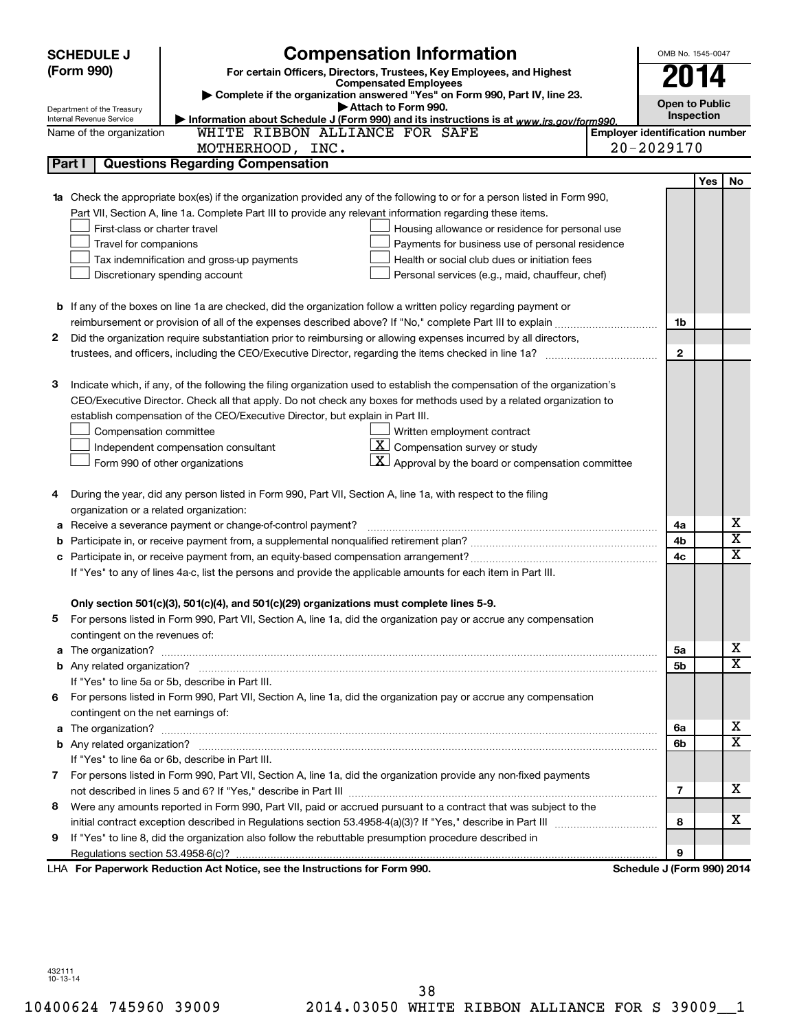**SCHEDULE J (Form 990)**

Department of the Treasury
Internal Revenue Service

# Compensation Information

**For certain Officers, Directors, Trustees, Key Employees, and Highest Compensated Employees**

▶ Complete if the organization answered "Yes" on Form 990, Part IV, line 23.
▶ Attach to Form 990.
▶ Information about Schedule J (Form 990) and its instructions is at *www.irs.gov/form990.*

OMB No. 1545-0047

**2014**

**Open to Public Inspection**

Name of the organization: WHITE RIBBON ALLIANCE FOR SAFE MOTHERHOOD, INC.

**Employer identification number:** 20-2029170

## Part I | Questions Regarding Compensation

| | | | Yes | No |
|---|---|---|---|---|
| **1a** | Check the appropriate box(es) if the organization provided any of the following to or for a person listed in Form 990, Part VII, Section A, line 1a. Complete Part III to provide any relevant information regarding these items.<br>☐ First-class or charter travel ☐ Housing allowance or residence for personal use<br>☐ Travel for companions ☐ Payments for business use of personal residence<br>☐ Tax indemnification and gross-up payments ☐ Health or social club dues or initiation fees<br>☐ Discretionary spending account ☐ Personal services (e.g., maid, chauffeur, chef) | | | |
| **b** | If any of the boxes on line 1a are checked, did the organization follow a written policy regarding payment or reimbursement or provision of all of the expenses described above? If "No," complete Part III to explain | **1b** | | |
| **2** | Did the organization require substantiation prior to reimbursing or allowing expenses incurred by all directors, trustees, and officers, including the CEO/Executive Director, regarding the items checked in line 1a? | **2** | | |
| **3** | Indicate which, if any, of the following the filing organization used to establish the compensation of the organization's CEO/Executive Director. Check all that apply. Do not check any boxes for methods used by a related organization to establish compensation of the CEO/Executive Director, but explain in Part III.<br>☐ Compensation committee ☐ Written employment contract<br>☐ Independent compensation consultant ☒ Compensation survey or study<br>☐ Form 990 of other organizations ☒ Approval by the board or compensation committee | | | |
| **4** | During the year, did any person listed in Form 990, Part VII, Section A, line 1a, with respect to the filing organization or a related organization: | | | |
| **a** | Receive a severance payment or change-of-control payment? | **4a** | | X |
| **b** | Participate in, or receive payment from, a supplemental nonqualified retirement plan? | **4b** | | X |
| **c** | Participate in, or receive payment from, an equity-based compensation arrangement? | **4c** | | X |
| | If "Yes" to any of lines 4a-c, list the persons and provide the applicable amounts for each item in Part III. | | | |
| | **Only section 501(c)(3), 501(c)(4), and 501(c)(29) organizations must complete lines 5-9.** | | | |
| **5** | For persons listed in Form 990, Part VII, Section A, line 1a, did the organization pay or accrue any compensation contingent on the revenues of: | | | |
| **a** | The organization? | **5a** | | X |
| **b** | Any related organization? | **5b** | | X |
| | If "Yes" to line 5a or 5b, describe in Part III. | | | |
| **6** | For persons listed in Form 990, Part VII, Section A, line 1a, did the organization pay or accrue any compensation contingent on the net earnings of: | | | |
| **a** | The organization? | **6a** | | X |
| **b** | Any related organization? | **6b** | | X |
| | If "Yes" to line 6a or 6b, describe in Part III. | | | |
| **7** | For persons listed in Form 990, Part VII, Section A, line 1a, did the organization provide any non-fixed payments not described in lines 5 and 6? If "Yes," describe in Part III | **7** | | X |
| **8** | Were any amounts reported in Form 990, Part VII, paid or accrued pursuant to a contract that was subject to the initial contract exception described in Regulations section 53.4958-4(a)(3)? If "Yes," describe in Part III | **8** | | X |
| **9** | If "Yes" to line 8, did the organization also follow the rebuttable presumption procedure described in Regulations section 53.4958-6(c)? | **9** | | |

LHA **For Paperwork Reduction Act Notice, see the Instructions for Form 990.** **Schedule J (Form 990) 2014**

432111
10-13-14

10400624 745960 39009 2014.03050 WHITE RIBBON ALLIANCE FOR S 39009__1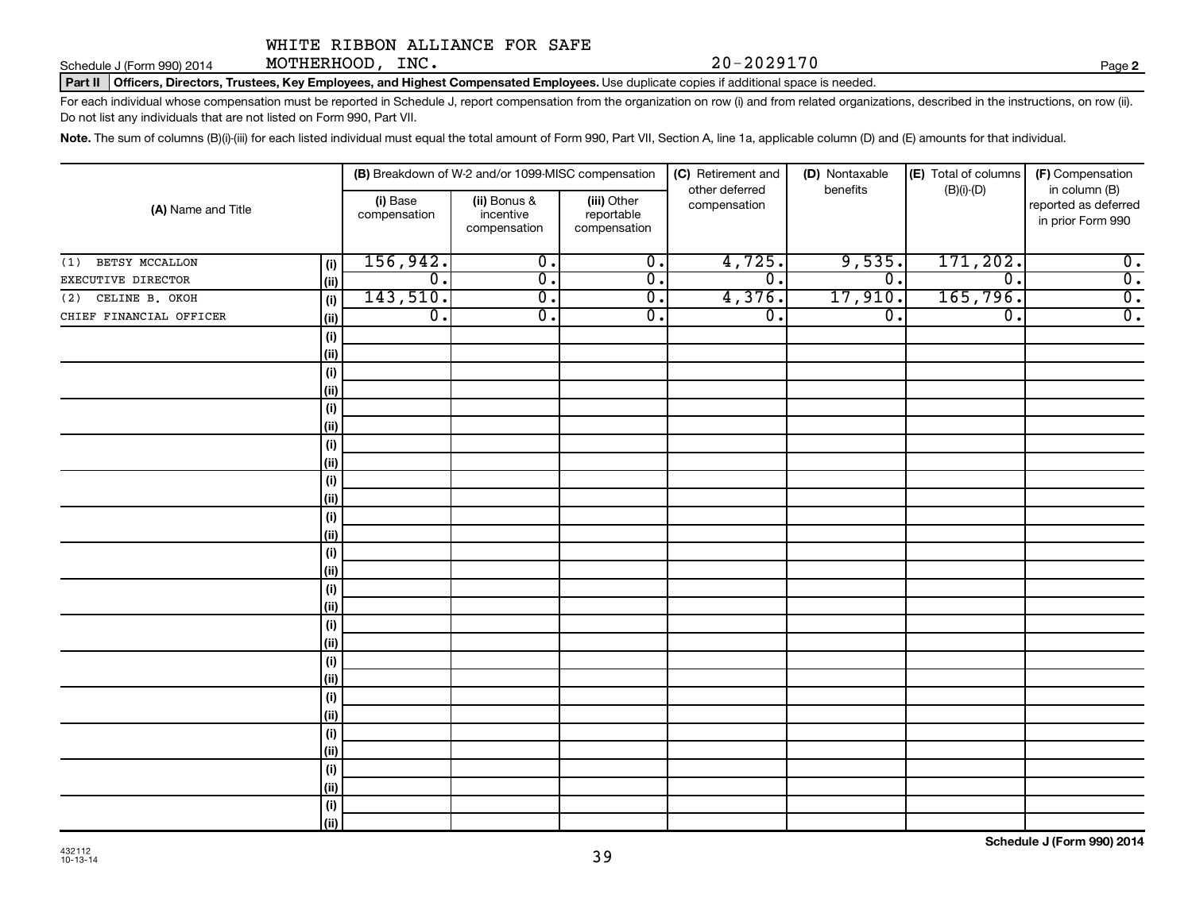WHITE RIBBON ALLIANCE FOR SAFE MOTHERHOOD, INC. 20-2029170

Schedule J (Form 990) 2014 Page **2**

**Part II** **Officers, Directors, Trustees, Key Employees, and Highest Compensated Employees.** Use duplicate copies if additional space is needed.

For each individual whose compensation must be reported in Schedule J, report compensation from the organization on row (i) and from related organizations, described in the instructions, on row (ii). Do not list any individuals that are not listed on Form 990, Part VII.

**Note.** The sum of columns (B)(i)-(iii) for each listed individual must equal the total amount of Form 990, Part VII, Section A, line 1a, applicable column (D) and (E) amounts for that individual.

| (A) Name and Title | | (B) Breakdown of W-2 and/or 1099-MISC compensation | | | (C) Retirement and other deferred compensation | (D) Nontaxable benefits | (E) Total of columns (B)(i)-(D) | (F) Compensation in column (B) reported as deferred in prior Form 990 |
|---|---|---|---|---|---|---|---|---|
| | | (i) Base compensation | (ii) Bonus & incentive compensation | (iii) Other reportable compensation | | | | |
| (1) BETSY MCCALLON | (i) | 156,942. | 0. | 0. | 4,725. | 9,535. | 171,202. | 0. |
| EXECUTIVE DIRECTOR | (ii) | 0. | 0. | 0. | 0. | 0. | 0. | 0. |
| (2) CELINE B. OKOH | (i) | 143,510. | 0. | 0. | 4,376. | 17,910. | 165,796. | 0. |
| CHIEF FINANCIAL OFFICER | (ii) | 0. | 0. | 0. | 0. | 0. | 0. | 0. |

Schedule J (Form 990) 2014

432112 10-13-14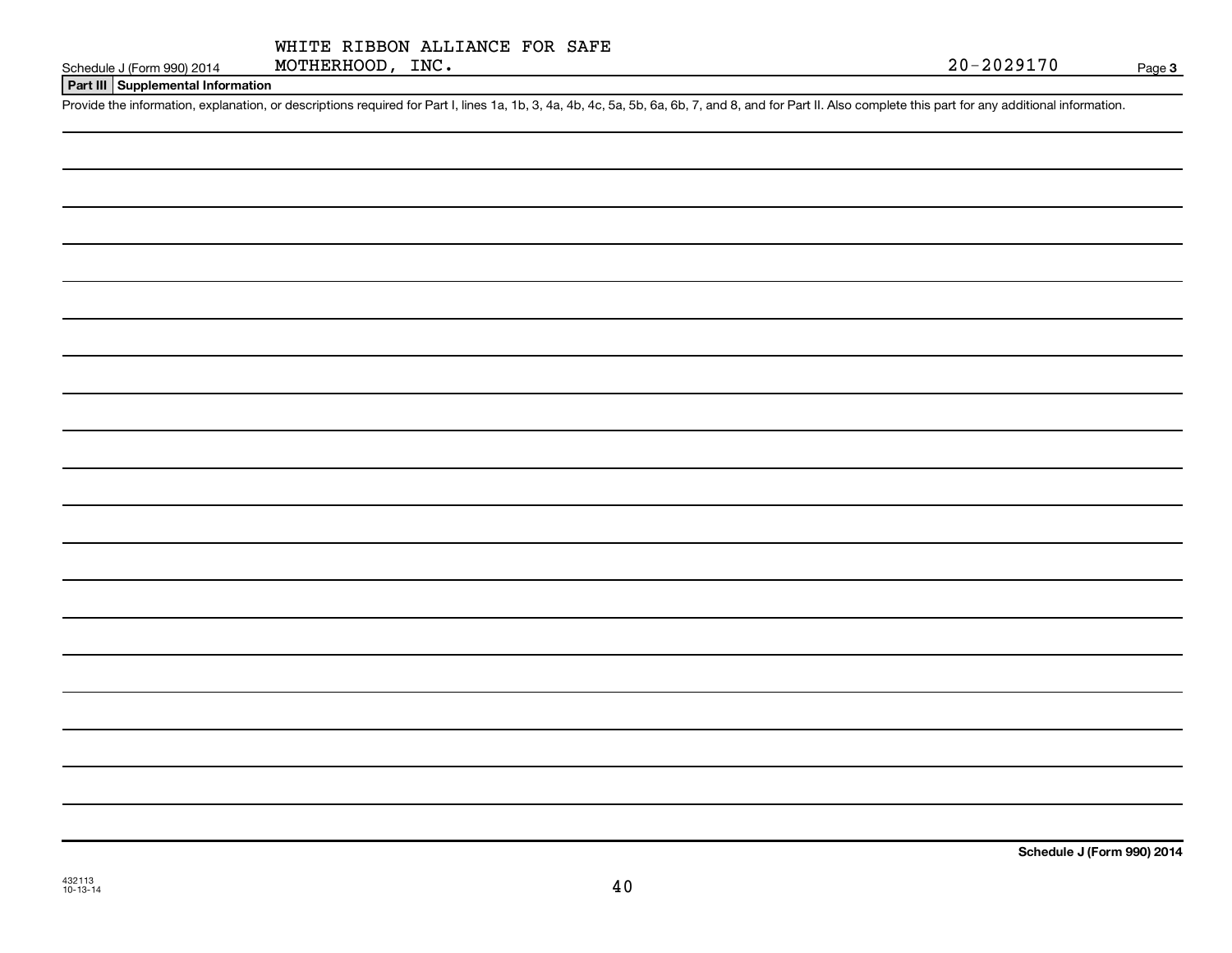WHITE RIBBON ALLIANCE FOR SAFE MOTHERHOOD, INC.

Schedule J (Form 990) 2014 — 20-2029170 — Page 3

## Part III Supplemental Information

Provide the information, explanation, or descriptions required for Part I, lines 1a, 1b, 3, 4a, 4b, 4c, 5a, 5b, 6a, 6b, 7, and 8, and for Part II. Also complete this part for any additional information.

Schedule J (Form 990) 2014

432113
10-13-14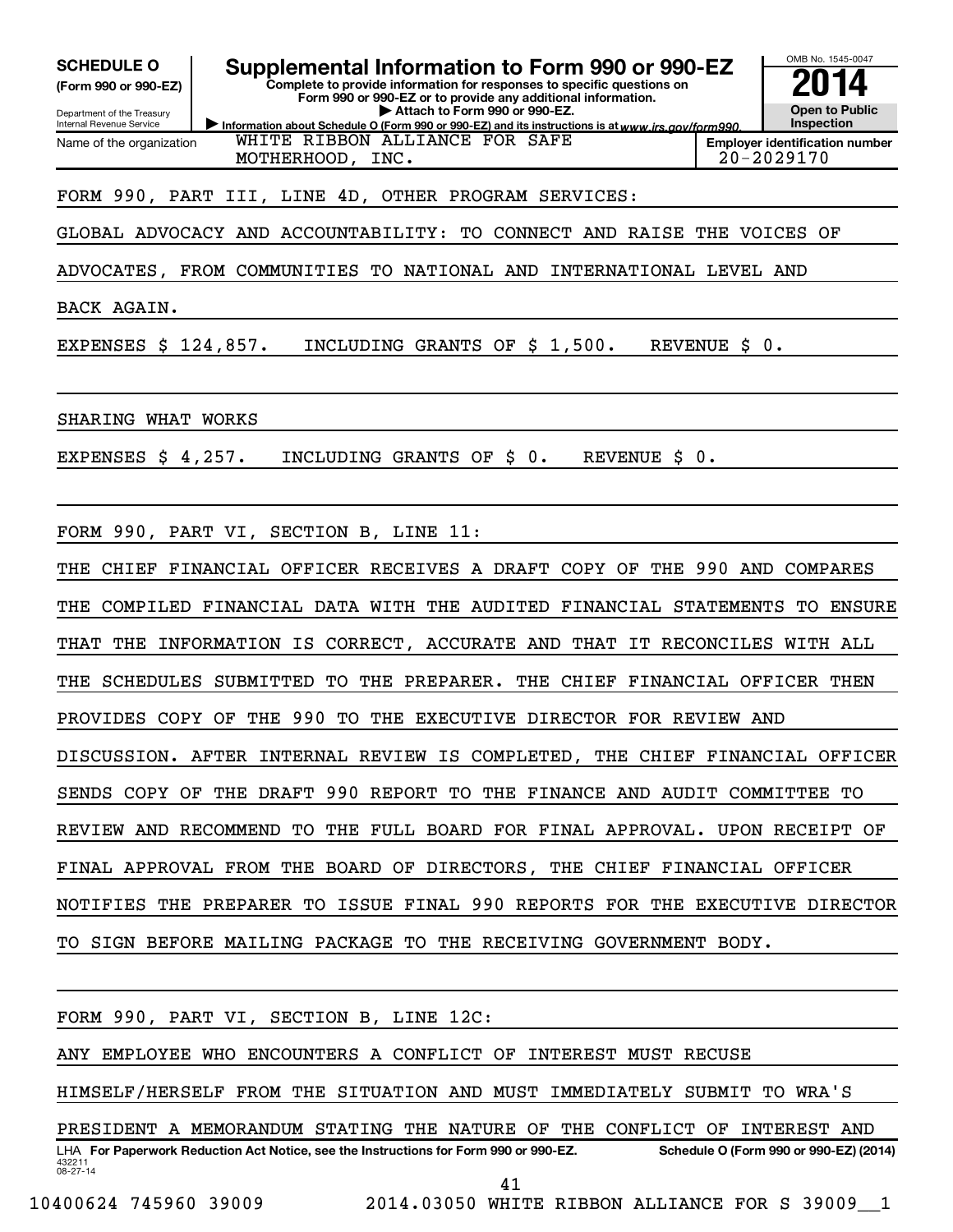**SCHEDULE O** (Form 990 or 990-EZ)

Department of the Treasury
Internal Revenue Service

# Supplemental Information to Form 990 or 990-EZ

**Complete to provide information for responses to specific questions on Form 990 or 990-EZ or to provide any additional information.**
**▶ Attach to Form 990 or 990-EZ.**
**▶ Information about Schedule O (Form 990 or 990-EZ) and its instructions is at www.irs.gov/form990.**

OMB No. 1545-0047
**2014**
**Open to Public Inspection**

Name of the organization: WHITE RIBBON ALLIANCE FOR SAFE MOTHERHOOD, INC.

**Employer identification number:** 20-2029170

FORM 990, PART III, LINE 4D, OTHER PROGRAM SERVICES:

GLOBAL ADVOCACY AND ACCOUNTABILITY: TO CONNECT AND RAISE THE VOICES OF ADVOCATES, FROM COMMUNITIES TO NATIONAL AND INTERNATIONAL LEVEL AND BACK AGAIN.

EXPENSES $ 124,857. INCLUDING GRANTS OF $ 1,500. REVENUE $ 0.

SHARING WHAT WORKS

EXPENSES $ 4,257. INCLUDING GRANTS OF $ 0. REVENUE $ 0.

FORM 990, PART VI, SECTION B, LINE 11:

THE CHIEF FINANCIAL OFFICER RECEIVES A DRAFT COPY OF THE 990 AND COMPARES THE COMPILED FINANCIAL DATA WITH THE AUDITED FINANCIAL STATEMENTS TO ENSURE THAT THE INFORMATION IS CORRECT, ACCURATE AND THAT IT RECONCILES WITH ALL THE SCHEDULES SUBMITTED TO THE PREPARER. THE CHIEF FINANCIAL OFFICER THEN PROVIDES COPY OF THE 990 TO THE EXECUTIVE DIRECTOR FOR REVIEW AND DISCUSSION. AFTER INTERNAL REVIEW IS COMPLETED, THE CHIEF FINANCIAL OFFICER SENDS COPY OF THE DRAFT 990 REPORT TO THE FINANCE AND AUDIT COMMITTEE TO REVIEW AND RECOMMEND TO THE FULL BOARD FOR FINAL APPROVAL. UPON RECEIPT OF FINAL APPROVAL FROM THE BOARD OF DIRECTORS, THE CHIEF FINANCIAL OFFICER NOTIFIES THE PREPARER TO ISSUE FINAL 990 REPORTS FOR THE EXECUTIVE DIRECTOR TO SIGN BEFORE MAILING PACKAGE TO THE RECEIVING GOVERNMENT BODY.

FORM 990, PART VI, SECTION B, LINE 12C:

ANY EMPLOYEE WHO ENCOUNTERS A CONFLICT OF INTEREST MUST RECUSE HIMSELF/HERSELF FROM THE SITUATION AND MUST IMMEDIATELY SUBMIT TO WRA'S PRESIDENT A MEMORANDUM STATING THE NATURE OF THE CONFLICT OF INTEREST AND

LHA **For Paperwork Reduction Act Notice, see the Instructions for Form 990 or 990-EZ.** **Schedule O (Form 990 or 990-EZ) (2014)**
432211
08-27-14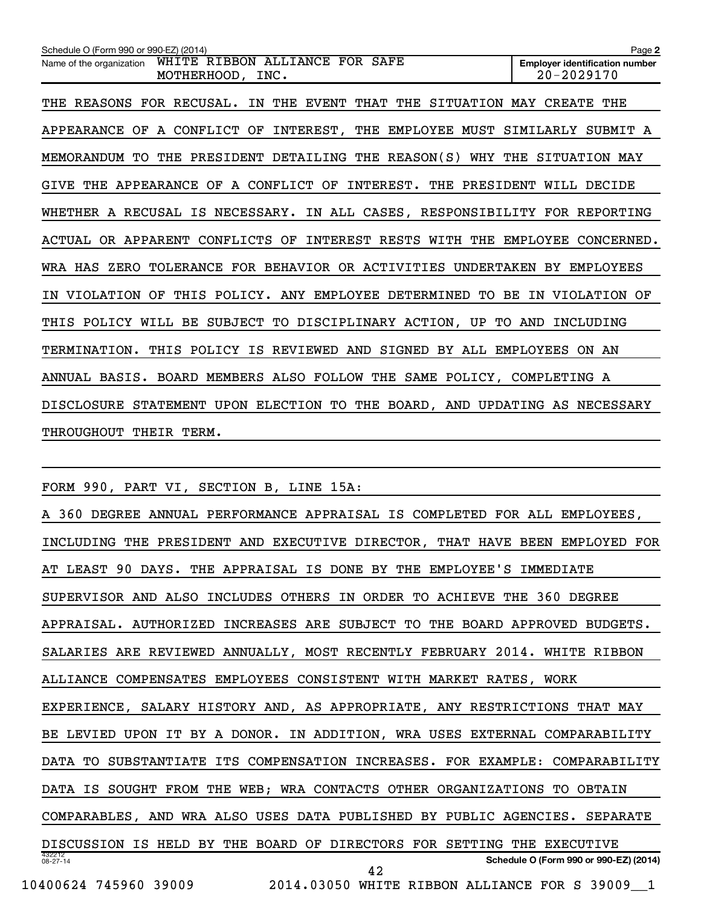THE REASONS FOR RECUSAL. IN THE EVENT THAT THE SITUATION MAY CREATE THE APPEARANCE OF A CONFLICT OF INTEREST, THE EMPLOYEE MUST SIMILARLY SUBMIT A MEMORANDUM TO THE PRESIDENT DETAILING THE REASON(S) WHY THE SITUATION MAY GIVE THE APPEARANCE OF A CONFLICT OF INTEREST. THE PRESIDENT WILL DECIDE WHETHER A RECUSAL IS NECESSARY. IN ALL CASES, RESPONSIBILITY FOR REPORTING ACTUAL OR APPARENT CONFLICTS OF INTEREST RESTS WITH THE EMPLOYEE CONCERNED. WRA HAS ZERO TOLERANCE FOR BEHAVIOR OR ACTIVITIES UNDERTAKEN BY EMPLOYEES IN VIOLATION OF THIS POLICY. ANY EMPLOYEE DETERMINED TO BE IN VIOLATION OF THIS POLICY WILL BE SUBJECT TO DISCIPLINARY ACTION, UP TO AND INCLUDING TERMINATION. THIS POLICY IS REVIEWED AND SIGNED BY ALL EMPLOYEES ON AN ANNUAL BASIS. BOARD MEMBERS ALSO FOLLOW THE SAME POLICY, COMPLETING A DISCLOSURE STATEMENT UPON ELECTION TO THE BOARD, AND UPDATING AS NECESSARY THROUGHOUT THEIR TERM.

FORM 990, PART VI, SECTION B, LINE 15A:

A 360 DEGREE ANNUAL PERFORMANCE APPRAISAL IS COMPLETED FOR ALL EMPLOYEES, INCLUDING THE PRESIDENT AND EXECUTIVE DIRECTOR, THAT HAVE BEEN EMPLOYED FOR AT LEAST 90 DAYS. THE APPRAISAL IS DONE BY THE EMPLOYEE'S IMMEDIATE SUPERVISOR AND ALSO INCLUDES OTHERS IN ORDER TO ACHIEVE THE 360 DEGREE APPRAISAL. AUTHORIZED INCREASES ARE SUBJECT TO THE BOARD APPROVED BUDGETS. SALARIES ARE REVIEWED ANNUALLY, MOST RECENTLY FEBRUARY 2014. WHITE RIBBON ALLIANCE COMPENSATES EMPLOYEES CONSISTENT WITH MARKET RATES, WORK EXPERIENCE, SALARY HISTORY AND, AS APPROPRIATE, ANY RESTRICTIONS THAT MAY BE LEVIED UPON IT BY A DONOR. IN ADDITION, WRA USES EXTERNAL COMPARABILITY DATA TO SUBSTANTIATE ITS COMPENSATION INCREASES. FOR EXAMPLE: COMPARABILITY DATA IS SOUGHT FROM THE WEB; WRA CONTACTS OTHER ORGANIZATIONS TO OBTAIN COMPARABLES, AND WRA ALSO USES DATA PUBLISHED BY PUBLIC AGENCIES. SEPARATE DISCUSSION IS HELD BY THE BOARD OF DIRECTORS FOR SETTING THE EXECUTIVE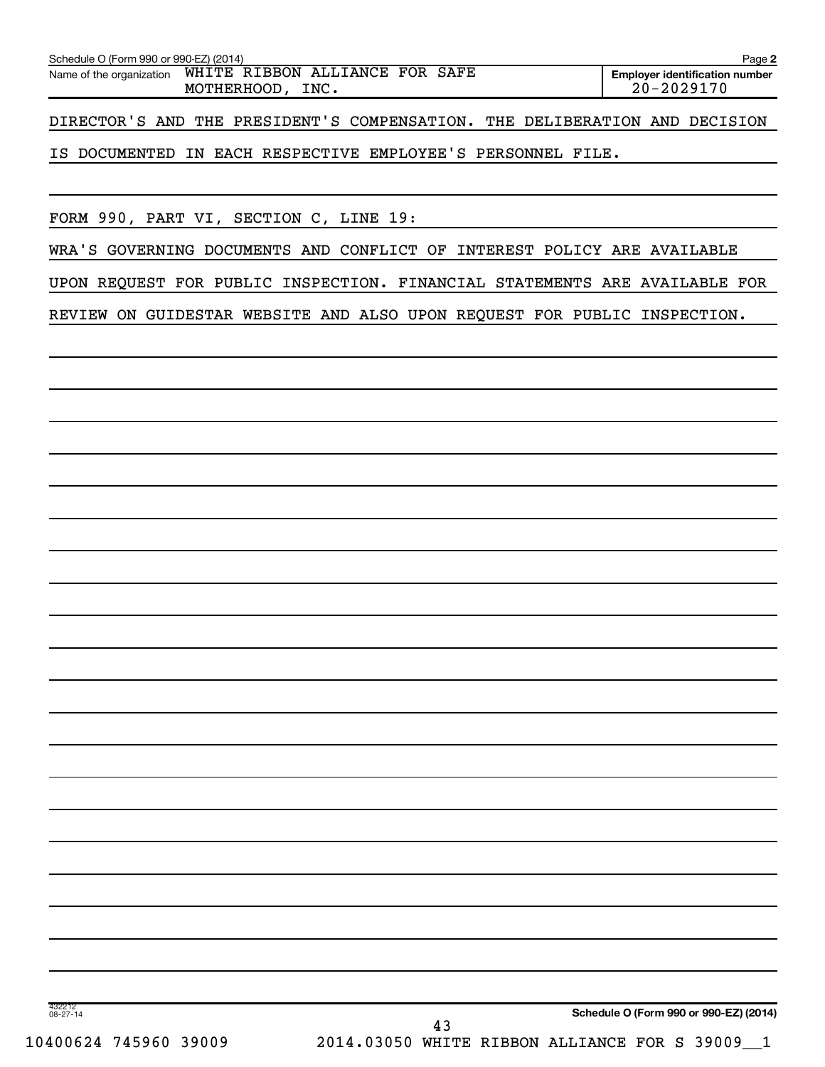Schedule O (Form 990 or 990-EZ) (2014)

Name of the organization: WHITE RIBBON ALLIANCE FOR SAFE MOTHERHOOD, INC.

Employer identification number: 20-2029170

DIRECTOR'S AND THE PRESIDENT'S COMPENSATION. THE DELIBERATION AND DECISION IS DOCUMENTED IN EACH RESPECTIVE EMPLOYEE'S PERSONNEL FILE.

FORM 990, PART VI, SECTION C, LINE 19:

WRA'S GOVERNING DOCUMENTS AND CONFLICT OF INTEREST POLICY ARE AVAILABLE UPON REQUEST FOR PUBLIC INSPECTION. FINANCIAL STATEMENTS ARE AVAILABLE FOR REVIEW ON GUIDESTAR WEBSITE AND ALSO UPON REQUEST FOR PUBLIC INSPECTION.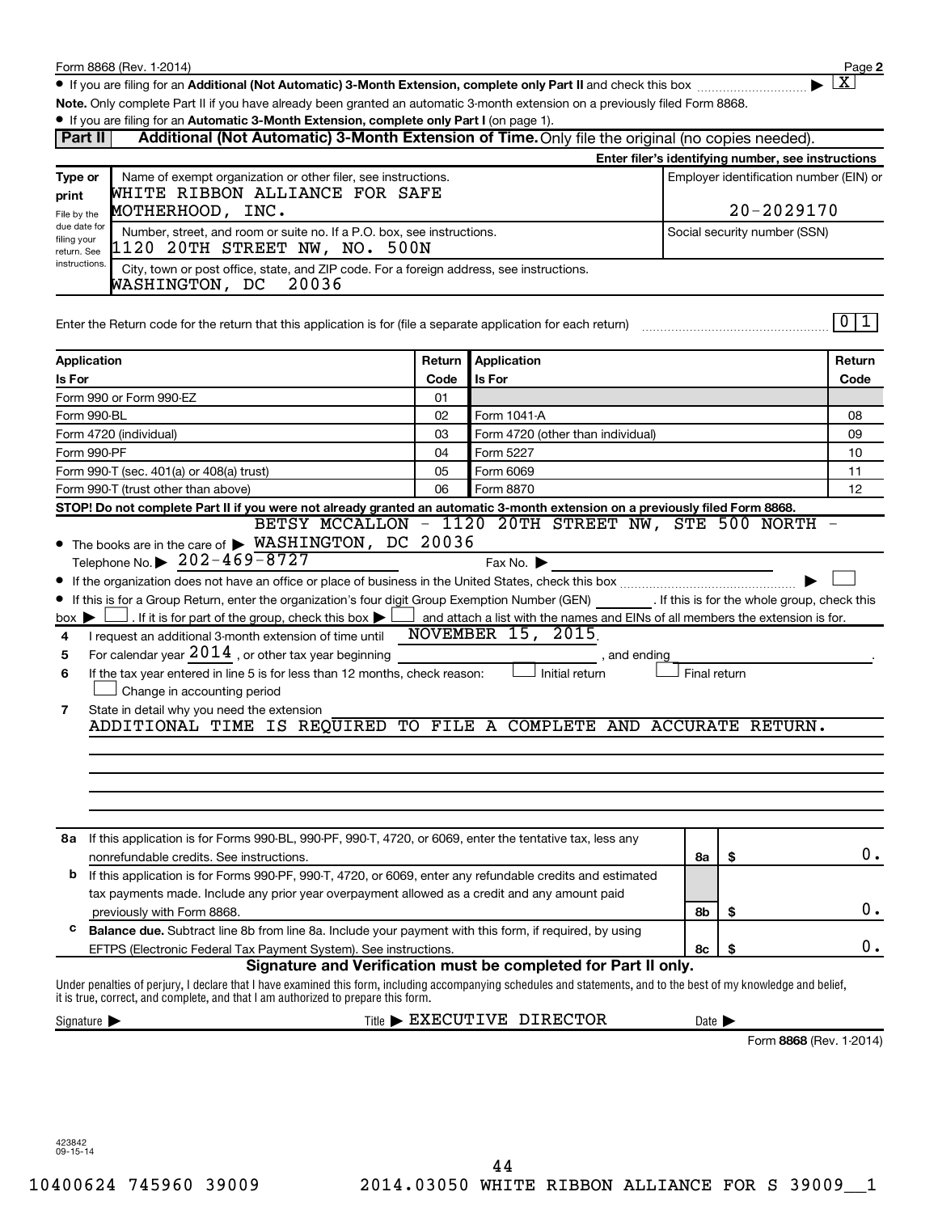Form 8868 (Rev. 1-2014)

- If you are filing for an **Additional (Not Automatic) 3-Month Extension, complete only Part II** and check this box ▶ [X]

**Note.** Only complete Part II if you have already been granted an automatic 3-month extension on a previously filed Form 8868.

- If you are filing for an **Automatic 3-Month Extension, complete only Part I** (on page 1).

## Part II Additional (Not Automatic) 3-Month Extension of Time. Only file the original (no copies needed).

**Enter filer's identifying number, see instructions**

| | | |
|---|---|---|
| **Type or print** File by the due date for filing your return. See instructions. | Name of exempt organization or other filer, see instructions. WHITE RIBBON ALLIANCE FOR SAFE MOTHERHOOD, INC. | Employer identification number (EIN) or 20-2029170 |
| | Number, street, and room or suite no. If a P.O. box, see instructions. 1120 20TH STREET NW, NO. 500N | Social security number (SSN) |
| | City, town or post office, state, and ZIP code. For a foreign address, see instructions. WASHINGTON, DC 20036 | |

Enter the Return code for the return that this application is for (file a separate application for each return) 0 1

| Application Is For | Return Code | Application Is For | Return Code |
|---|---|---|---|
| Form 990 or Form 990-EZ | 01 | | |
| Form 990-BL | 02 | Form 1041-A | 08 |
| Form 4720 (individual) | 03 | Form 4720 (other than individual) | 09 |
| Form 990-PF | 04 | Form 5227 | 10 |
| Form 990-T (sec. 401(a) or 408(a) trust) | 05 | Form 6069 | 11 |
| Form 990-T (trust other than above) | 06 | Form 8870 | 12 |

**STOP! Do not complete Part II if you were not already granted an automatic 3-month extension on a previously filed Form 8868.**

- The books are in the care of ▶ BETSY MCCALLON - 1120 20TH STREET NW, STE 500 NORTH - WASHINGTON, DC 20036

  Telephone No. ▶ 202-469-8727 Fax No. ▶

- If the organization does not have an office or place of business in the United States, check this box ▶ [ ]
- If this is for a Group Return, enter the organization's four digit Group Exemption Number (GEN) ______ . If this is for the whole group, check this box ▶ [ ] . If it is for part of the group, check this box ▶ [ ] and attach a list with the names and EINs of all members the extension is for.

**4** I request an additional 3-month extension of time until NOVEMBER 15, 2015.

**5** For calendar year 2014 , or other tax year beginning ______ , and ending ______ .

**6** If the tax year entered in line 5 is for less than 12 months, check reason: [ ] Initial return [ ] Final return [ ] Change in accounting period

**7** State in detail why you need the extension
ADDITIONAL TIME IS REQUIRED TO FILE A COMPLETE AND ACCURATE RETURN.

| | | | |
|---|---|---|---|
| **8a** | If this application is for Forms 990-BL, 990-PF, 990-T, 4720, or 6069, enter the tentative tax, less any nonrefundable credits. See instructions. | 8a | $ 0. |
| **b** | If this application is for Forms 990-PF, 990-T, 4720, or 6069, enter any refundable credits and estimated tax payments made. Include any prior year overpayment allowed as a credit and any amount paid previously with Form 8868. | 8b | $ 0. |
| **c** | **Balance due.** Subtract line 8b from line 8a. Include your payment with this form, if required, by using EFTPS (Electronic Federal Tax Payment System). See instructions. | 8c | $ 0. |

**Signature and Verification must be completed for Part II only.**

Under penalties of perjury, I declare that I have examined this form, including accompanying schedules and statements, and to the best of my knowledge and belief, it is true, correct, and complete, and that I am authorized to prepare this form.

Signature ▶ Title ▶ EXECUTIVE DIRECTOR Date ▶

Form **8868** (Rev. 1-2014)

423842 09-15-14

10400624 745960 39009 2014.03050 WHITE RIBBON ALLIANCE FOR S 39009__1